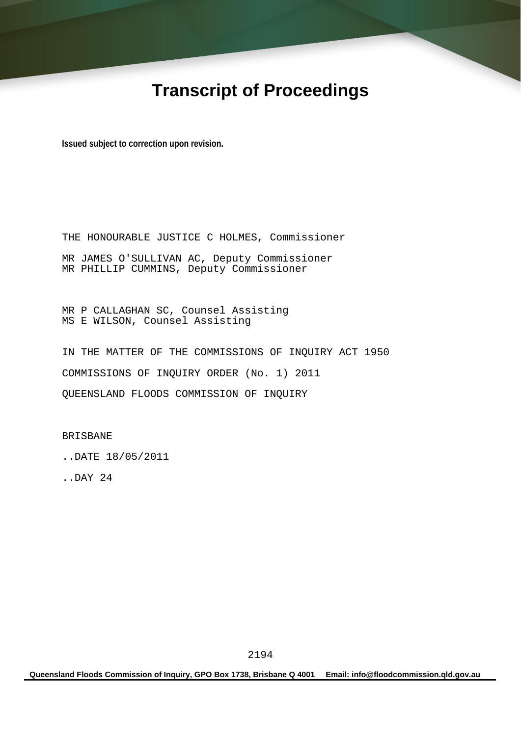# Transcript of Proceedings

**Issued subject to correction upon revision.**

THE HONOURABLE JUSTICE C HOLMES, Commissioner

MR JAMES O'SULLIVAN AC, Deputy Commissioner
MR PHILLIP CUMMINS, Deputy Commissioner

MR P CALLAGHAN SC, Counsel Assisting
MS E WILSON, Counsel Assisting

IN THE MATTER OF THE COMMISSIONS OF INQUIRY ACT 1950

COMMISSIONS OF INQUIRY ORDER (No. 1) 2011

QUEENSLAND FLOODS COMMISSION OF INQUIRY

BRISBANE

..DATE 18/05/2011

..DAY 24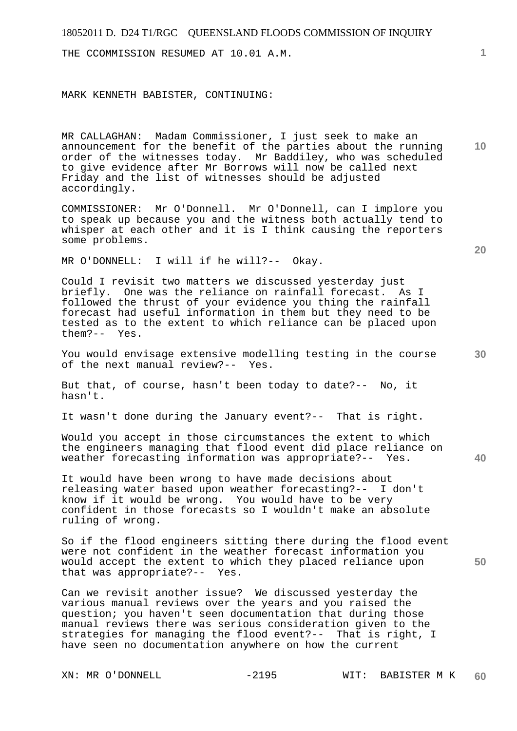THE CCOMMISSION RESUMED AT 10.01 A.M.

MARK KENNETH BABISTER, CONTINUING:

MR CALLAGHAN: Madam Commissioner, I just seek to make an announcement for the benefit of the parties about the running order of the witnesses today. Mr Baddiley, who was scheduled to give evidence after Mr Borrows will now be called next Friday and the list of witnesses should be adjusted accordingly.

COMMISSIONER: Mr O'Donnell. Mr O'Donnell, can I implore you to speak up because you and the witness both actually tend to whisper at each other and it is I think causing the reporters some problems.

MR O'DONNELL: I will if he will?-- Okay.

Could I revisit two matters we discussed yesterday just briefly. One was the reliance on rainfall forecast. As I followed the thrust of your evidence you thing the rainfall forecast had useful information in them but they need to be tested as to the extent to which reliance can be placed upon them?-- Yes.

You would envisage extensive modelling testing in the course of the next manual review?-- Yes.

But that, of course, hasn't been today to date?-- No, it hasn't.

It wasn't done during the January event?-- That is right.

Would you accept in those circumstances the extent to which the engineers managing that flood event did place reliance on weather forecasting information was appropriate?-- Yes.

It would have been wrong to have made decisions about releasing water based upon weather forecasting?-- I don't know if it would be wrong. You would have to be very confident in those forecasts so I wouldn't make an absolute ruling of wrong.

So if the flood engineers sitting there during the flood event were not confident in the weather forecast information you would accept the extent to which they placed reliance upon that was appropriate?-- Yes.

Can we revisit another issue? We discussed yesterday the various manual reviews over the years and you raised the question; you haven't seen documentation that during those manual reviews there was serious consideration given to the strategies for managing the flood event?-- That is right, I have seen no documentation anywhere on how the current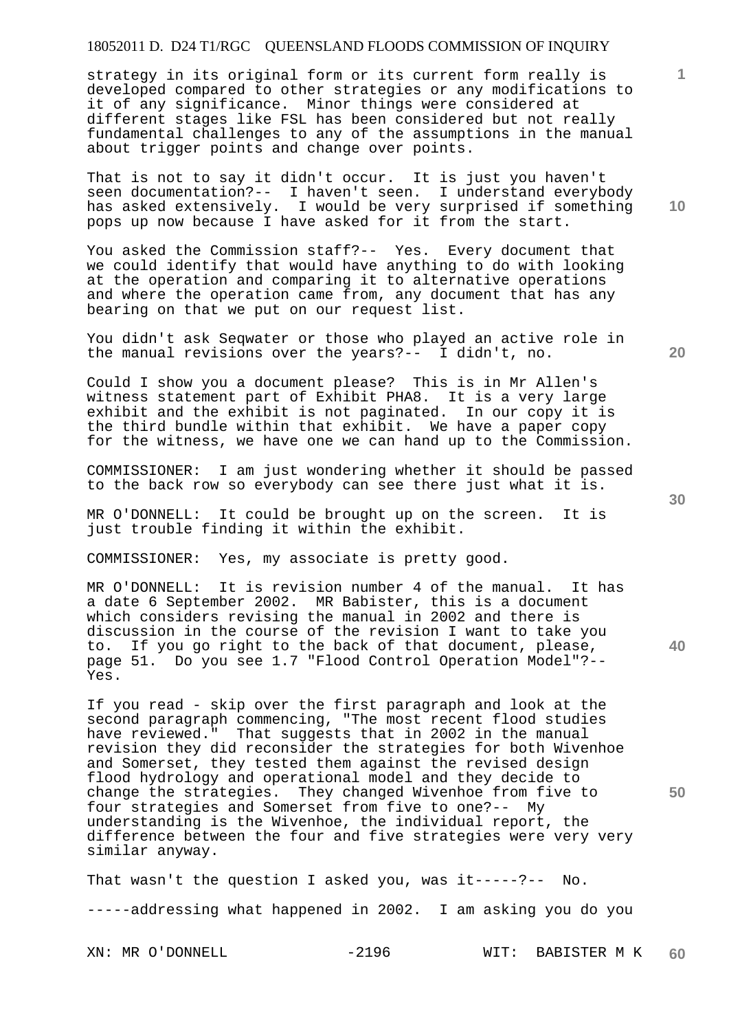strategy in its original form or its current form really is developed compared to other strategies or any modifications to it of any significance. Minor things were considered at different stages like FSL has been considered but not really fundamental challenges to any of the assumptions in the manual about trigger points and change over points.

That is not to say it didn't occur. It is just you haven't seen documentation?-- I haven't seen. I understand everybody has asked extensively. I would be very surprised if something pops up now because I have asked for it from the start.

You asked the Commission staff?-- Yes. Every document that we could identify that would have anything to do with looking at the operation and comparing it to alternative operations and where the operation came from, any document that has any bearing on that we put on our request list.

You didn't ask Seqwater or those who played an active role in the manual revisions over the years?-- I didn't, no.

Could I show you a document please? This is in Mr Allen's witness statement part of Exhibit PHA8. It is a very large exhibit and the exhibit is not paginated. In our copy it is the third bundle within that exhibit. We have a paper copy for the witness, we have one we can hand up to the Commission.

COMMISSIONER: I am just wondering whether it should be passed to the back row so everybody can see there just what it is.

MR O'DONNELL: It could be brought up on the screen. It is just trouble finding it within the exhibit.

COMMISSIONER: Yes, my associate is pretty good.

MR O'DONNELL: It is revision number 4 of the manual. It has a date 6 September 2002. MR Babister, this is a document which considers revising the manual in 2002 and there is discussion in the course of the revision I want to take you to. If you go right to the back of that document, please, page 51. Do you see 1.7 "Flood Control Operation Model"?-- Yes.

If you read - skip over the first paragraph and look at the second paragraph commencing, "The most recent flood studies have reviewed." That suggests that in 2002 in the manual revision they did reconsider the strategies for both Wivenhoe and Somerset, they tested them against the revised design flood hydrology and operational model and they decide to change the strategies. They changed Wivenhoe from five to four strategies and Somerset from five to one?-- My understanding is the Wivenhoe, the individual report, the difference between the four and five strategies were very very similar anyway.

That wasn't the question I asked you, was it-----?-- No.

-----addressing what happened in 2002. I am asking you do you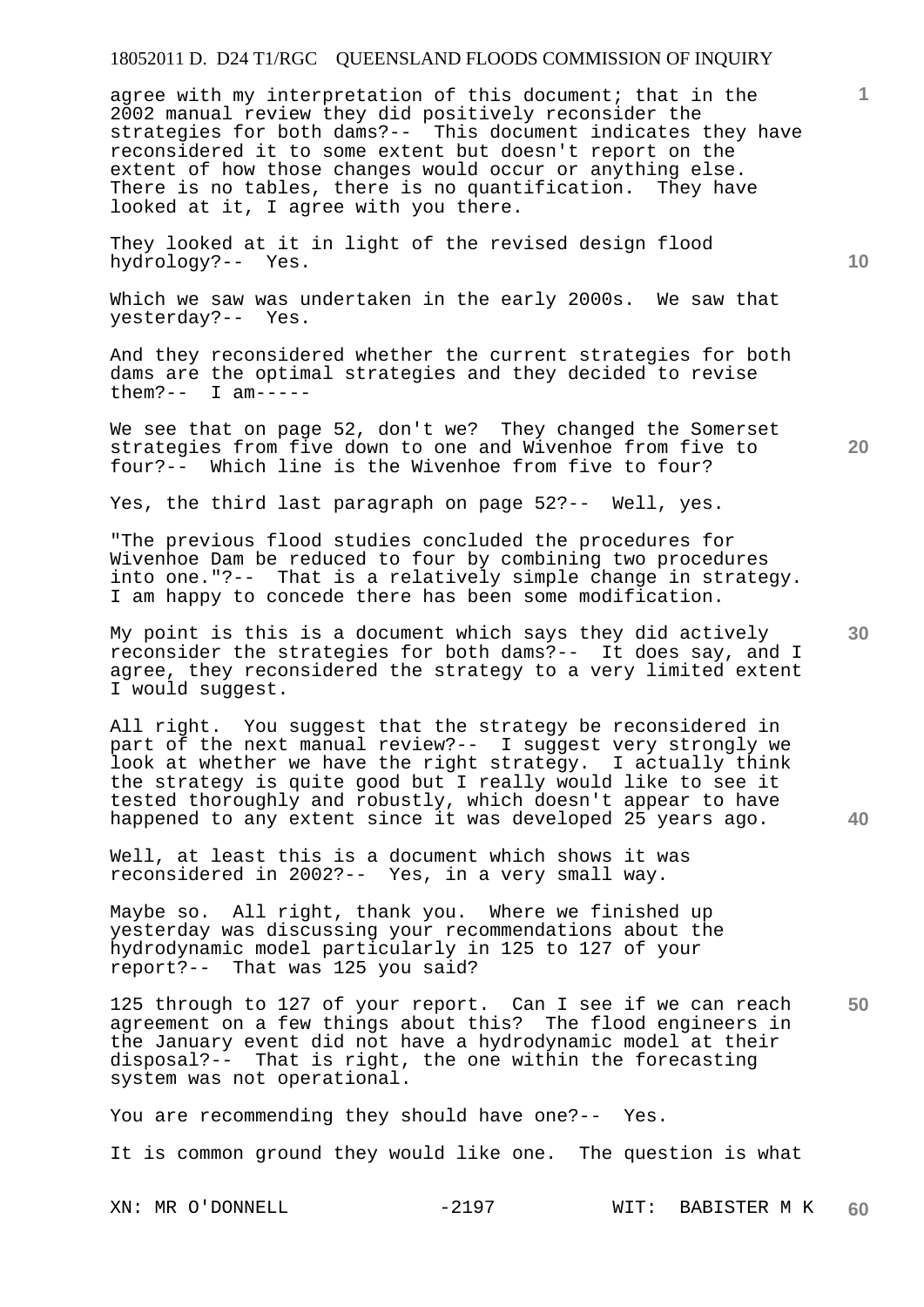agree with my interpretation of this document; that in the 2002 manual review they did positively reconsider the strategies for both dams?-- This document indicates they have reconsidered it to some extent but doesn't report on the extent of how those changes would occur or anything else. There is no tables, there is no quantification. They have looked at it, I agree with you there.

They looked at it in light of the revised design flood hydrology?-- Yes.

Which we saw was undertaken in the early 2000s. We saw that yesterday?-- Yes.

And they reconsidered whether the current strategies for both dams are the optimal strategies and they decided to revise them?-- I am-----

We see that on page 52, don't we? They changed the Somerset strategies from five down to one and Wivenhoe from five to four?-- Which line is the Wivenhoe from five to four?

Yes, the third last paragraph on page 52?-- Well, yes.

"The previous flood studies concluded the procedures for Wivenhoe Dam be reduced to four by combining two procedures into one."?-- That is a relatively simple change in strategy. I am happy to concede there has been some modification.

My point is this is a document which says they did actively reconsider the strategies for both dams?-- It does say, and I agree, they reconsidered the strategy to a very limited extent I would suggest.

All right. You suggest that the strategy be reconsidered in part of the next manual review?-- I suggest very strongly we look at whether we have the right strategy. I actually think the strategy is quite good but I really would like to see it tested thoroughly and robustly, which doesn't appear to have happened to any extent since it was developed 25 years ago.

Well, at least this is a document which shows it was reconsidered in 2002?-- Yes, in a very small way.

Maybe so. All right, thank you. Where we finished up yesterday was discussing your recommendations about the hydrodynamic model particularly in 125 to 127 of your report?-- That was 125 you said?

125 through to 127 of your report. Can I see if we can reach agreement on a few things about this? The flood engineers in the January event did not have a hydrodynamic model at their disposal?-- That is right, the one within the forecasting system was not operational.

You are recommending they should have one?-- Yes.

It is common ground they would like one. The question is what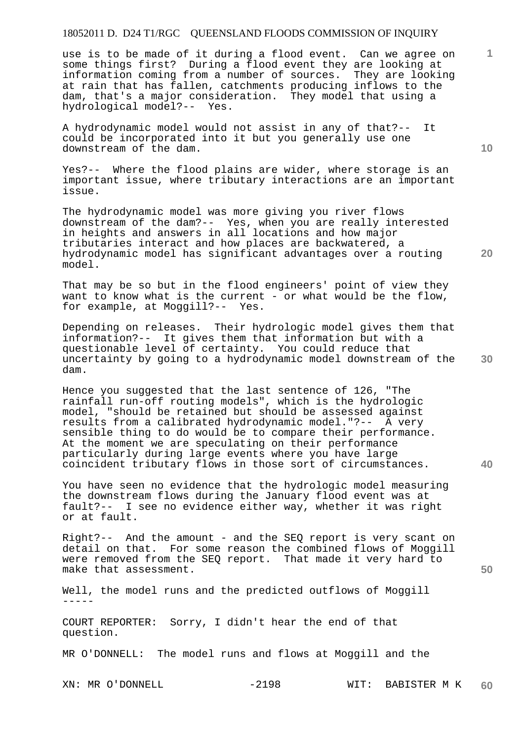use is to be made of it during a flood event. Can we agree on some things first? During a flood event they are looking at information coming from a number of sources. They are looking at rain that has fallen, catchments producing inflows to the dam, that's a major consideration. They model that using a hydrological model?-- Yes.

A hydrodynamic model would not assist in any of that?-- It could be incorporated into it but you generally use one downstream of the dam.

Yes?-- Where the flood plains are wider, where storage is an important issue, where tributary interactions are an important issue.

The hydrodynamic model was more giving you river flows downstream of the dam?-- Yes, when you are really interested in heights and answers in all locations and how major tributaries interact and how places are backwatered, a hydrodynamic model has significant advantages over a routing model.

That may be so but in the flood engineers' point of view they want to know what is the current - or what would be the flow, for example, at Moggill?-- Yes.

Depending on releases. Their hydrologic model gives them that information?-- It gives them that information but with a questionable level of certainty. You could reduce that uncertainty by going to a hydrodynamic model downstream of the dam.

Hence you suggested that the last sentence of 126, "The rainfall run-off routing models", which is the hydrologic model, "should be retained but should be assessed against results from a calibrated hydrodynamic model."?-- A very sensible thing to do would be to compare their performance. At the moment we are speculating on their performance particularly during large events where you have large coincident tributary flows in those sort of circumstances.

You have seen no evidence that the hydrologic model measuring the downstream flows during the January flood event was at fault?-- I see no evidence either way, whether it was right or at fault.

Right?-- And the amount - and the SEQ report is very scant on detail on that. For some reason the combined flows of Moggill were removed from the SEQ report. That made it very hard to make that assessment.

Well, the model runs and the predicted outflows of Moggill -----

COURT REPORTER: Sorry, I didn't hear the end of that question.

MR O'DONNELL: The model runs and flows at Moggill and the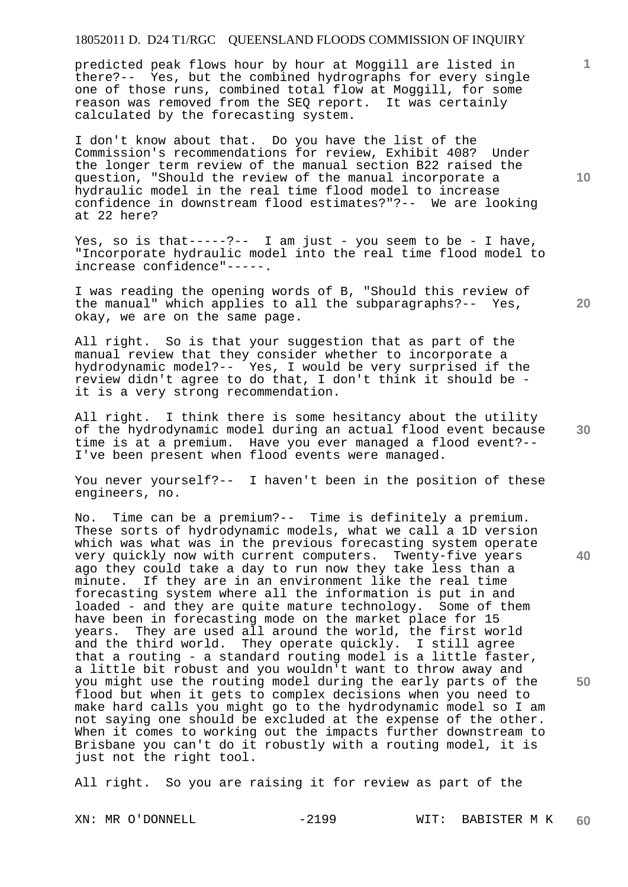predicted peak flows hour by hour at Moggill are listed in there?-- Yes, but the combined hydrographs for every single one of those runs, combined total flow at Moggill, for some reason was removed from the SEQ report. It was certainly calculated by the forecasting system.

I don't know about that. Do you have the list of the Commission's recommendations for review, Exhibit 408? Under the longer term review of the manual section B22 raised the question, "Should the review of the manual incorporate a hydraulic model in the real time flood model to increase confidence in downstream flood estimates?"?-- We are looking at 22 here?

Yes, so is that-----?-- I am just - you seem to be - I have, "Incorporate hydraulic model into the real time flood model to increase confidence"-----.

I was reading the opening words of B, "Should this review of the manual" which applies to all the subparagraphs?-- Yes, okay, we are on the same page.

All right. So is that your suggestion that as part of the manual review that they consider whether to incorporate a hydrodynamic model?-- Yes, I would be very surprised if the review didn't agree to do that, I don't think it should be - it is a very strong recommendation.

All right. I think there is some hesitancy about the utility of the hydrodynamic model during an actual flood event because time is at a premium. Have you ever managed a flood event?-- I've been present when flood events were managed.

You never yourself?-- I haven't been in the position of these engineers, no.

No. Time can be a premium?-- Time is definitely a premium. These sorts of hydrodynamic models, what we call a 1D version which was what was in the previous forecasting system operate very quickly now with current computers. Twenty-five years ago they could take a day to run now they take less than a minute. If they are in an environment like the real time forecasting system where all the information is put in and loaded - and they are quite mature technology. Some of them have been in forecasting mode on the market place for 15 years. They are used all around the world, the first world and the third world. They operate quickly. I still agree that a routing - a standard routing model is a little faster, a little bit robust and you wouldn't want to throw away and you might use the routing model during the early parts of the flood but when it gets to complex decisions when you need to make hard calls you might go to the hydrodynamic model so I am not saying one should be excluded at the expense of the other. When it comes to working out the impacts further downstream to Brisbane you can't do it robustly with a routing model, it is just not the right tool.

All right. So you are raising it for review as part of the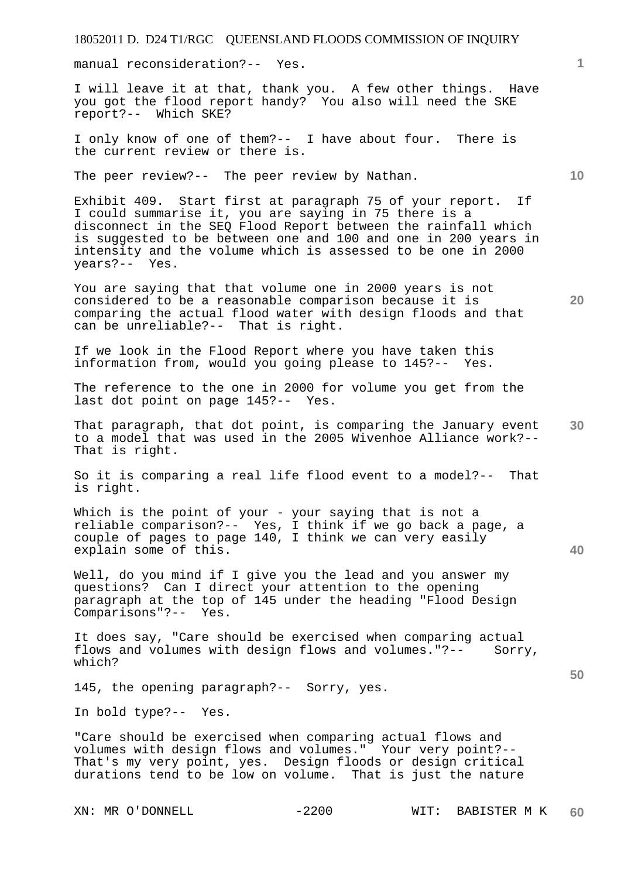manual reconsideration?-- Yes.

I will leave it at that, thank you. A few other things. Have you got the flood report handy? You also will need the SKE report?-- Which SKE?

I only know of one of them?-- I have about four. There is the current review or there is.

The peer review?-- The peer review by Nathan.

Exhibit 409. Start first at paragraph 75 of your report. If I could summarise it, you are saying in 75 there is a disconnect in the SEQ Flood Report between the rainfall which is suggested to be between one and 100 and one in 200 years in intensity and the volume which is assessed to be one in 2000 years?-- Yes.

You are saying that that volume one in 2000 years is not considered to be a reasonable comparison because it is comparing the actual flood water with design floods and that can be unreliable?-- That is right.

If we look in the Flood Report where you have taken this information from, would you going please to 145?-- Yes.

The reference to the one in 2000 for volume you get from the last dot point on page 145?-- Yes.

That paragraph, that dot point, is comparing the January event to a model that was used in the 2005 Wivenhoe Alliance work?-- That is right.

So it is comparing a real life flood event to a model?-- That is right.

Which is the point of your - your saying that is not a reliable comparison?-- Yes, I think if we go back a page, a couple of pages to page 140, I think we can very easily explain some of this.

Well, do you mind if I give you the lead and you answer my questions? Can I direct your attention to the opening paragraph at the top of 145 under the heading "Flood Design Comparisons"?-- Yes.

It does say, "Care should be exercised when comparing actual flows and volumes with design flows and volumes."?-- Sorry, which?

145, the opening paragraph?-- Sorry, yes.

In bold type?-- Yes.

"Care should be exercised when comparing actual flows and volumes with design flows and volumes." Your very point?-- That's my very point, yes. Design floods or design critical durations tend to be low on volume. That is just the nature

XN: MR O'DONNELL -2200 WIT: BABISTER M K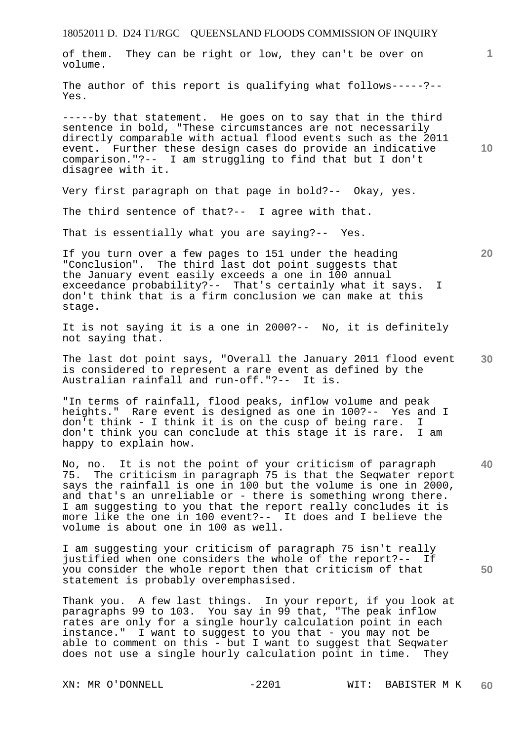of them. They can be right or low, they can't be over on volume.

The author of this report is qualifying what follows-----?-- Yes.

-----by that statement. He goes on to say that in the third sentence in bold, "These circumstances are not necessarily directly comparable with actual flood events such as the 2011 event. Further these design cases do provide an indicative comparison."?-- I am struggling to find that but I don't disagree with it.

Very first paragraph on that page in bold?-- Okay, yes.

The third sentence of that?-- I agree with that.

That is essentially what you are saying?-- Yes.

If you turn over a few pages to 151 under the heading "Conclusion". The third last dot point suggests that the January event easily exceeds a one in 100 annual exceedance probability?-- That's certainly what it says. I don't think that is a firm conclusion we can make at this stage.

It is not saying it is a one in 2000?-- No, it is definitely not saying that.

The last dot point says, "Overall the January 2011 flood event is considered to represent a rare event as defined by the Australian rainfall and run-off."?-- It is.

"In terms of rainfall, flood peaks, inflow volume and peak heights." Rare event is designed as one in 100?-- Yes and I don't think - I think it is on the cusp of being rare. I don't think you can conclude at this stage it is rare. I am happy to explain how.

No, no. It is not the point of your criticism of paragraph 75. The criticism in paragraph 75 is that the Seqwater report says the rainfall is one in 100 but the volume is one in 2000, and that's an unreliable or - there is something wrong there. I am suggesting to you that the report really concludes it is more like the one in 100 event?-- It does and I believe the volume is about one in 100 as well.

I am suggesting your criticism of paragraph 75 isn't really justified when one considers the whole of the report?-- If you consider the whole report then that criticism of that statement is probably overemphasised.

Thank you. A few last things. In your report, if you look at paragraphs 99 to 103. You say in 99 that, "The peak inflow rates are only for a single hourly calculation point in each instance." I want to suggest to you that - you may not be able to comment on this - but I want to suggest that Seqwater does not use a single hourly calculation point in time. They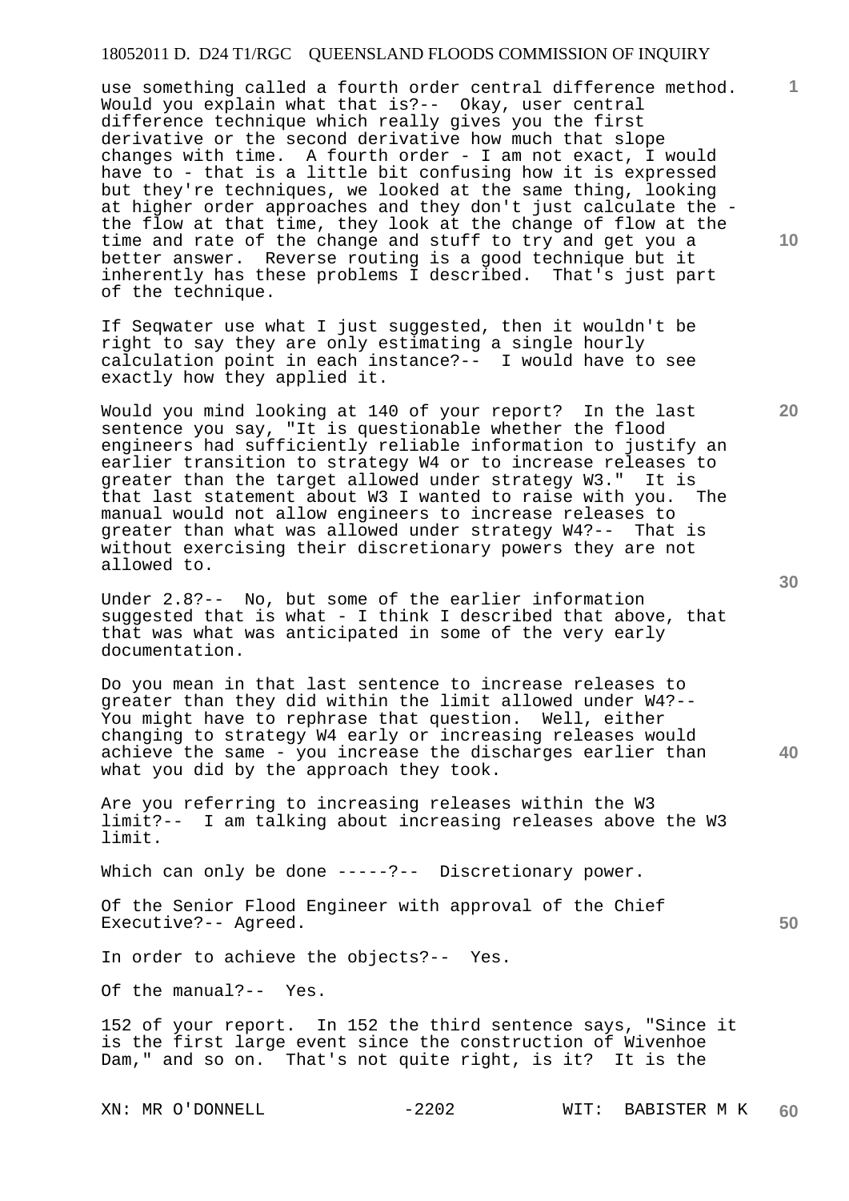use something called a fourth order central difference method. Would you explain what that is?-- Okay, user central difference technique which really gives you the first derivative or the second derivative how much that slope changes with time. A fourth order - I am not exact, I would have to - that is a little bit confusing how it is expressed but they're techniques, we looked at the same thing, looking at higher order approaches and they don't just calculate the - the flow at that time, they look at the change of flow at the time and rate of the change and stuff to try and get you a better answer. Reverse routing is a good technique but it inherently has these problems I described. That's just part of the technique.

If Seqwater use what I just suggested, then it wouldn't be right to say they are only estimating a single hourly calculation point in each instance?-- I would have to see exactly how they applied it.

Would you mind looking at 140 of your report? In the last sentence you say, "It is questionable whether the flood engineers had sufficiently reliable information to justify an earlier transition to strategy W4 or to increase releases to greater than the target allowed under strategy W3." It is that last statement about W3 I wanted to raise with you. The manual would not allow engineers to increase releases to greater than what was allowed under strategy W4?-- That is without exercising their discretionary powers they are not allowed to.

Under 2.8?-- No, but some of the earlier information suggested that is what - I think I described that above, that that was what was anticipated in some of the very early documentation.

Do you mean in that last sentence to increase releases to greater than they did within the limit allowed under W4?-- You might have to rephrase that question. Well, either changing to strategy W4 early or increasing releases would achieve the same - you increase the discharges earlier than what you did by the approach they took.

Are you referring to increasing releases within the W3 limit?-- I am talking about increasing releases above the W3 limit.

Which can only be done -----?-- Discretionary power.

Of the Senior Flood Engineer with approval of the Chief Executive?-- Agreed.

In order to achieve the objects?-- Yes.

Of the manual?-- Yes.

152 of your report. In 152 the third sentence says, "Since it is the first large event since the construction of Wivenhoe Dam," and so on. That's not quite right, is it? It is the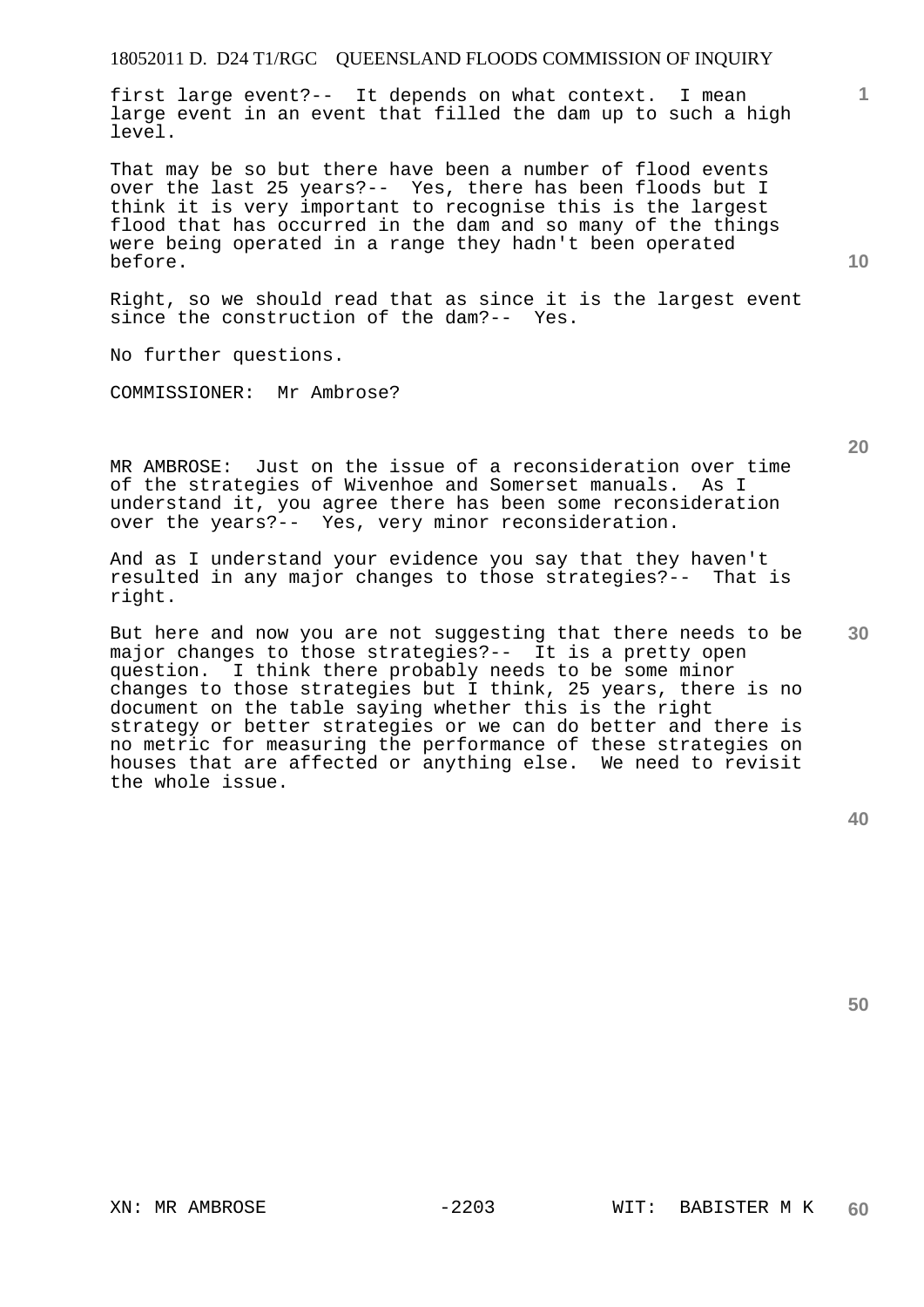first large event?-- It depends on what context. I mean large event in an event that filled the dam up to such a high level.

That may be so but there have been a number of flood events over the last 25 years?-- Yes, there has been floods but I think it is very important to recognise this is the largest flood that has occurred in the dam and so many of the things were being operated in a range they hadn't been operated before.

Right, so we should read that as since it is the largest event since the construction of the dam?-- Yes.

No further questions.

COMMISSIONER: Mr Ambrose?

MR AMBROSE: Just on the issue of a reconsideration over time of the strategies of Wivenhoe and Somerset manuals. As I understand it, you agree there has been some reconsideration over the years?-- Yes, very minor reconsideration.

And as I understand your evidence you say that they haven't resulted in any major changes to those strategies?-- That is right.

But here and now you are not suggesting that there needs to be major changes to those strategies?-- It is a pretty open question. I think there probably needs to be some minor changes to those strategies but I think, 25 years, there is no document on the table saying whether this is the right strategy or better strategies or we can do better and there is no metric for measuring the performance of these strategies on houses that are affected or anything else. We need to revisit the whole issue.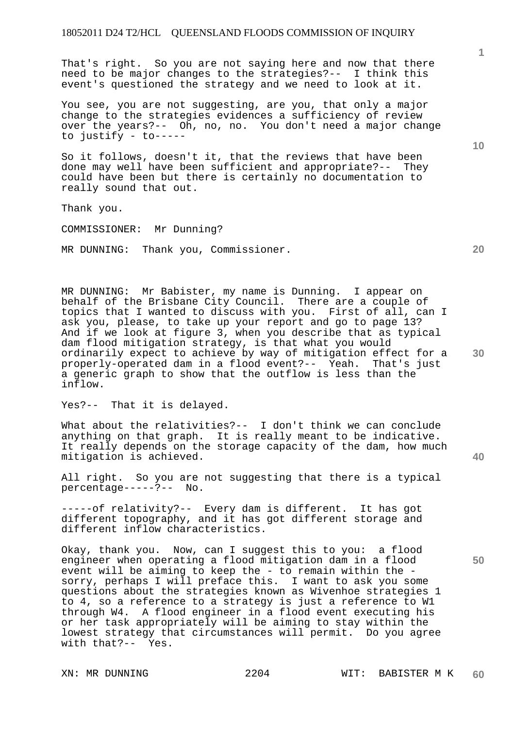That's right. So you are not saying here and now that there need to be major changes to the strategies?-- I think this event's questioned the strategy and we need to look at it.

You see, you are not suggesting, are you, that only a major change to the strategies evidences a sufficiency of review over the years?-- Oh, no, no. You don't need a major change to justify - to-----

So it follows, doesn't it, that the reviews that have been done may well have been sufficient and appropriate?-- They could have been but there is certainly no documentation to really sound that out.

Thank you.

COMMISSIONER: Mr Dunning?

MR DUNNING: Thank you, Commissioner.

MR DUNNING: Mr Babister, my name is Dunning. I appear on behalf of the Brisbane City Council. There are a couple of topics that I wanted to discuss with you. First of all, can I ask you, please, to take up your report and go to page 13? And if we look at figure 3, when you describe that as typical dam flood mitigation strategy, is that what you would ordinarily expect to achieve by way of mitigation effect for a properly-operated dam in a flood event?-- Yeah. That's just a generic graph to show that the outflow is less than the inflow.

Yes?-- That it is delayed.

What about the relativities?-- I don't think we can conclude anything on that graph. It is really meant to be indicative. It really depends on the storage capacity of the dam, how much mitigation is achieved.

All right. So you are not suggesting that there is a typical percentage-----?-- No.

-----of relativity?-- Every dam is different. It has got different topography, and it has got different storage and different inflow characteristics.

Okay, thank you. Now, can I suggest this to you: a flood engineer when operating a flood mitigation dam in a flood event will be aiming to keep the - to remain within the - sorry, perhaps I will preface this. I want to ask you some questions about the strategies known as Wivenhoe strategies 1 to 4, so a reference to a strategy is just a reference to W1 through W4. A flood engineer in a flood event executing his or her task appropriately will be aiming to stay within the lowest strategy that circumstances will permit. Do you agree with that?-- Yes.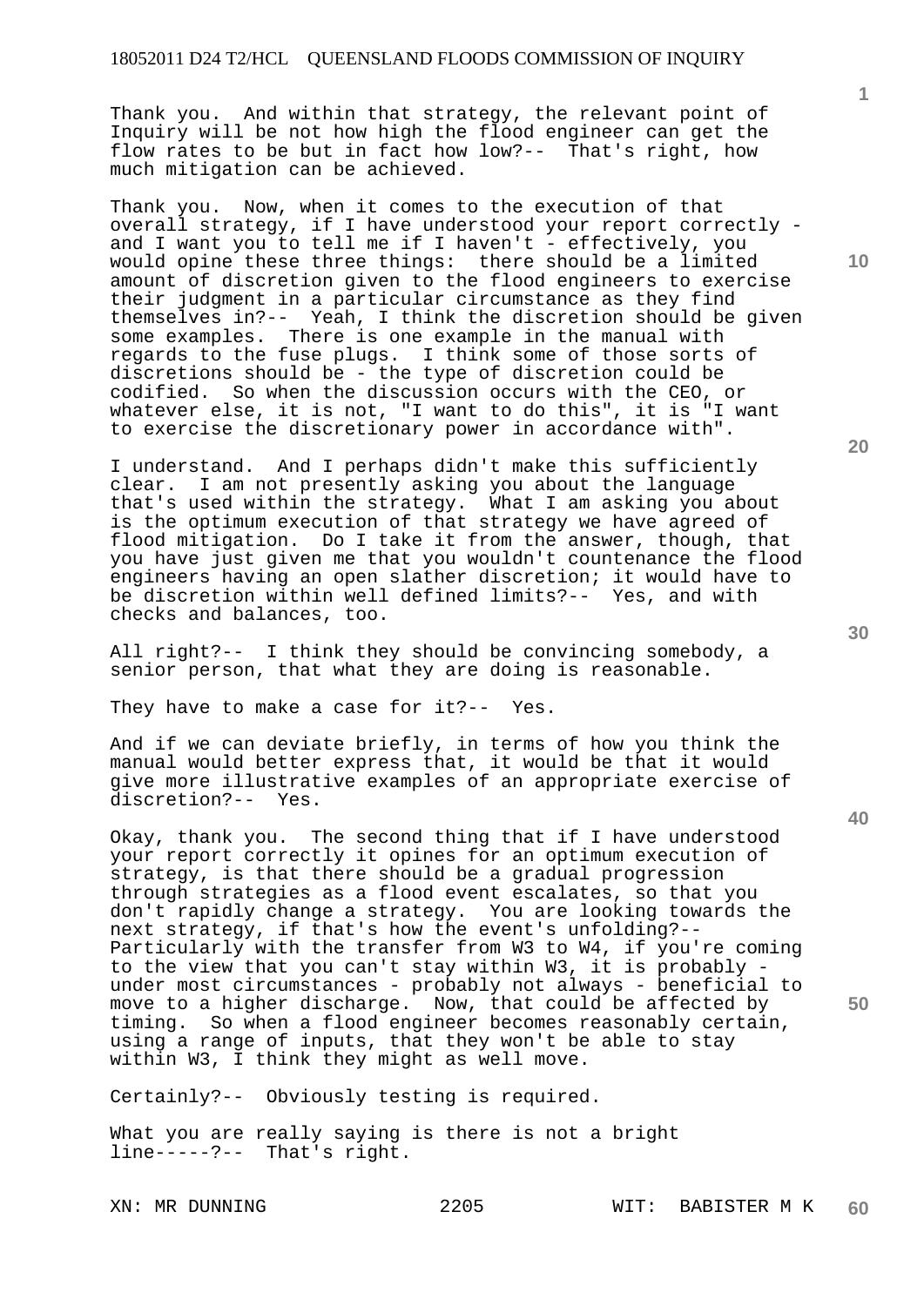Thank you. And within that strategy, the relevant point of Inquiry will be not how high the flood engineer can get the flow rates to be but in fact how low?-- That's right, how much mitigation can be achieved.

Thank you. Now, when it comes to the execution of that overall strategy, if I have understood your report correctly - and I want you to tell me if I haven't - effectively, you would opine these three things: there should be a limited amount of discretion given to the flood engineers to exercise their judgment in a particular circumstance as they find themselves in?-- Yeah, I think the discretion should be given some examples. There is one example in the manual with regards to the fuse plugs. I think some of those sorts of discretions should be - the type of discretion could be codified. So when the discussion occurs with the CEO, or whatever else, it is not, "I want to do this", it is "I want to exercise the discretionary power in accordance with".

I understand. And I perhaps didn't make this sufficiently clear. I am not presently asking you about the language that's used within the strategy. What I am asking you about is the optimum execution of that strategy we have agreed of flood mitigation. Do I take it from the answer, though, that you have just given me that you wouldn't countenance the flood engineers having an open slather discretion; it would have to be discretion within well defined limits?-- Yes, and with checks and balances, too.

All right?-- I think they should be convincing somebody, a senior person, that what they are doing is reasonable.

They have to make a case for it?-- Yes.

And if we can deviate briefly, in terms of how you think the manual would better express that, it would be that it would give more illustrative examples of an appropriate exercise of discretion?-- Yes.

Okay, thank you. The second thing that if I have understood your report correctly it opines for an optimum execution of strategy, is that there should be a gradual progression through strategies as a flood event escalates, so that you don't rapidly change a strategy. You are looking towards the next strategy, if that's how the event's unfolding?-- Particularly with the transfer from W3 to W4, if you're coming to the view that you can't stay within W3, it is probably - under most circumstances - probably not always - beneficial to move to a higher discharge. Now, that could be affected by timing. So when a flood engineer becomes reasonably certain, using a range of inputs, that they won't be able to stay within W3, I think they might as well move.

Certainly?-- Obviously testing is required.

What you are really saying is there is not a bright line-----?-- That's right.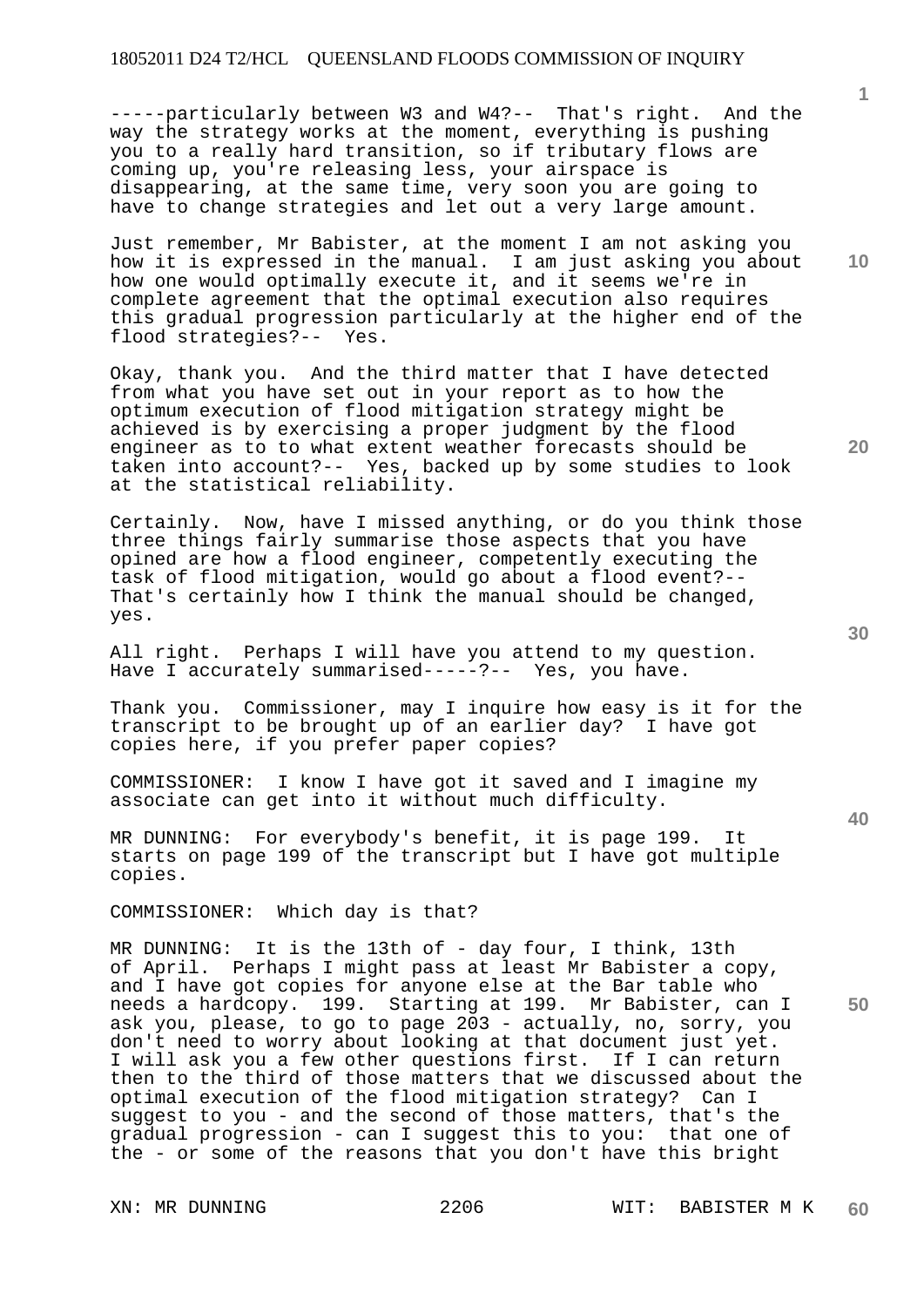-----particularly between W3 and W4?-- That's right. And the way the strategy works at the moment, everything is pushing you to a really hard transition, so if tributary flows are coming up, you're releasing less, your airspace is disappearing, at the same time, very soon you are going to have to change strategies and let out a very large amount.

Just remember, Mr Babister, at the moment I am not asking you how it is expressed in the manual. I am just asking you about how one would optimally execute it, and it seems we're in complete agreement that the optimal execution also requires this gradual progression particularly at the higher end of the flood strategies?-- Yes.

Okay, thank you. And the third matter that I have detected from what you have set out in your report as to how the optimum execution of flood mitigation strategy might be achieved is by exercising a proper judgment by the flood engineer as to to what extent weather forecasts should be taken into account?-- Yes, backed up by some studies to look at the statistical reliability.

Certainly. Now, have I missed anything, or do you think those three things fairly summarise those aspects that you have opined are how a flood engineer, competently executing the task of flood mitigation, would go about a flood event?-- That's certainly how I think the manual should be changed, yes.

All right. Perhaps I will have you attend to my question. Have I accurately summarised-----?-- Yes, you have.

Thank you. Commissioner, may I inquire how easy is it for the transcript to be brought up of an earlier day? I have got copies here, if you prefer paper copies?

COMMISSIONER: I know I have got it saved and I imagine my associate can get into it without much difficulty.

MR DUNNING: For everybody's benefit, it is page 199. It starts on page 199 of the transcript but I have got multiple copies.

COMMISSIONER: Which day is that?

MR DUNNING: It is the 13th of - day four, I think, 13th of April. Perhaps I might pass at least Mr Babister a copy, and I have got copies for anyone else at the Bar table who needs a hardcopy. 199. Starting at 199. Mr Babister, can I ask you, please, to go to page 203 - actually, no, sorry, you don't need to worry about looking at that document just yet. I will ask you a few other questions first. If I can return then to the third of those matters that we discussed about the optimal execution of the flood mitigation strategy? Can I suggest to you - and the second of those matters, that's the gradual progression - can I suggest this to you: that one of the - or some of the reasons that you don't have this bright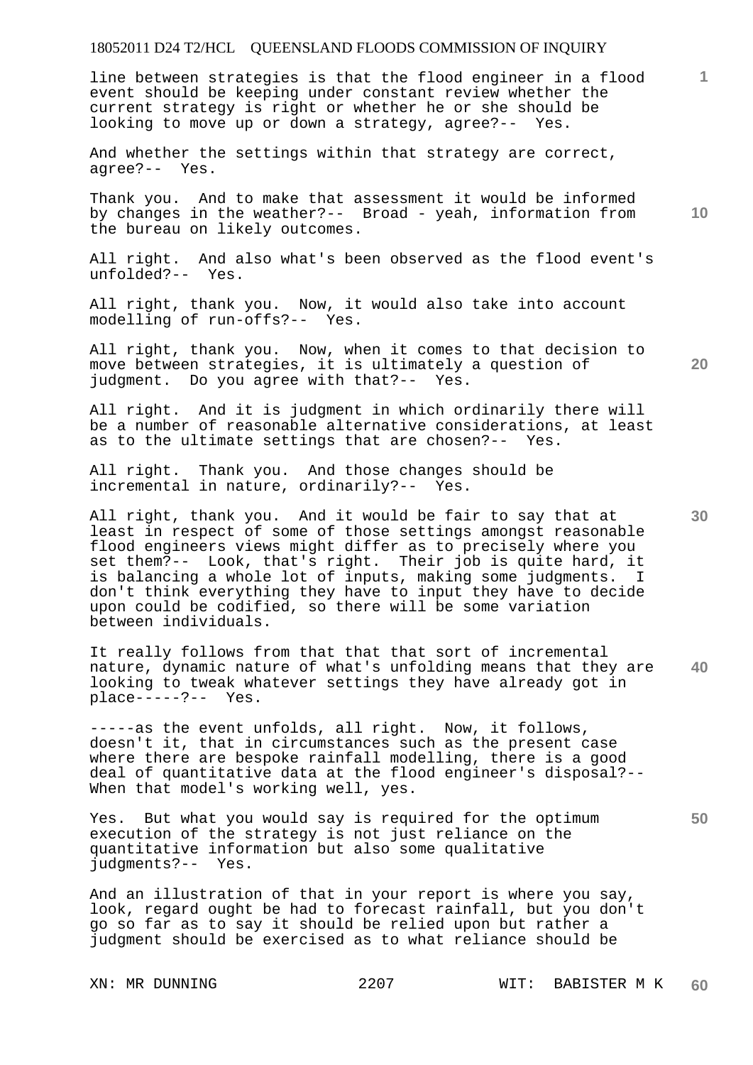line between strategies is that the flood engineer in a flood event should be keeping under constant review whether the current strategy is right or whether he or she should be looking to move up or down a strategy, agree?-- Yes.

And whether the settings within that strategy are correct, agree?-- Yes.

Thank you. And to make that assessment it would be informed by changes in the weather?-- Broad - yeah, information from the bureau on likely outcomes.

All right. And also what's been observed as the flood event's unfolded?-- Yes.

All right, thank you. Now, it would also take into account modelling of run-offs?-- Yes.

All right, thank you. Now, when it comes to that decision to move between strategies, it is ultimately a question of judgment. Do you agree with that?-- Yes.

All right. And it is judgment in which ordinarily there will be a number of reasonable alternative considerations, at least as to the ultimate settings that are chosen?-- Yes.

All right. Thank you. And those changes should be incremental in nature, ordinarily?-- Yes.

All right, thank you. And it would be fair to say that at least in respect of some of those settings amongst reasonable flood engineers views might differ as to precisely where you set them?-- Look, that's right. Their job is quite hard, it is balancing a whole lot of inputs, making some judgments. I don't think everything they have to input they have to decide upon could be codified, so there will be some variation between individuals.

It really follows from that that that sort of incremental nature, dynamic nature of what's unfolding means that they are looking to tweak whatever settings they have already got in place-----?-- Yes.

-----as the event unfolds, all right. Now, it follows, doesn't it, that in circumstances such as the present case where there are bespoke rainfall modelling, there is a good deal of quantitative data at the flood engineer's disposal?-- When that model's working well, yes.

Yes. But what you would say is required for the optimum execution of the strategy is not just reliance on the quantitative information but also some qualitative judgments?-- Yes.

And an illustration of that in your report is where you say, look, regard ought be had to forecast rainfall, but you don't go so far as to say it should be relied upon but rather a judgment should be exercised as to what reliance should be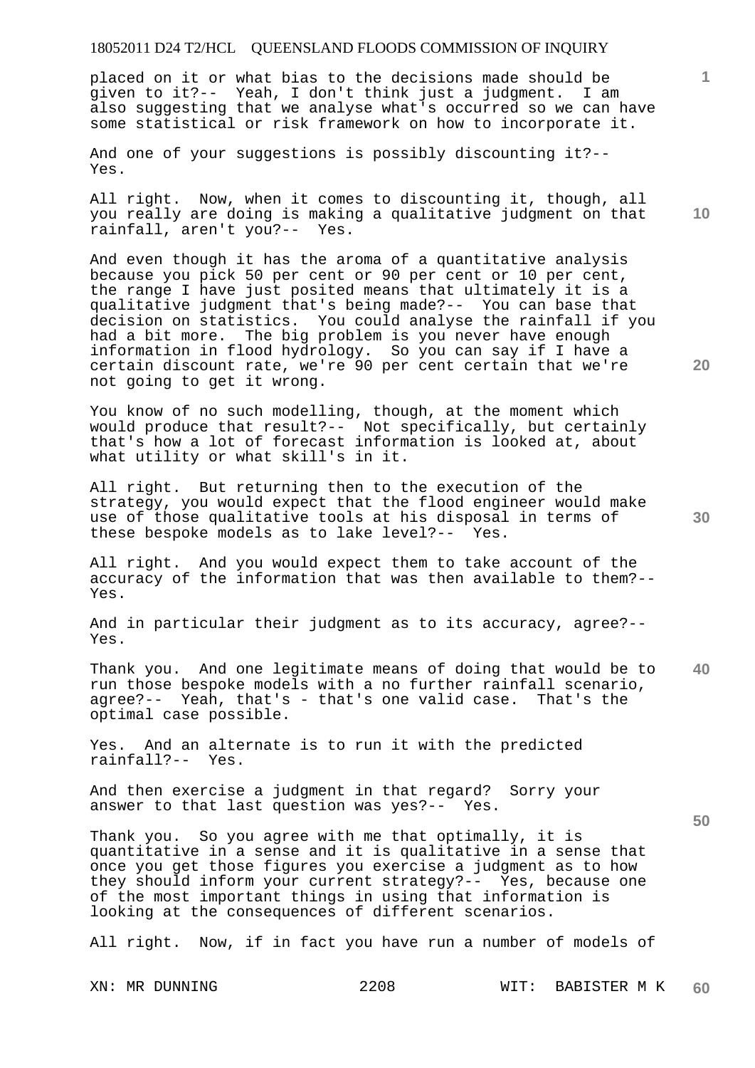placed on it or what bias to the decisions made should be given to it?-- Yeah, I don't think just a judgment. I am also suggesting that we analyse what's occurred so we can have some statistical or risk framework on how to incorporate it.

And one of your suggestions is possibly discounting it?-- Yes.

All right. Now, when it comes to discounting it, though, all you really are doing is making a qualitative judgment on that rainfall, aren't you?-- Yes.

And even though it has the aroma of a quantitative analysis because you pick 50 per cent or 90 per cent or 10 per cent, the range I have just posited means that ultimately it is a qualitative judgment that's being made?-- You can base that decision on statistics. You could analyse the rainfall if you had a bit more. The big problem is you never have enough information in flood hydrology. So you can say if I have a certain discount rate, we're 90 per cent certain that we're not going to get it wrong.

You know of no such modelling, though, at the moment which would produce that result?-- Not specifically, but certainly that's how a lot of forecast information is looked at, about what utility or what skill's in it.

All right. But returning then to the execution of the strategy, you would expect that the flood engineer would make use of those qualitative tools at his disposal in terms of these bespoke models as to lake level?-- Yes.

All right. And you would expect them to take account of the accuracy of the information that was then available to them?-- Yes.

And in particular their judgment as to its accuracy, agree?-- Yes.

Thank you. And one legitimate means of doing that would be to run those bespoke models with a no further rainfall scenario, agree?-- Yeah, that's - that's one valid case. That's the optimal case possible.

Yes. And an alternate is to run it with the predicted rainfall?-- Yes.

And then exercise a judgment in that regard? Sorry your answer to that last question was yes?-- Yes.

Thank you. So you agree with me that optimally, it is quantitative in a sense and it is qualitative in a sense that once you get those figures you exercise a judgment as to how they should inform your current strategy?-- Yes, because one of the most important things in using that information is looking at the consequences of different scenarios.

All right. Now, if in fact you have run a number of models of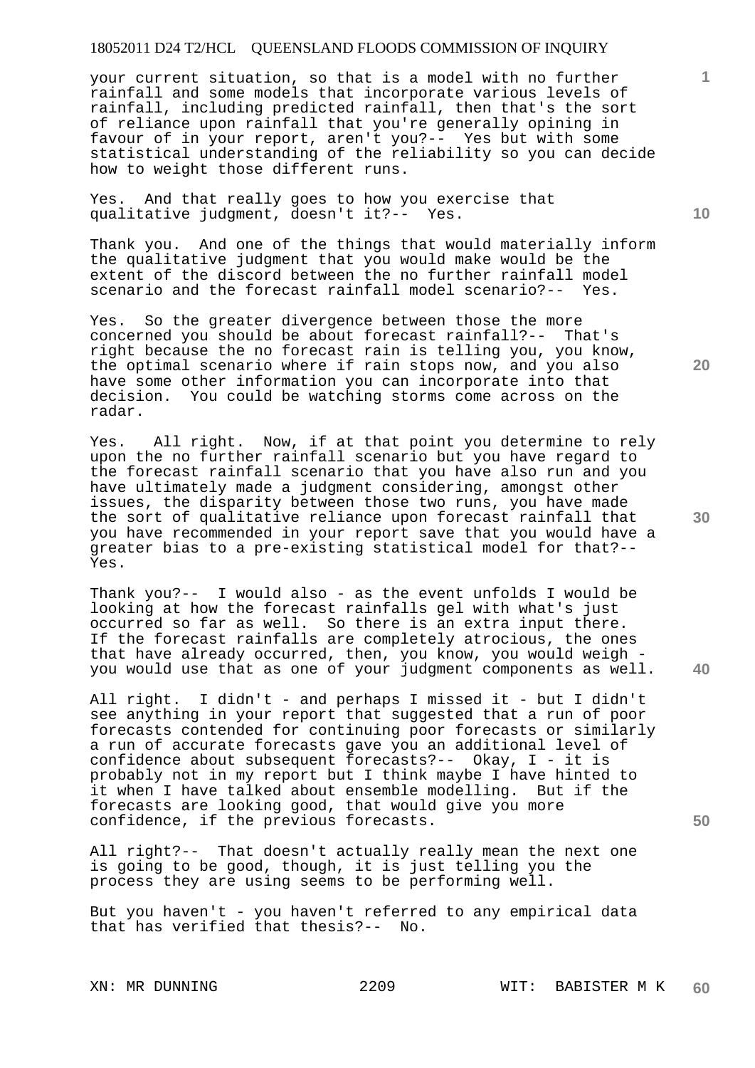your current situation, so that is a model with no further rainfall and some models that incorporate various levels of rainfall, including predicted rainfall, then that's the sort of reliance upon rainfall that you're generally opining in favour of in your report, aren't you?-- Yes but with some statistical understanding of the reliability so you can decide how to weight those different runs.

Yes. And that really goes to how you exercise that qualitative judgment, doesn't it?-- Yes.

Thank you. And one of the things that would materially inform the qualitative judgment that you would make would be the extent of the discord between the no further rainfall model scenario and the forecast rainfall model scenario?-- Yes.

Yes. So the greater divergence between those the more concerned you should be about forecast rainfall?-- That's right because the no forecast rain is telling you, you know, the optimal scenario where if rain stops now, and you also have some other information you can incorporate into that decision. You could be watching storms come across on the radar.

Yes. All right. Now, if at that point you determine to rely upon the no further rainfall scenario but you have regard to the forecast rainfall scenario that you have also run and you have ultimately made a judgment considering, amongst other issues, the disparity between those two runs, you have made the sort of qualitative reliance upon forecast rainfall that you have recommended in your report save that you would have a greater bias to a pre-existing statistical model for that?-- Yes.

Thank you?-- I would also - as the event unfolds I would be looking at how the forecast rainfalls gel with what's just occurred so far as well. So there is an extra input there. If the forecast rainfalls are completely atrocious, the ones that have already occurred, then, you know, you would weigh - you would use that as one of your judgment components as well.

All right. I didn't - and perhaps I missed it - but I didn't see anything in your report that suggested that a run of poor forecasts contended for continuing poor forecasts or similarly a run of accurate forecasts gave you an additional level of confidence about subsequent forecasts?-- Okay, I - it is probably not in my report but I think maybe I have hinted to it when I have talked about ensemble modelling. But if the forecasts are looking good, that would give you more confidence, if the previous forecasts.

All right?-- That doesn't actually really mean the next one is going to be good, though, it is just telling you the process they are using seems to be performing well.

But you haven't - you haven't referred to any empirical data that has verified that thesis?-- No.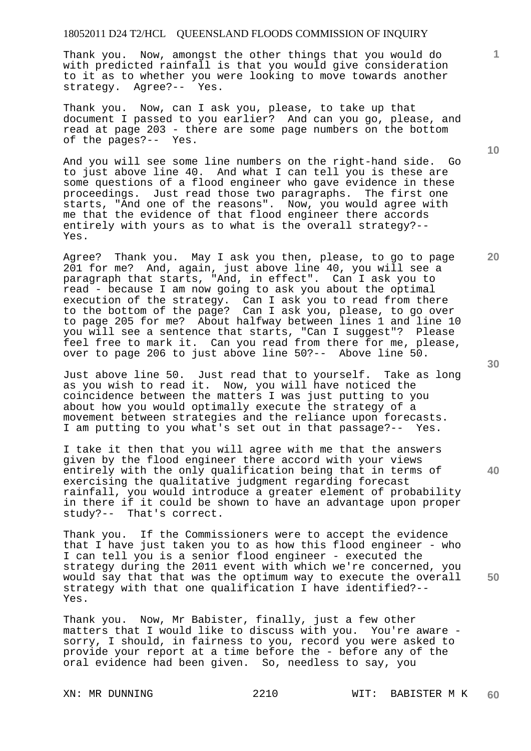Thank you. Now, amongst the other things that you would do with predicted rainfall is that you would give consideration to it as to whether you were looking to move towards another strategy. Agree?-- Yes.

Thank you. Now, can I ask you, please, to take up that document I passed to you earlier? And can you go, please, and read at page 203 - there are some page numbers on the bottom of the pages?-- Yes.

And you will see some line numbers on the right-hand side. Go to just above line 40. And what I can tell you is these are some questions of a flood engineer who gave evidence in these proceedings. Just read those two paragraphs. The first one starts, "And one of the reasons". Now, you would agree with me that the evidence of that flood engineer there accords entirely with yours as to what is the overall strategy?-- Yes.

Agree? Thank you. May I ask you then, please, to go to page 201 for me? And, again, just above line 40, you will see a paragraph that starts, "And, in effect". Can I ask you to read - because I am now going to ask you about the optimal execution of the strategy. Can I ask you to read from there to the bottom of the page? Can I ask you, please, to go over to page 205 for me? About halfway between lines 1 and line 10 you will see a sentence that starts, "Can I suggest"? Please feel free to mark it. Can you read from there for me, please, over to page 206 to just above line 50?-- Above line 50.

Just above line 50. Just read that to yourself. Take as long as you wish to read it. Now, you will have noticed the coincidence between the matters I was just putting to you about how you would optimally execute the strategy of a movement between strategies and the reliance upon forecasts. I am putting to you what's set out in that passage?-- Yes.

I take it then that you will agree with me that the answers given by the flood engineer there accord with your views entirely with the only qualification being that in terms of exercising the qualitative judgment regarding forecast rainfall, you would introduce a greater element of probability in there if it could be shown to have an advantage upon proper study?-- That's correct.

Thank you. If the Commissioners were to accept the evidence that I have just taken you to as how this flood engineer - who I can tell you is a senior flood engineer - executed the strategy during the 2011 event with which we're concerned, you would say that that was the optimum way to execute the overall strategy with that one qualification I have identified?-- Yes.

Thank you. Now, Mr Babister, finally, just a few other matters that I would like to discuss with you. You're aware - sorry, I should, in fairness to you, record you were asked to provide your report at a time before the - before any of the oral evidence had been given. So, needless to say, you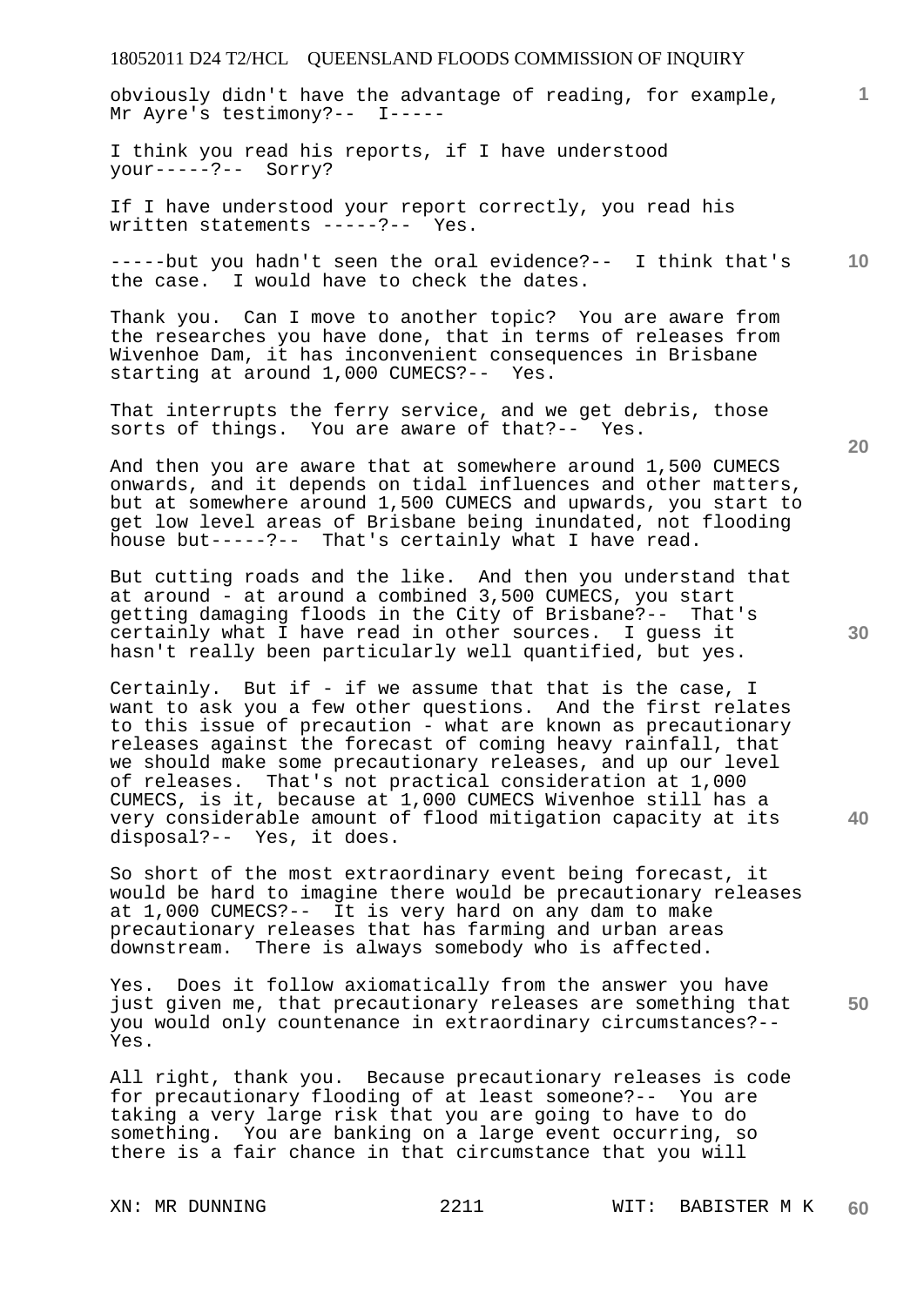obviously didn't have the advantage of reading, for example, Mr Ayre's testimony?-- I-----

I think you read his reports, if I have understood your-----?-- Sorry?

If I have understood your report correctly, you read his written statements -----?-- Yes.

-----but you hadn't seen the oral evidence?-- I think that's the case. I would have to check the dates.

Thank you. Can I move to another topic? You are aware from the researches you have done, that in terms of releases from Wivenhoe Dam, it has inconvenient consequences in Brisbane starting at around 1,000 CUMECS?-- Yes.

That interrupts the ferry service, and we get debris, those sorts of things. You are aware of that?-- Yes.

And then you are aware that at somewhere around 1,500 CUMECS onwards, and it depends on tidal influences and other matters, but at somewhere around 1,500 CUMECS and upwards, you start to get low level areas of Brisbane being inundated, not flooding house but-----?-- That's certainly what I have read.

But cutting roads and the like. And then you understand that at around - at around a combined 3,500 CUMECS, you start getting damaging floods in the City of Brisbane?-- That's certainly what I have read in other sources. I guess it hasn't really been particularly well quantified, but yes.

Certainly. But if - if we assume that that is the case, I want to ask you a few other questions. And the first relates to this issue of precaution - what are known as precautionary releases against the forecast of coming heavy rainfall, that we should make some precautionary releases, and up our level of releases. That's not practical consideration at 1,000 CUMECS, is it, because at 1,000 CUMECS Wivenhoe still has a very considerable amount of flood mitigation capacity at its disposal?-- Yes, it does.

So short of the most extraordinary event being forecast, it would be hard to imagine there would be precautionary releases at 1,000 CUMECS?-- It is very hard on any dam to make precautionary releases that has farming and urban areas downstream. There is always somebody who is affected.

Yes. Does it follow axiomatically from the answer you have just given me, that precautionary releases are something that you would only countenance in extraordinary circumstances?-- Yes.

All right, thank you. Because precautionary releases is code for precautionary flooding of at least someone?-- You are taking a very large risk that you are going to have to do something. You are banking on a large event occurring, so there is a fair chance in that circumstance that you will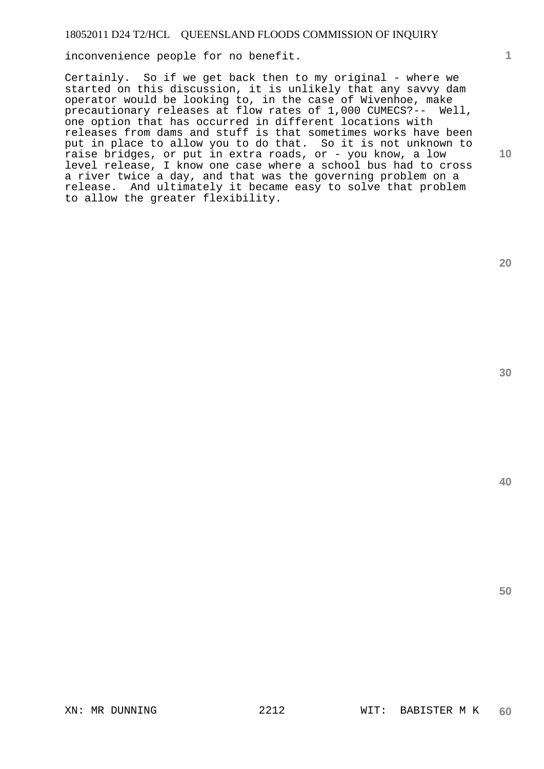inconvenience people for no benefit.

Certainly. So if we get back then to my original - where we started on this discussion, it is unlikely that any savvy dam operator would be looking to, in the case of Wivenhoe, make precautionary releases at flow rates of 1,000 CUMECS?-- Well, one option that has occurred in different locations with releases from dams and stuff is that sometimes works have been put in place to allow you to do that. So it is not unknown to raise bridges, or put in extra roads, or - you know, a low level release, I know one case where a school bus had to cross a river twice a day, and that was the governing problem on a release. And ultimately it became easy to solve that problem to allow the greater flexibility.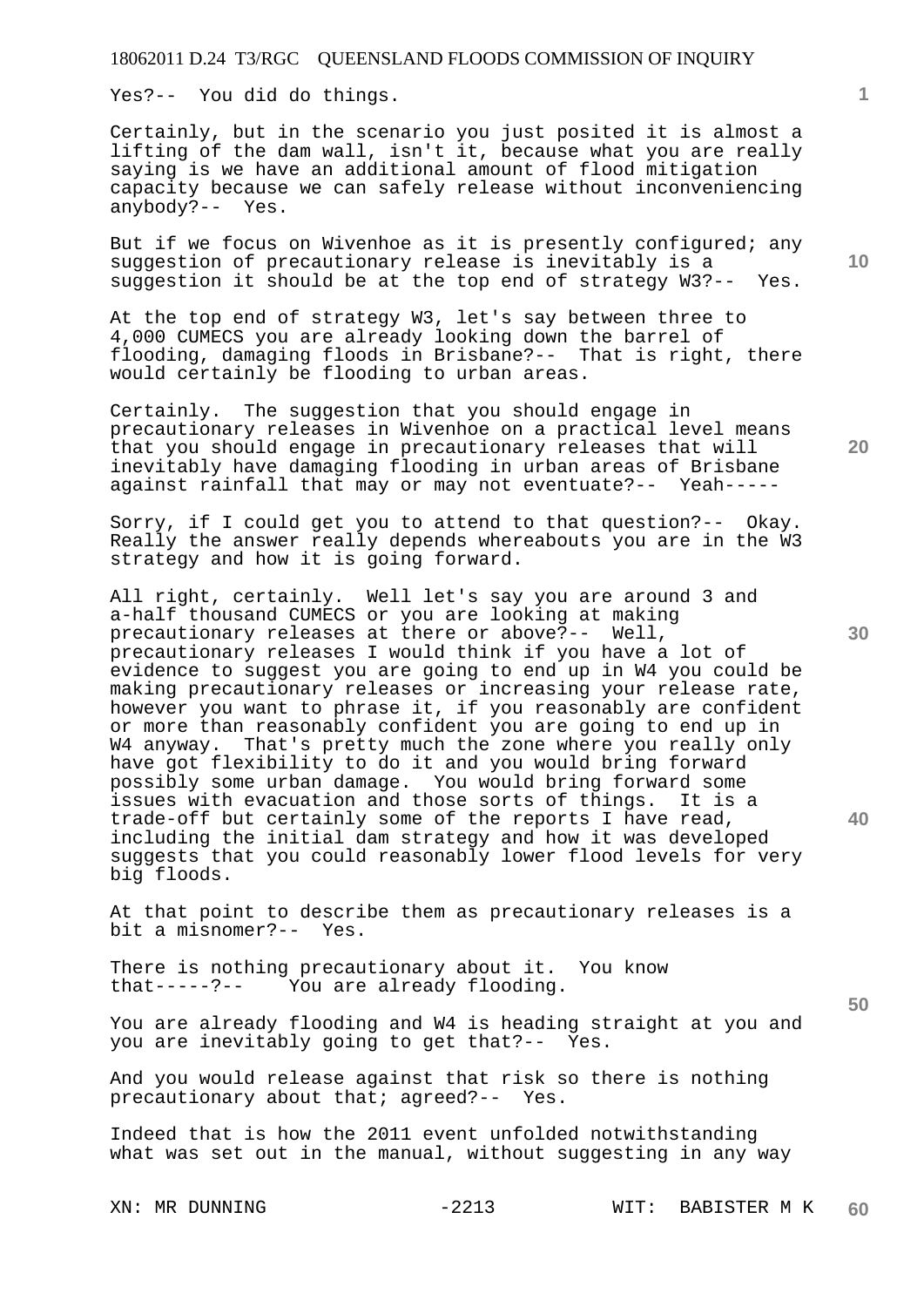Yes?-- You did do things.

Certainly, but in the scenario you just posited it is almost a lifting of the dam wall, isn't it, because what you are really saying is we have an additional amount of flood mitigation capacity because we can safely release without inconveniencing anybody?-- Yes.

But if we focus on Wivenhoe as it is presently configured; any suggestion of precautionary release is inevitably is a suggestion it should be at the top end of strategy W3?-- Yes.

At the top end of strategy W3, let's say between three to 4,000 CUMECS you are already looking down the barrel of flooding, damaging floods in Brisbane?-- That is right, there would certainly be flooding to urban areas.

Certainly. The suggestion that you should engage in precautionary releases in Wivenhoe on a practical level means that you should engage in precautionary releases that will inevitably have damaging flooding in urban areas of Brisbane against rainfall that may or may not eventuate?-- Yeah-----

Sorry, if I could get you to attend to that question?-- Okay. Really the answer really depends whereabouts you are in the W3 strategy and how it is going forward.

All right, certainly. Well let's say you are around 3 and a-half thousand CUMECS or you are looking at making precautionary releases at there or above?-- Well, precautionary releases I would think if you have a lot of evidence to suggest you are going to end up in W4 you could be making precautionary releases or increasing your release rate, however you want to phrase it, if you reasonably are confident or more than reasonably confident you are going to end up in W4 anyway. That's pretty much the zone where you really only have got flexibility to do it and you would bring forward possibly some urban damage. You would bring forward some issues with evacuation and those sorts of things. It is a trade-off but certainly some of the reports I have read, including the initial dam strategy and how it was developed suggests that you could reasonably lower flood levels for very big floods.

At that point to describe them as precautionary releases is a bit a misnomer?-- Yes.

There is nothing precautionary about it. You know that-----?-- You are already flooding.

You are already flooding and W4 is heading straight at you and you are inevitably going to get that?-- Yes.

And you would release against that risk so there is nothing precautionary about that; agreed?-- Yes.

Indeed that is how the 2011 event unfolded notwithstanding what was set out in the manual, without suggesting in any way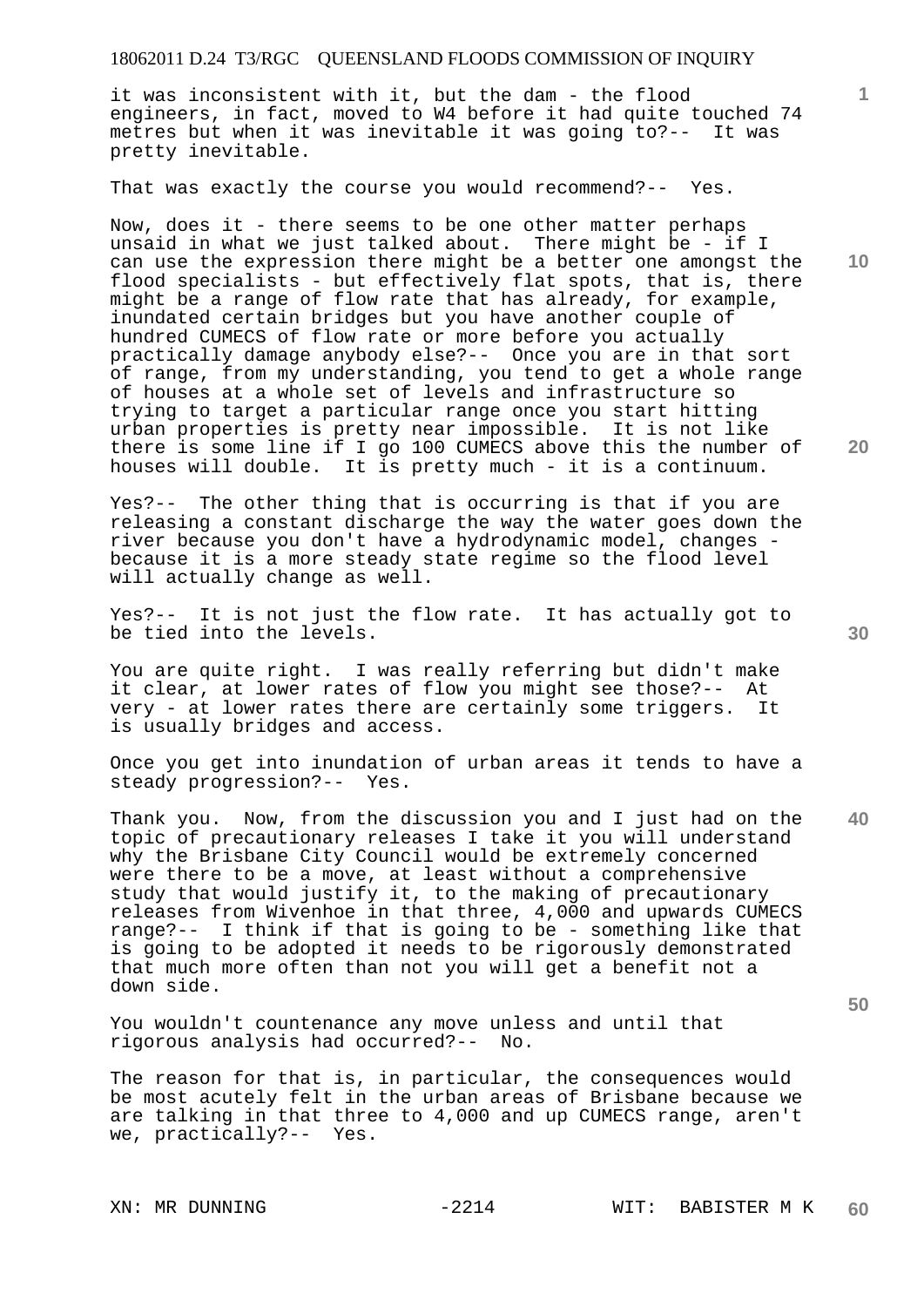it was inconsistent with it, but the dam - the flood engineers, in fact, moved to W4 before it had quite touched 74 metres but when it was inevitable it was going to?-- It was pretty inevitable.

That was exactly the course you would recommend?-- Yes.

Now, does it - there seems to be one other matter perhaps unsaid in what we just talked about. There might be - if I can use the expression there might be a better one amongst the flood specialists - but effectively flat spots, that is, there might be a range of flow rate that has already, for example, inundated certain bridges but you have another couple of hundred CUMECS of flow rate or more before you actually practically damage anybody else?-- Once you are in that sort of range, from my understanding, you tend to get a whole range of houses at a whole set of levels and infrastructure so trying to target a particular range once you start hitting urban properties is pretty near impossible. It is not like there is some line if I go 100 CUMECS above this the number of houses will double. It is pretty much - it is a continuum.

Yes?-- The other thing that is occurring is that if you are releasing a constant discharge the way the water goes down the river because you don't have a hydrodynamic model, changes - because it is a more steady state regime so the flood level will actually change as well.

Yes?-- It is not just the flow rate. It has actually got to be tied into the levels.

You are quite right. I was really referring but didn't make it clear, at lower rates of flow you might see those?-- At very - at lower rates there are certainly some triggers. It is usually bridges and access.

Once you get into inundation of urban areas it tends to have a steady progression?-- Yes.

Thank you. Now, from the discussion you and I just had on the topic of precautionary releases I take it you will understand why the Brisbane City Council would be extremely concerned were there to be a move, at least without a comprehensive study that would justify it, to the making of precautionary releases from Wivenhoe in that three, 4,000 and upwards CUMECS range?-- I think if that is going to be - something like that is going to be adopted it needs to be rigorously demonstrated that much more often than not you will get a benefit not a down side.

You wouldn't countenance any move unless and until that rigorous analysis had occurred?-- No.

The reason for that is, in particular, the consequences would be most acutely felt in the urban areas of Brisbane because we are talking in that three to 4,000 and up CUMECS range, aren't we, practically?-- Yes.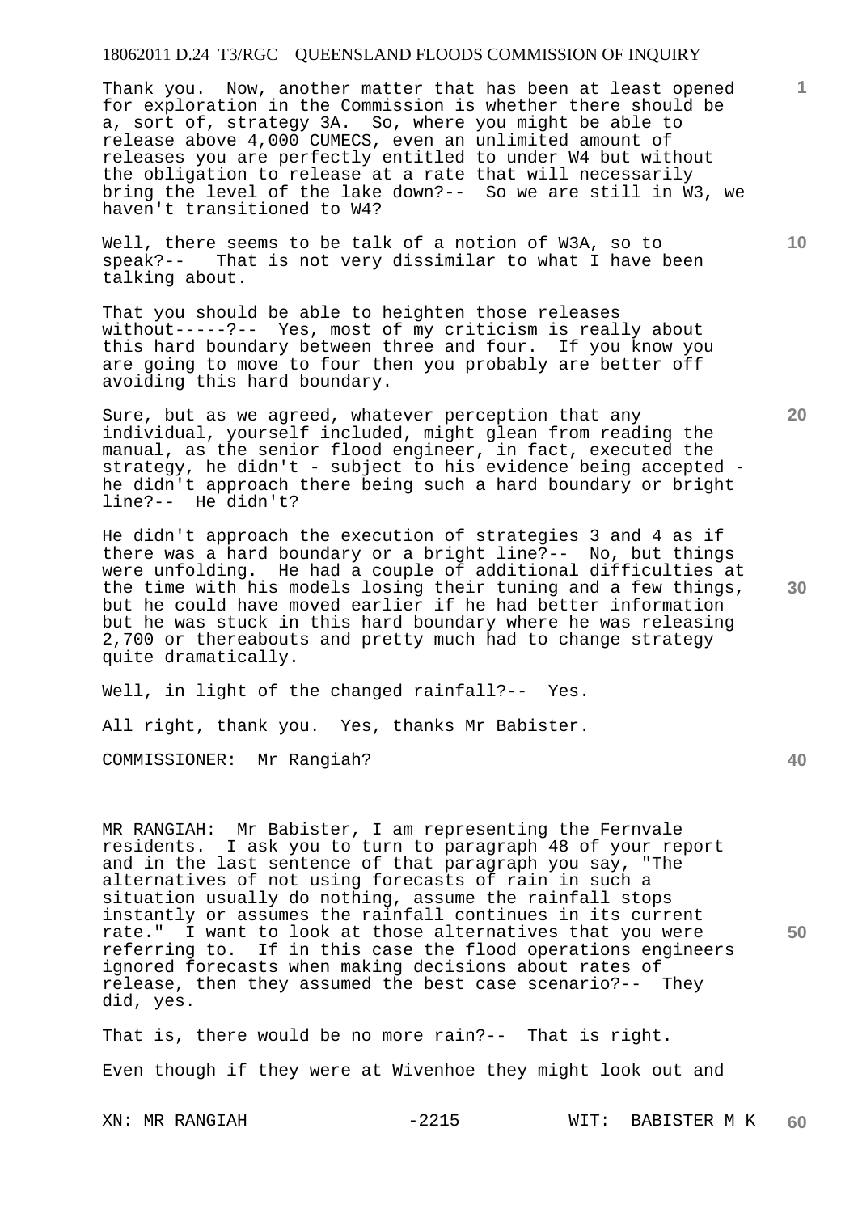Thank you. Now, another matter that has been at least opened for exploration in the Commission is whether there should be a, sort of, strategy 3A. So, where you might be able to release above 4,000 CUMECS, even an unlimited amount of releases you are perfectly entitled to under W4 but without the obligation to release at a rate that will necessarily bring the level of the lake down?-- So we are still in W3, we haven't transitioned to W4?

Well, there seems to be talk of a notion of W3A, so to speak?-- That is not very dissimilar to what I have been talking about.

That you should be able to heighten those releases without-----?-- Yes, most of my criticism is really about this hard boundary between three and four. If you know you are going to move to four then you probably are better off avoiding this hard boundary.

Sure, but as we agreed, whatever perception that any individual, yourself included, might glean from reading the manual, as the senior flood engineer, in fact, executed the strategy, he didn't - subject to his evidence being accepted - he didn't approach there being such a hard boundary or bright line?-- He didn't?

He didn't approach the execution of strategies 3 and 4 as if there was a hard boundary or a bright line?-- No, but things were unfolding. He had a couple of additional difficulties at the time with his models losing their tuning and a few things, but he could have moved earlier if he had better information but he was stuck in this hard boundary where he was releasing 2,700 or thereabouts and pretty much had to change strategy quite dramatically.

Well, in light of the changed rainfall?-- Yes.

All right, thank you. Yes, thanks Mr Babister.

COMMISSIONER: Mr Rangiah?

MR RANGIAH: Mr Babister, I am representing the Fernvale residents. I ask you to turn to paragraph 48 of your report and in the last sentence of that paragraph you say, "The alternatives of not using forecasts of rain in such a situation usually do nothing, assume the rainfall stops instantly or assumes the rainfall continues in its current rate." I want to look at those alternatives that you were referring to. If in this case the flood operations engineers ignored forecasts when making decisions about rates of release, then they assumed the best case scenario?-- They did, yes.

That is, there would be no more rain?-- That is right.

Even though if they were at Wivenhoe they might look out and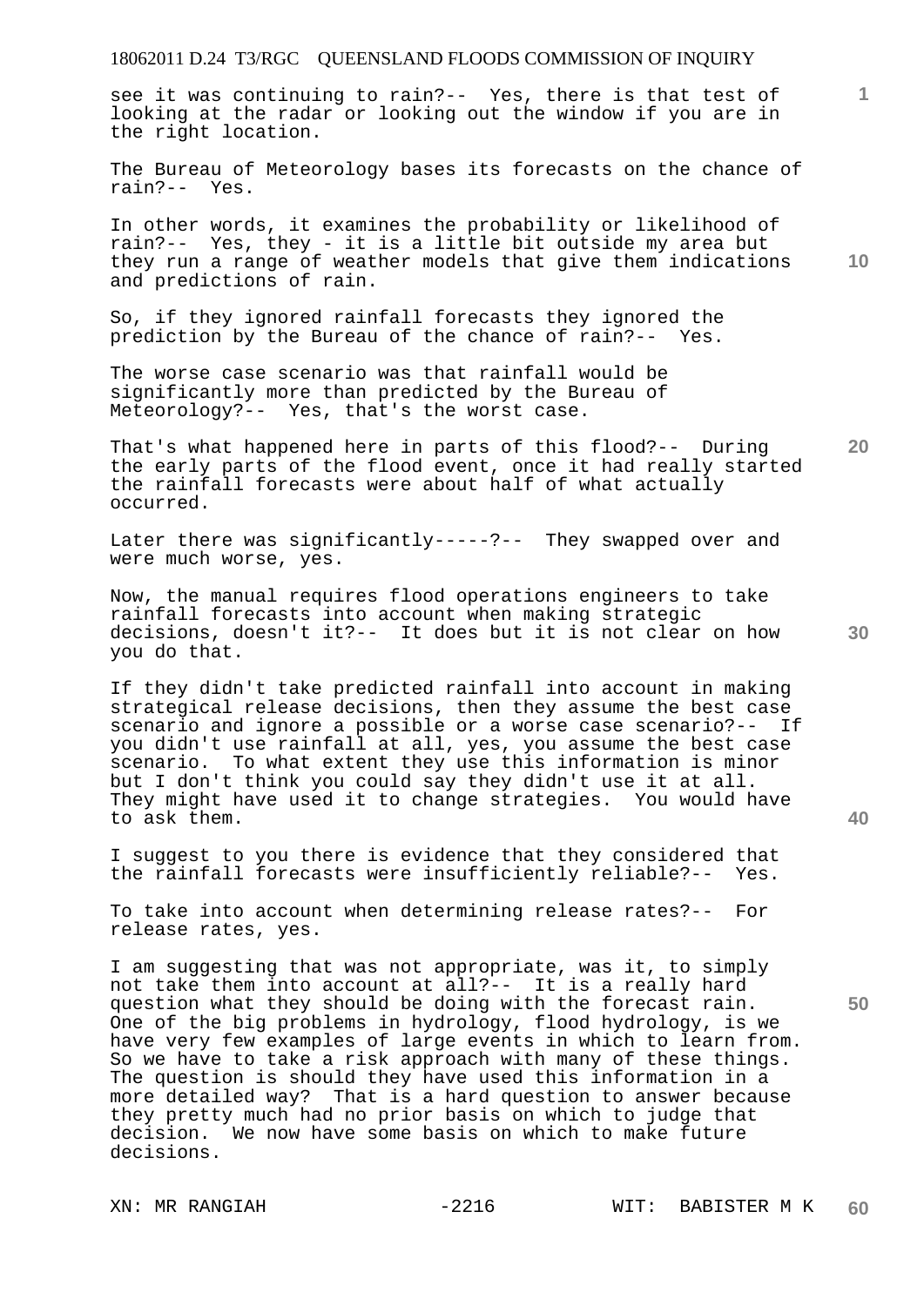see it was continuing to rain?-- Yes, there is that test of looking at the radar or looking out the window if you are in the right location.

The Bureau of Meteorology bases its forecasts on the chance of rain?-- Yes.

In other words, it examines the probability or likelihood of rain?-- Yes, they - it is a little bit outside my area but they run a range of weather models that give them indications and predictions of rain.

So, if they ignored rainfall forecasts they ignored the prediction by the Bureau of the chance of rain?-- Yes.

The worse case scenario was that rainfall would be significantly more than predicted by the Bureau of Meteorology?-- Yes, that's the worst case.

That's what happened here in parts of this flood?-- During the early parts of the flood event, once it had really started the rainfall forecasts were about half of what actually occurred.

Later there was significantly-----?-- They swapped over and were much worse, yes.

Now, the manual requires flood operations engineers to take rainfall forecasts into account when making strategic decisions, doesn't it?-- It does but it is not clear on how you do that.

If they didn't take predicted rainfall into account in making strategical release decisions, then they assume the best case scenario and ignore a possible or a worse case scenario?-- If you didn't use rainfall at all, yes, you assume the best case scenario. To what extent they use this information is minor but I don't think you could say they didn't use it at all. They might have used it to change strategies. You would have to ask them.

I suggest to you there is evidence that they considered that the rainfall forecasts were insufficiently reliable?-- Yes.

To take into account when determining release rates?-- For release rates, yes.

I am suggesting that was not appropriate, was it, to simply not take them into account at all?-- It is a really hard question what they should be doing with the forecast rain. One of the big problems in hydrology, flood hydrology, is we have very few examples of large events in which to learn from. So we have to take a risk approach with many of these things. The question is should they have used this information in a more detailed way? That is a hard question to answer because they pretty much had no prior basis on which to judge that decision. We now have some basis on which to make future decisions.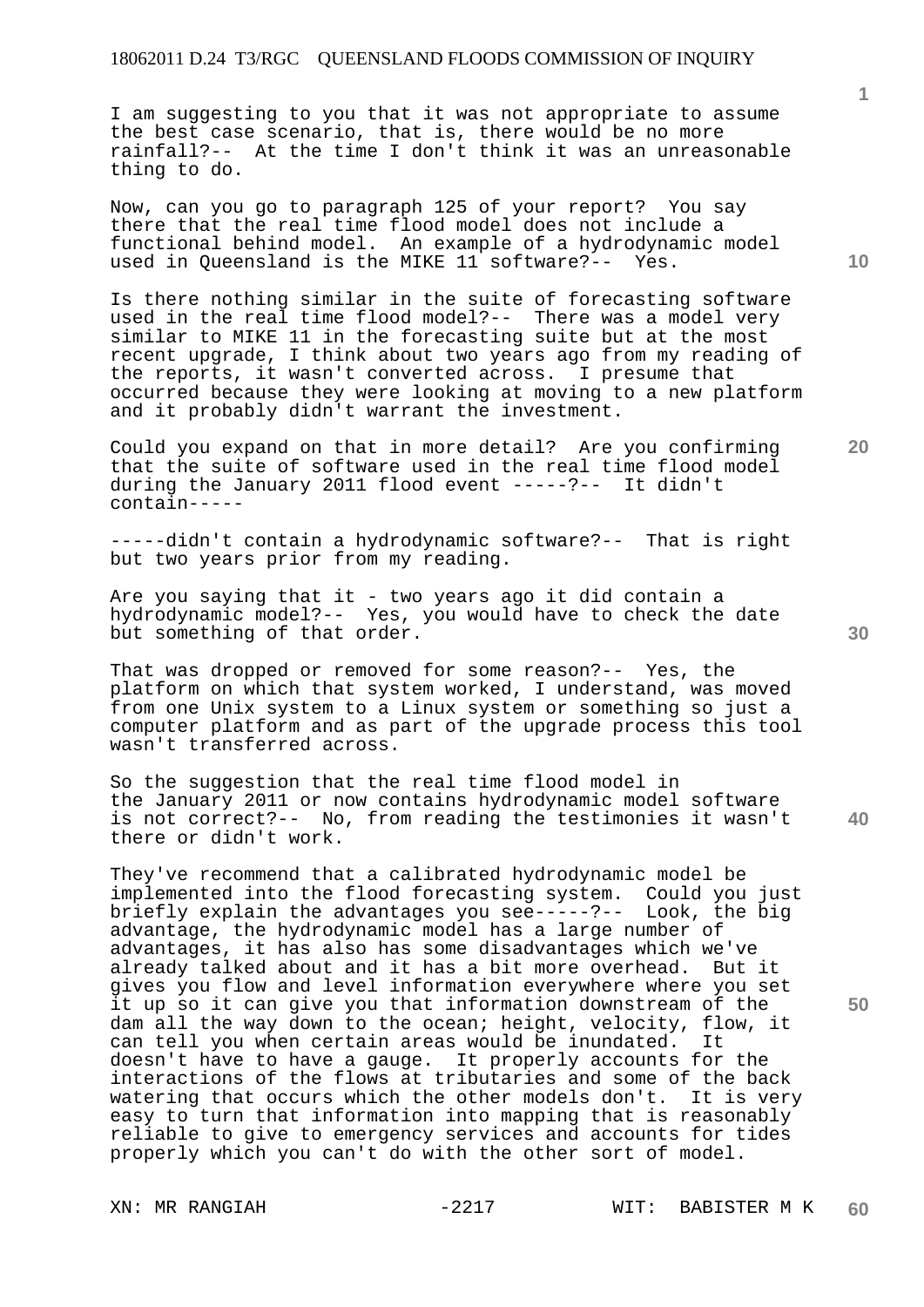I am suggesting to you that it was not appropriate to assume the best case scenario, that is, there would be no more rainfall?-- At the time I don't think it was an unreasonable thing to do.

Now, can you go to paragraph 125 of your report? You say there that the real time flood model does not include a functional behind model. An example of a hydrodynamic model used in Queensland is the MIKE 11 software?-- Yes.

Is there nothing similar in the suite of forecasting software used in the real time flood model?-- There was a model very similar to MIKE 11 in the forecasting suite but at the most recent upgrade, I think about two years ago from my reading of the reports, it wasn't converted across. I presume that occurred because they were looking at moving to a new platform and it probably didn't warrant the investment.

Could you expand on that in more detail? Are you confirming that the suite of software used in the real time flood model during the January 2011 flood event -----?-- It didn't contain-----

-----didn't contain a hydrodynamic software?-- That is right but two years prior from my reading.

Are you saying that it - two years ago it did contain a hydrodynamic model?-- Yes, you would have to check the date but something of that order.

That was dropped or removed for some reason?-- Yes, the platform on which that system worked, I understand, was moved from one Unix system to a Linux system or something so just a computer platform and as part of the upgrade process this tool wasn't transferred across.

So the suggestion that the real time flood model in the January 2011 or now contains hydrodynamic model software is not correct?-- No, from reading the testimonies it wasn't there or didn't work.

They've recommend that a calibrated hydrodynamic model be implemented into the flood forecasting system. Could you just briefly explain the advantages you see-----?-- Look, the big advantage, the hydrodynamic model has a large number of advantages, it has also has some disadvantages which we've already talked about and it has a bit more overhead. But it gives you flow and level information everywhere where you set it up so it can give you that information downstream of the dam all the way down to the ocean; height, velocity, flow, it can tell you when certain areas would be inundated. It doesn't have to have a gauge. It properly accounts for the interactions of the flows at tributaries and some of the back watering that occurs which the other models don't. It is very easy to turn that information into mapping that is reasonably reliable to give to emergency services and accounts for tides properly which you can't do with the other sort of model.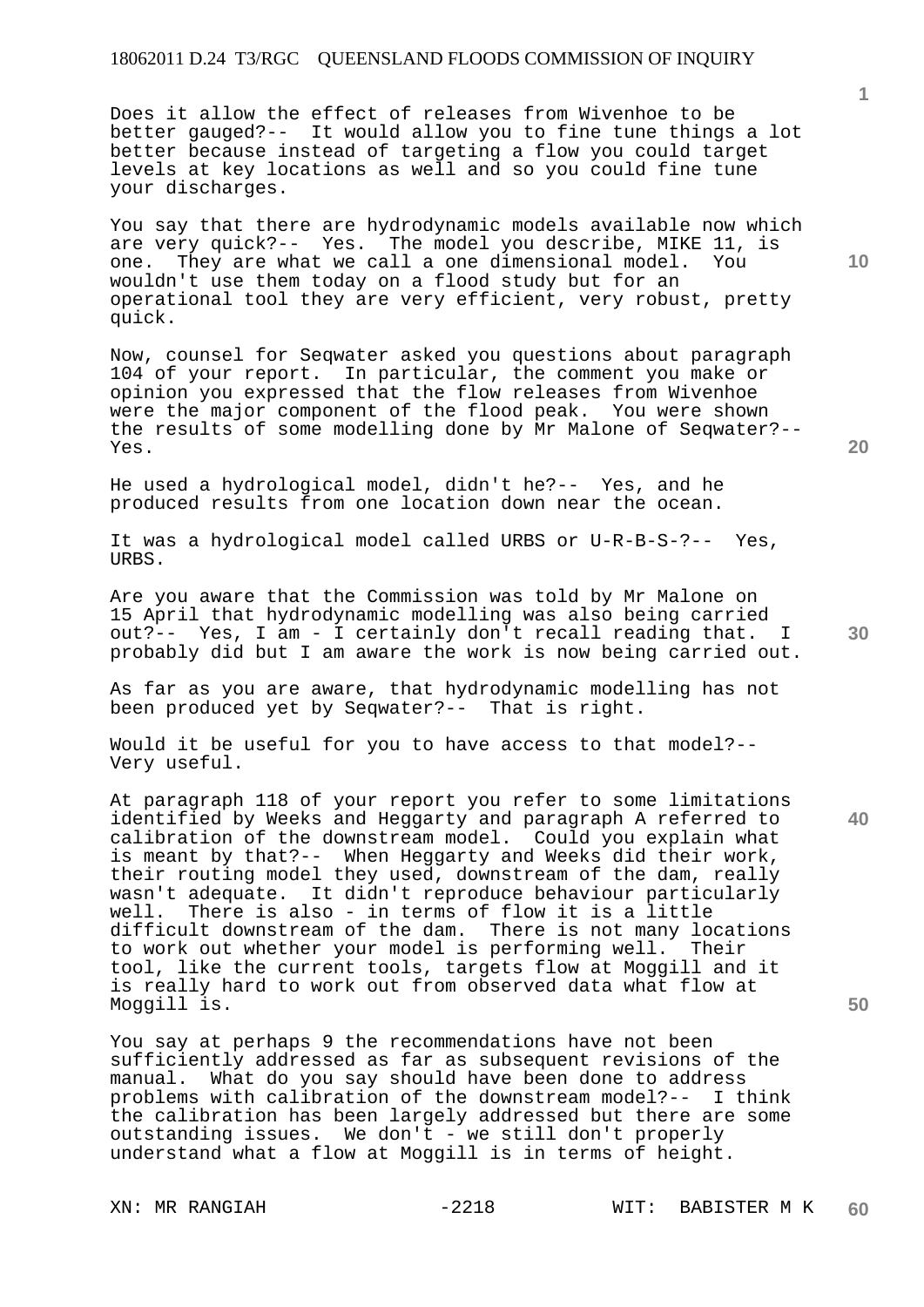Does it allow the effect of releases from Wivenhoe to be better gauged?-- It would allow you to fine tune things a lot better because instead of targeting a flow you could target levels at key locations as well and so you could fine tune your discharges.

You say that there are hydrodynamic models available now which are very quick?-- Yes. The model you describe, MIKE 11, is one. They are what we call a one dimensional model. You wouldn't use them today on a flood study but for an operational tool they are very efficient, very robust, pretty quick.

Now, counsel for Seqwater asked you questions about paragraph 104 of your report. In particular, the comment you make or opinion you expressed that the flow releases from Wivenhoe were the major component of the flood peak. You were shown the results of some modelling done by Mr Malone of Seqwater?-- Yes.

He used a hydrological model, didn't he?-- Yes, and he produced results from one location down near the ocean.

It was a hydrological model called URBS or U-R-B-S-?-- Yes, URBS.

Are you aware that the Commission was told by Mr Malone on 15 April that hydrodynamic modelling was also being carried out?-- Yes, I am - I certainly don't recall reading that. I probably did but I am aware the work is now being carried out.

As far as you are aware, that hydrodynamic modelling has not been produced yet by Seqwater?-- That is right.

Would it be useful for you to have access to that model?-- Very useful.

At paragraph 118 of your report you refer to some limitations identified by Weeks and Heggarty and paragraph A referred to calibration of the downstream model. Could you explain what is meant by that?-- When Heggarty and Weeks did their work, their routing model they used, downstream of the dam, really wasn't adequate. It didn't reproduce behaviour particularly well. There is also - in terms of flow it is a little difficult downstream of the dam. There is not many locations to work out whether your model is performing well. Their tool, like the current tools, targets flow at Moggill and it is really hard to work out from observed data what flow at Moggill is.

You say at perhaps 9 the recommendations have not been sufficiently addressed as far as subsequent revisions of the manual. What do you say should have been done to address problems with calibration of the downstream model?-- I think the calibration has been largely addressed but there are some outstanding issues. We don't - we still don't properly understand what a flow at Moggill is in terms of height.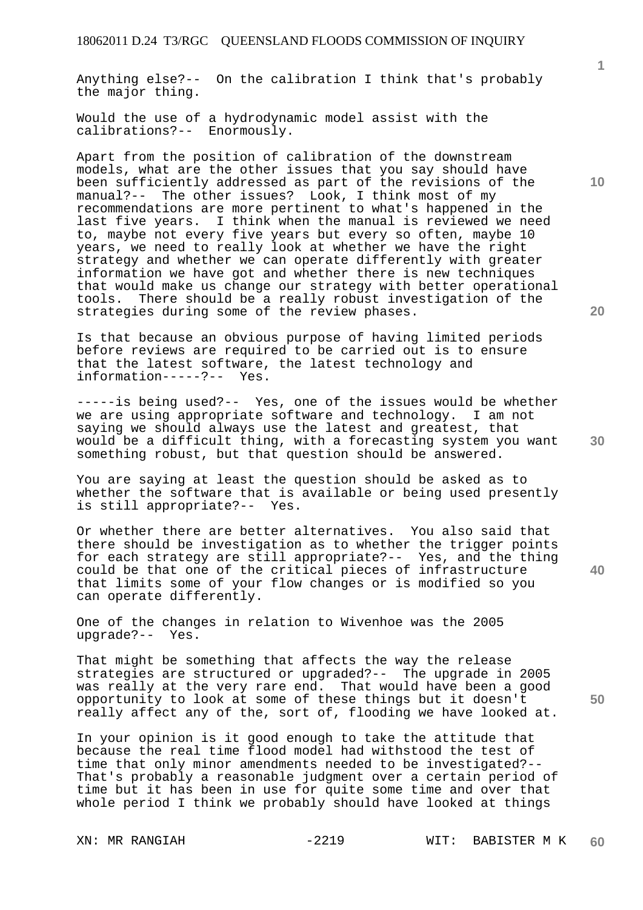Anything else?-- On the calibration I think that's probably the major thing.

Would the use of a hydrodynamic model assist with the calibrations?-- Enormously.

Apart from the position of calibration of the downstream models, what are the other issues that you say should have been sufficiently addressed as part of the revisions of the manual?-- The other issues? Look, I think most of my recommendations are more pertinent to what's happened in the last five years. I think when the manual is reviewed we need to, maybe not every five years but every so often, maybe 10 years, we need to really look at whether we have the right strategy and whether we can operate differently with greater information we have got and whether there is new techniques that would make us change our strategy with better operational tools. There should be a really robust investigation of the strategies during some of the review phases.

Is that because an obvious purpose of having limited periods before reviews are required to be carried out is to ensure that the latest software, the latest technology and information-----?-- Yes.

-----is being used?-- Yes, one of the issues would be whether we are using appropriate software and technology. I am not saying we should always use the latest and greatest, that would be a difficult thing, with a forecasting system you want something robust, but that question should be answered.

You are saying at least the question should be asked as to whether the software that is available or being used presently is still appropriate?-- Yes.

Or whether there are better alternatives. You also said that there should be investigation as to whether the trigger points for each strategy are still appropriate?-- Yes, and the thing could be that one of the critical pieces of infrastructure that limits some of your flow changes or is modified so you can operate differently.

One of the changes in relation to Wivenhoe was the 2005 upgrade?-- Yes.

That might be something that affects the way the release strategies are structured or upgraded?-- The upgrade in 2005 was really at the very rare end. That would have been a good opportunity to look at some of these things but it doesn't really affect any of the, sort of, flooding we have looked at.

In your opinion is it good enough to take the attitude that because the real time flood model had withstood the test of time that only minor amendments needed to be investigated?-- That's probably a reasonable judgment over a certain period of time but it has been in use for quite some time and over that whole period I think we probably should have looked at things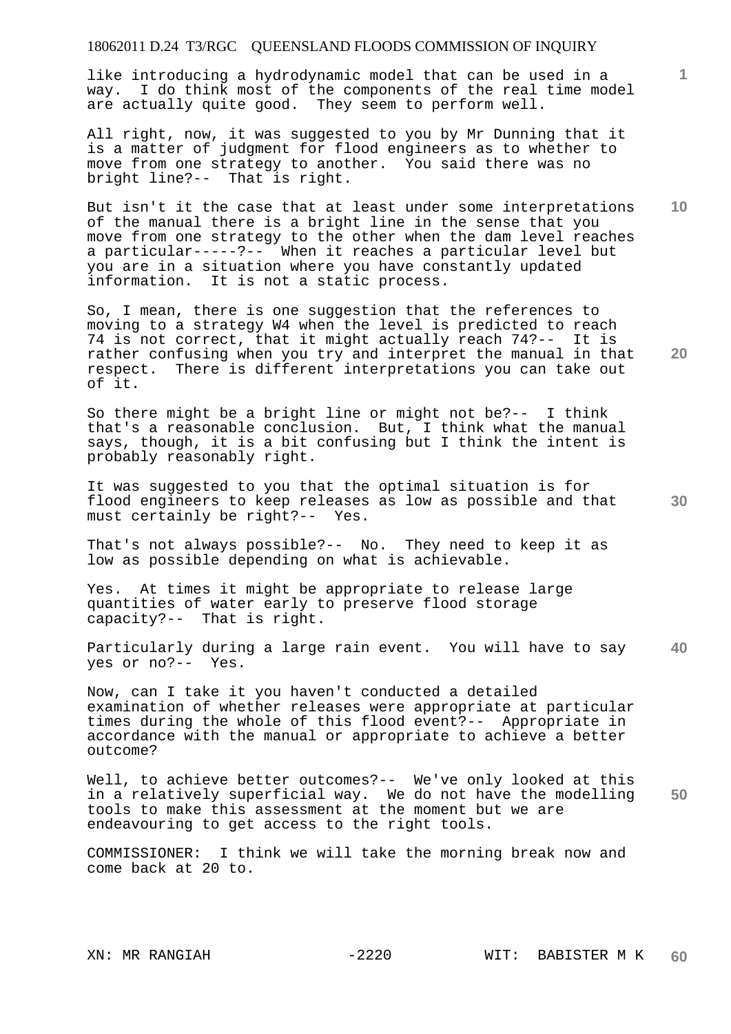like introducing a hydrodynamic model that can be used in a way. I do think most of the components of the real time model are actually quite good. They seem to perform well.

All right, now, it was suggested to you by Mr Dunning that it is a matter of judgment for flood engineers as to whether to move from one strategy to another. You said there was no bright line?-- That is right.

But isn't it the case that at least under some interpretations of the manual there is a bright line in the sense that you move from one strategy to the other when the dam level reaches a particular-----?-- When it reaches a particular level but you are in a situation where you have constantly updated information. It is not a static process.

So, I mean, there is one suggestion that the references to moving to a strategy W4 when the level is predicted to reach 74 is not correct, that it might actually reach 74?-- It is rather confusing when you try and interpret the manual in that respect. There is different interpretations you can take out of it.

So there might be a bright line or might not be?-- I think that's a reasonable conclusion. But, I think what the manual says, though, it is a bit confusing but I think the intent is probably reasonably right.

It was suggested to you that the optimal situation is for flood engineers to keep releases as low as possible and that must certainly be right?-- Yes.

That's not always possible?-- No. They need to keep it as low as possible depending on what is achievable.

Yes. At times it might be appropriate to release large quantities of water early to preserve flood storage capacity?-- That is right.

Particularly during a large rain event. You will have to say yes or no?-- Yes.

Now, can I take it you haven't conducted a detailed examination of whether releases were appropriate at particular times during the whole of this flood event?-- Appropriate in accordance with the manual or appropriate to achieve a better outcome?

Well, to achieve better outcomes?-- We've only looked at this in a relatively superficial way. We do not have the modelling tools to make this assessment at the moment but we are endeavouring to get access to the right tools.

COMMISSIONER: I think we will take the morning break now and come back at 20 to.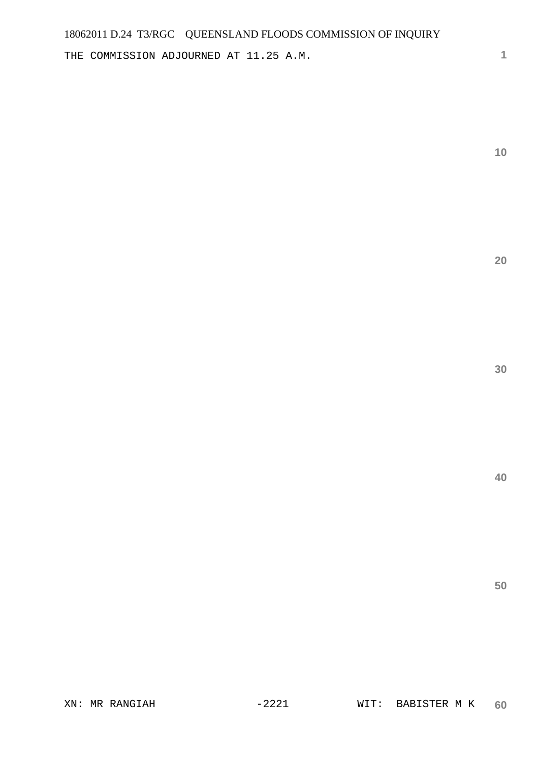THE COMMISSION ADJOURNED AT 11.25 A.M.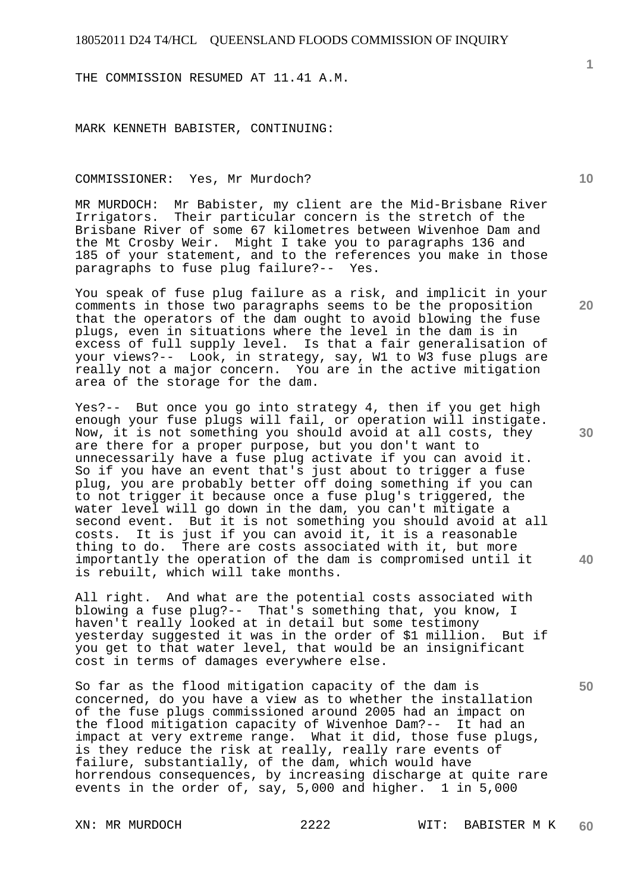THE COMMISSION RESUMED AT 11.41 A.M.

MARK KENNETH BABISTER, CONTINUING:

COMMISSIONER: Yes, Mr Murdoch?

MR MURDOCH: Mr Babister, my client are the Mid-Brisbane River Irrigators. Their particular concern is the stretch of the Brisbane River of some 67 kilometres between Wivenhoe Dam and the Mt Crosby Weir. Might I take you to paragraphs 136 and 185 of your statement, and to the references you make in those paragraphs to fuse plug failure?-- Yes.

You speak of fuse plug failure as a risk, and implicit in your comments in those two paragraphs seems to be the proposition that the operators of the dam ought to avoid blowing the fuse plugs, even in situations where the level in the dam is in excess of full supply level. Is that a fair generalisation of your views?-- Look, in strategy, say, W1 to W3 fuse plugs are really not a major concern. You are in the active mitigation area of the storage for the dam.

Yes?-- But once you go into strategy 4, then if you get high enough your fuse plugs will fail, or operation will instigate. Now, it is not something you should avoid at all costs, they are there for a proper purpose, but you don't want to unnecessarily have a fuse plug activate if you can avoid it. So if you have an event that's just about to trigger a fuse plug, you are probably better off doing something if you can to not trigger it because once a fuse plug's triggered, the water level will go down in the dam, you can't mitigate a second event. But it is not something you should avoid at all costs. It is just if you can avoid it, it is a reasonable thing to do. There are costs associated with it, but more importantly the operation of the dam is compromised until it is rebuilt, which will take months.

All right. And what are the potential costs associated with blowing a fuse plug?-- That's something that, you know, I haven't really looked at in detail but some testimony yesterday suggested it was in the order of $1 million. But if you get to that water level, that would be an insignificant cost in terms of damages everywhere else.

So far as the flood mitigation capacity of the dam is concerned, do you have a view as to whether the installation of the fuse plugs commissioned around 2005 had an impact on the flood mitigation capacity of Wivenhoe Dam?-- It had an impact at very extreme range. What it did, those fuse plugs, is they reduce the risk at really, really rare events of failure, substantially, of the dam, which would have horrendous consequences, by increasing discharge at quite rare events in the order of, say, 5,000 and higher. 1 in 5,000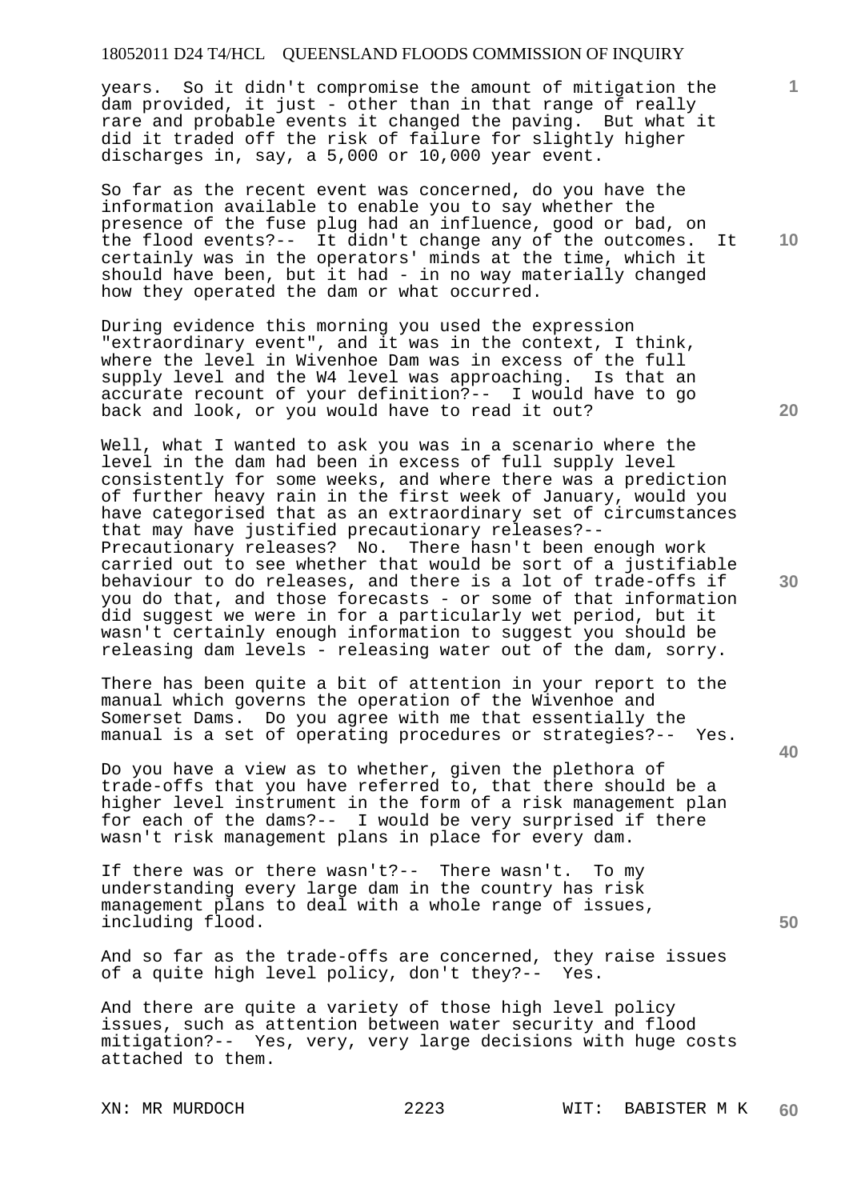years. So it didn't compromise the amount of mitigation the dam provided, it just - other than in that range of really rare and probable events it changed the paving. But what it did it traded off the risk of failure for slightly higher discharges in, say, a 5,000 or 10,000 year event.

So far as the recent event was concerned, do you have the information available to enable you to say whether the presence of the fuse plug had an influence, good or bad, on the flood events?-- It didn't change any of the outcomes. It certainly was in the operators' minds at the time, which it should have been, but it had - in no way materially changed how they operated the dam or what occurred.

During evidence this morning you used the expression "extraordinary event", and it was in the context, I think, where the level in Wivenhoe Dam was in excess of the full supply level and the W4 level was approaching. Is that an accurate recount of your definition?-- I would have to go back and look, or you would have to read it out?

Well, what I wanted to ask you was in a scenario where the level in the dam had been in excess of full supply level consistently for some weeks, and where there was a prediction of further heavy rain in the first week of January, would you have categorised that as an extraordinary set of circumstances that may have justified precautionary releases?-- Precautionary releases? No. There hasn't been enough work carried out to see whether that would be sort of a justifiable behaviour to do releases, and there is a lot of trade-offs if you do that, and those forecasts - or some of that information did suggest we were in for a particularly wet period, but it wasn't certainly enough information to suggest you should be releasing dam levels - releasing water out of the dam, sorry.

There has been quite a bit of attention in your report to the manual which governs the operation of the Wivenhoe and Somerset Dams. Do you agree with me that essentially the manual is a set of operating procedures or strategies?-- Yes.

Do you have a view as to whether, given the plethora of trade-offs that you have referred to, that there should be a higher level instrument in the form of a risk management plan for each of the dams?-- I would be very surprised if there wasn't risk management plans in place for every dam.

If there was or there wasn't?-- There wasn't. To my understanding every large dam in the country has risk management plans to deal with a whole range of issues, including flood.

And so far as the trade-offs are concerned, they raise issues of a quite high level policy, don't they?-- Yes.

And there are quite a variety of those high level policy issues, such as attention between water security and flood mitigation?-- Yes, very, very large decisions with huge costs attached to them.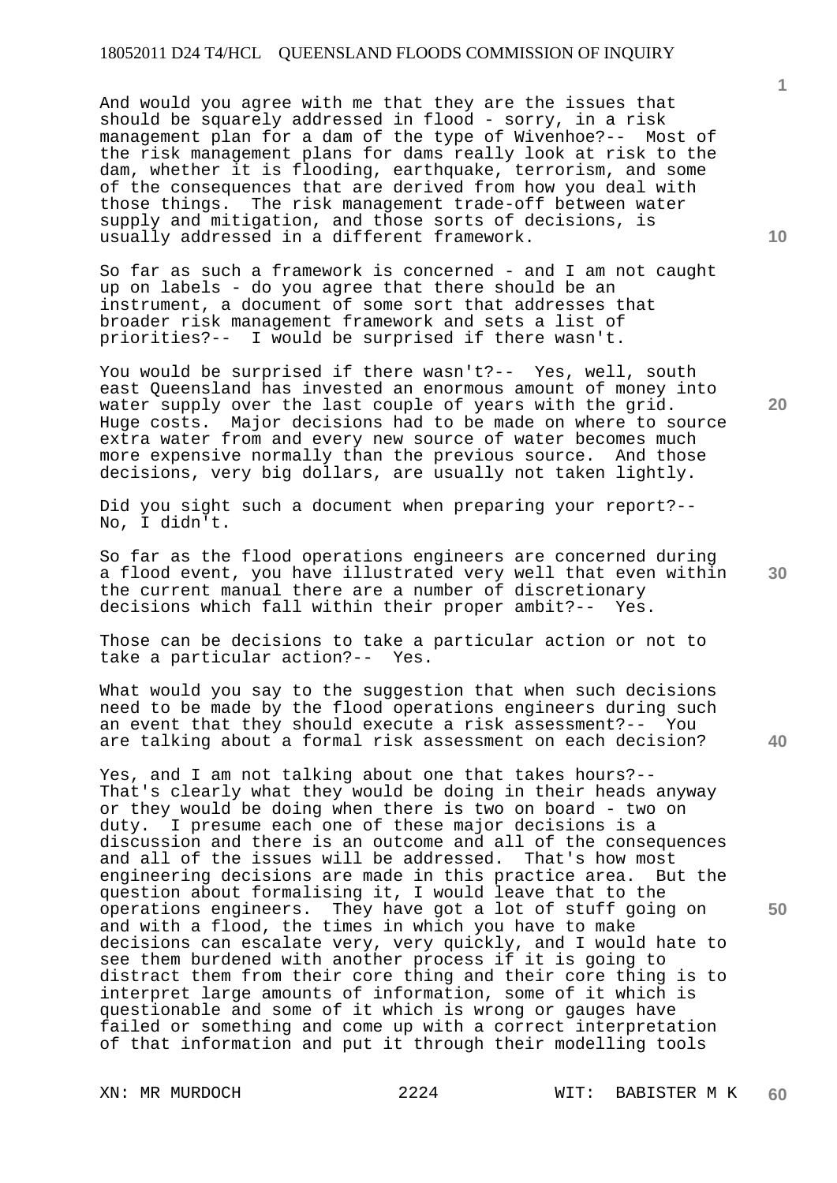And would you agree with me that they are the issues that should be squarely addressed in flood - sorry, in a risk management plan for a dam of the type of Wivenhoe?-- Most of the risk management plans for dams really look at risk to the dam, whether it is flooding, earthquake, terrorism, and some of the consequences that are derived from how you deal with those things. The risk management trade-off between water supply and mitigation, and those sorts of decisions, is usually addressed in a different framework.

So far as such a framework is concerned - and I am not caught up on labels - do you agree that there should be an instrument, a document of some sort that addresses that broader risk management framework and sets a list of priorities?-- I would be surprised if there wasn't.

You would be surprised if there wasn't?-- Yes, well, south east Queensland has invested an enormous amount of money into water supply over the last couple of years with the grid. Huge costs. Major decisions had to be made on where to source extra water from and every new source of water becomes much more expensive normally than the previous source. And those decisions, very big dollars, are usually not taken lightly.

Did you sight such a document when preparing your report?-- No, I didn't.

So far as the flood operations engineers are concerned during a flood event, you have illustrated very well that even within the current manual there are a number of discretionary decisions which fall within their proper ambit?-- Yes.

Those can be decisions to take a particular action or not to take a particular action?-- Yes.

What would you say to the suggestion that when such decisions need to be made by the flood operations engineers during such an event that they should execute a risk assessment?-- You are talking about a formal risk assessment on each decision?

Yes, and I am not talking about one that takes hours?-- That's clearly what they would be doing in their heads anyway or they would be doing when there is two on board - two on duty. I presume each one of these major decisions is a discussion and there is an outcome and all of the consequences and all of the issues will be addressed. That's how most engineering decisions are made in this practice area. But the question about formalising it, I would leave that to the operations engineers. They have got a lot of stuff going on and with a flood, the times in which you have to make decisions can escalate very, very quickly, and I would hate to see them burdened with another process if it is going to distract them from their core thing and their core thing is to interpret large amounts of information, some of it which is questionable and some of it which is wrong or gauges have failed or something and come up with a correct interpretation of that information and put it through their modelling tools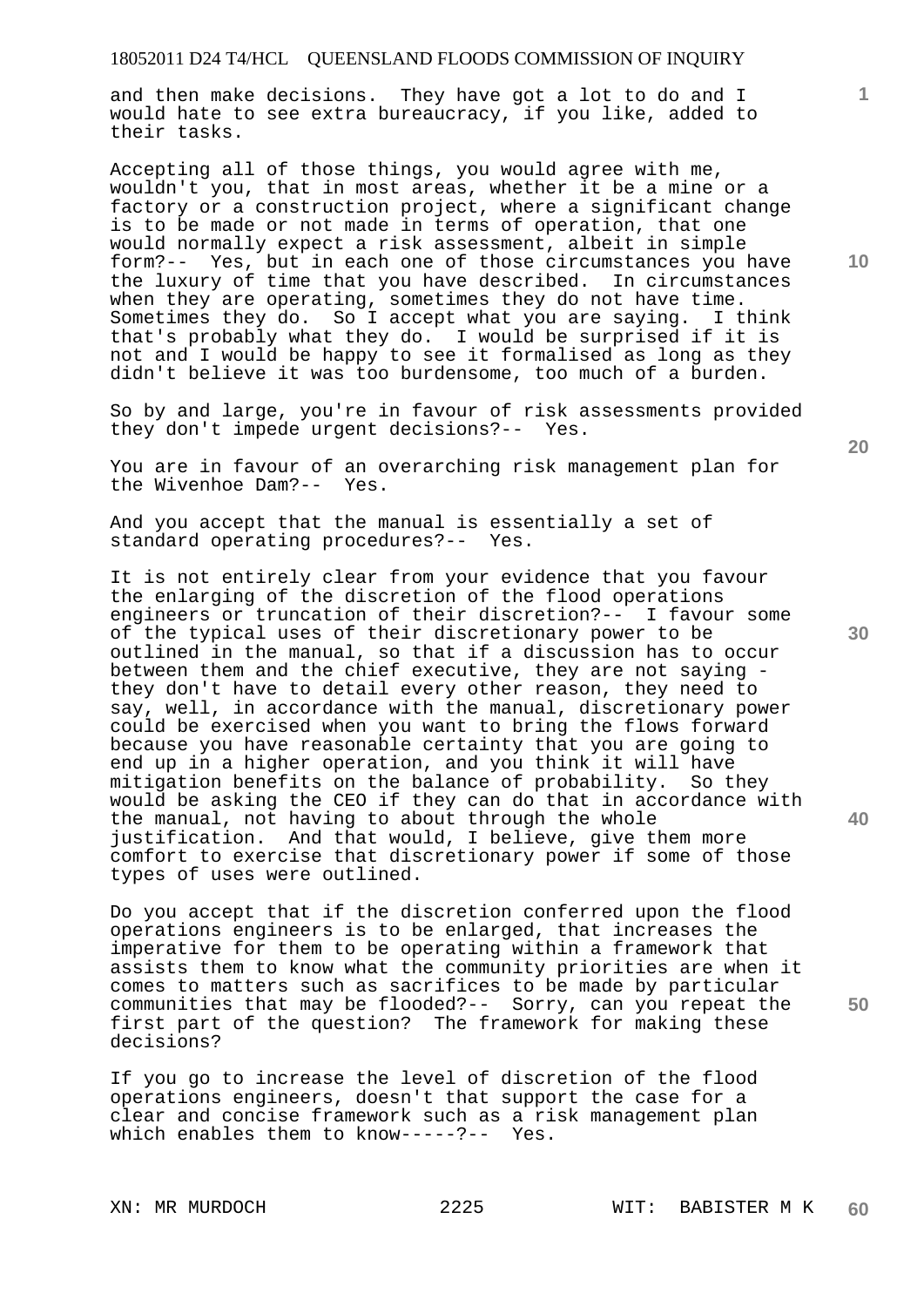and then make decisions. They have got a lot to do and I would hate to see extra bureaucracy, if you like, added to their tasks.

Accepting all of those things, you would agree with me, wouldn't you, that in most areas, whether it be a mine or a factory or a construction project, where a significant change is to be made or not made in terms of operation, that one would normally expect a risk assessment, albeit in simple form?-- Yes, but in each one of those circumstances you have the luxury of time that you have described. In circumstances when they are operating, sometimes they do not have time. Sometimes they do. So I accept what you are saying. I think that's probably what they do. I would be surprised if it is not and I would be happy to see it formalised as long as they didn't believe it was too burdensome, too much of a burden.

So by and large, you're in favour of risk assessments provided they don't impede urgent decisions?-- Yes.

You are in favour of an overarching risk management plan for the Wivenhoe Dam?-- Yes.

And you accept that the manual is essentially a set of standard operating procedures?-- Yes.

It is not entirely clear from your evidence that you favour the enlarging of the discretion of the flood operations engineers or truncation of their discretion?-- I favour some of the typical uses of their discretionary power to be outlined in the manual, so that if a discussion has to occur between them and the chief executive, they are not saying - they don't have to detail every other reason, they need to say, well, in accordance with the manual, discretionary power could be exercised when you want to bring the flows forward because you have reasonable certainty that you are going to end up in a higher operation, and you think it will have mitigation benefits on the balance of probability. So they would be asking the CEO if they can do that in accordance with the manual, not having to about through the whole justification. And that would, I believe, give them more comfort to exercise that discretionary power if some of those types of uses were outlined.

Do you accept that if the discretion conferred upon the flood operations engineers is to be enlarged, that increases the imperative for them to be operating within a framework that assists them to know what the community priorities are when it comes to matters such as sacrifices to be made by particular communities that may be flooded?-- Sorry, can you repeat the first part of the question? The framework for making these decisions?

If you go to increase the level of discretion of the flood operations engineers, doesn't that support the case for a clear and concise framework such as a risk management plan which enables them to know-----?-- Yes.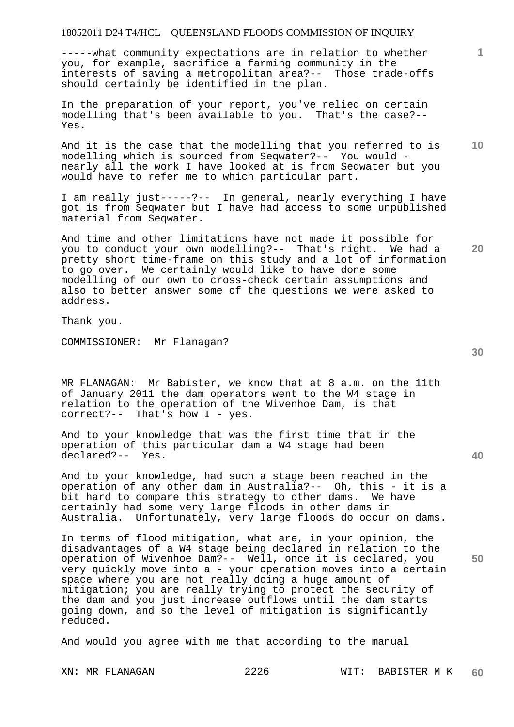-----what community expectations are in relation to whether you, for example, sacrifice a farming community in the interests of saving a metropolitan area?-- Those trade-offs should certainly be identified in the plan.

In the preparation of your report, you've relied on certain modelling that's been available to you. That's the case?-- Yes.

And it is the case that the modelling that you referred to is modelling which is sourced from Seqwater?-- You would - nearly all the work I have looked at is from Seqwater but you would have to refer me to which particular part.

I am really just-----?-- In general, nearly everything I have got is from Seqwater but I have had access to some unpublished material from Seqwater.

And time and other limitations have not made it possible for you to conduct your own modelling?-- That's right. We had a pretty short time-frame on this study and a lot of information to go over. We certainly would like to have done some modelling of our own to cross-check certain assumptions and also to better answer some of the questions we were asked to address.

Thank you.

COMMISSIONER: Mr Flanagan?

MR FLANAGAN: Mr Babister, we know that at 8 a.m. on the 11th of January 2011 the dam operators went to the W4 stage in relation to the operation of the Wivenhoe Dam, is that correct?-- That's how I - yes.

And to your knowledge that was the first time that in the operation of this particular dam a W4 stage had been declared?-- Yes.

And to your knowledge, had such a stage been reached in the operation of any other dam in Australia?-- Oh, this - it is a bit hard to compare this strategy to other dams. We have certainly had some very large floods in other dams in Australia. Unfortunately, very large floods do occur on dams.

In terms of flood mitigation, what are, in your opinion, the disadvantages of a W4 stage being declared in relation to the operation of Wivenhoe Dam?-- Well, once it is declared, you very quickly move into a - your operation moves into a certain space where you are not really doing a huge amount of mitigation; you are really trying to protect the security of the dam and you just increase outflows until the dam starts going down, and so the level of mitigation is significantly reduced.

And would you agree with me that according to the manual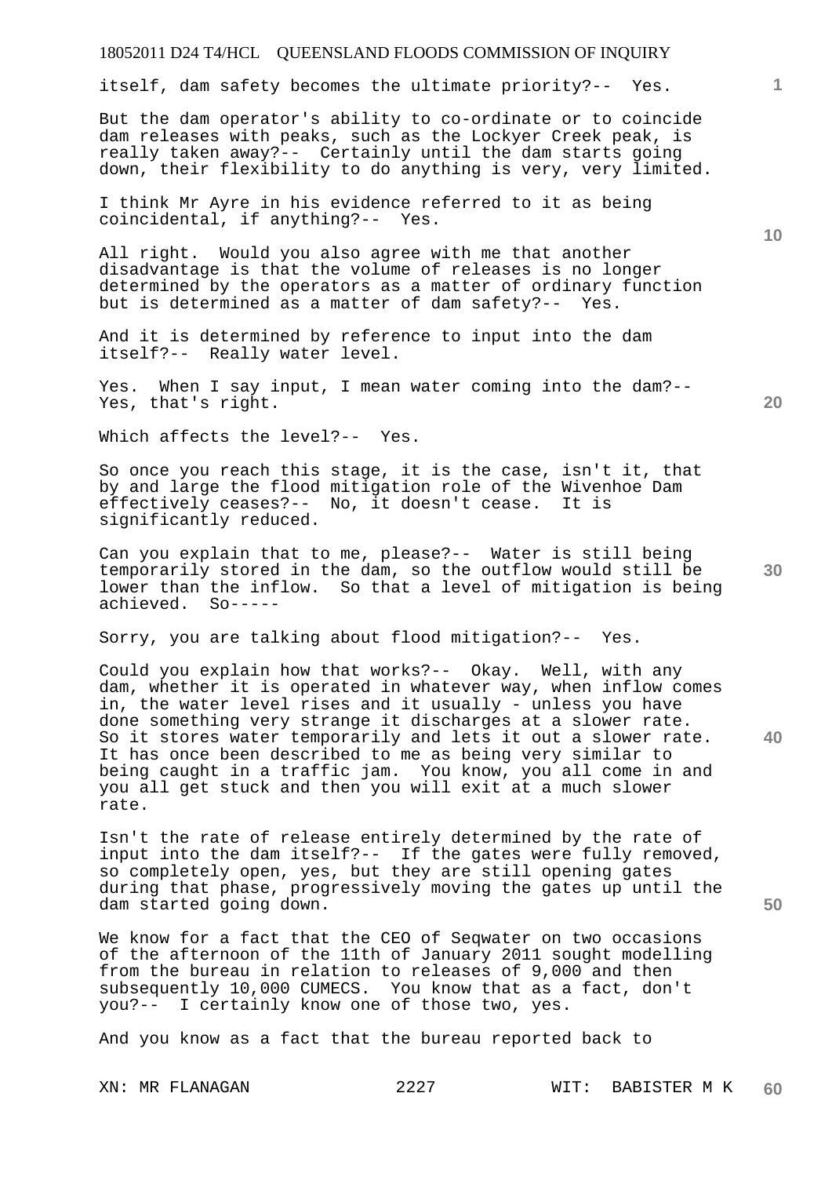itself, dam safety becomes the ultimate priority?-- Yes.

But the dam operator's ability to co-ordinate or to coincide dam releases with peaks, such as the Lockyer Creek peak, is really taken away?-- Certainly until the dam starts going down, their flexibility to do anything is very, very limited.

I think Mr Ayre in his evidence referred to it as being coincidental, if anything?-- Yes.

All right. Would you also agree with me that another disadvantage is that the volume of releases is no longer determined by the operators as a matter of ordinary function but is determined as a matter of dam safety?-- Yes.

And it is determined by reference to input into the dam itself?-- Really water level.

Yes. When I say input, I mean water coming into the dam?-- Yes, that's right.

Which affects the level?-- Yes.

So once you reach this stage, it is the case, isn't it, that by and large the flood mitigation role of the Wivenhoe Dam effectively ceases?-- No, it doesn't cease. It is significantly reduced.

Can you explain that to me, please?-- Water is still being temporarily stored in the dam, so the outflow would still be lower than the inflow. So that a level of mitigation is being achieved. So-----

Sorry, you are talking about flood mitigation?-- Yes.

Could you explain how that works?-- Okay. Well, with any dam, whether it is operated in whatever way, when inflow comes in, the water level rises and it usually - unless you have done something very strange it discharges at a slower rate. So it stores water temporarily and lets it out a slower rate. It has once been described to me as being very similar to being caught in a traffic jam. You know, you all come in and you all get stuck and then you will exit at a much slower rate.

Isn't the rate of release entirely determined by the rate of input into the dam itself?-- If the gates were fully removed, so completely open, yes, but they are still opening gates during that phase, progressively moving the gates up until the dam started going down.

We know for a fact that the CEO of Seqwater on two occasions of the afternoon of the 11th of January 2011 sought modelling from the bureau in relation to releases of 9,000 and then subsequently 10,000 CUMECS. You know that as a fact, don't you?-- I certainly know one of those two, yes.

And you know as a fact that the bureau reported back to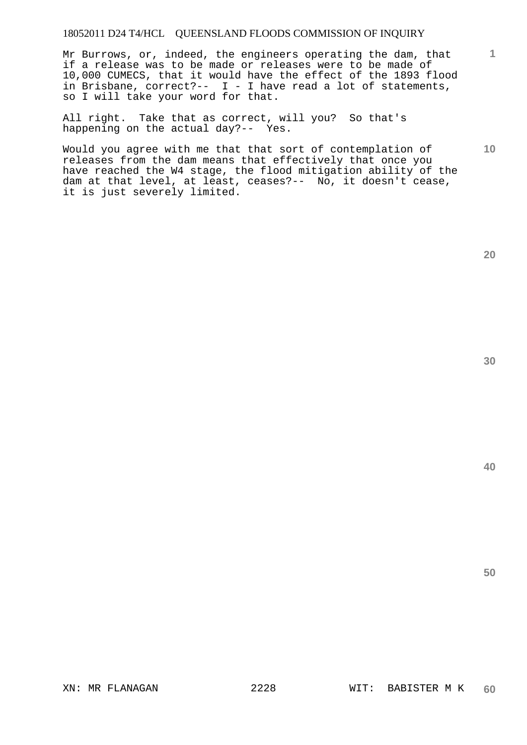Mr Burrows, or, indeed, the engineers operating the dam, that if a release was to be made or releases were to be made of 10,000 CUMECS, that it would have the effect of the 1893 flood in Brisbane, correct?-- I - I have read a lot of statements, so I will take your word for that.

All right. Take that as correct, will you? So that's happening on the actual day?-- Yes.

Would you agree with me that that sort of contemplation of releases from the dam means that effectively that once you have reached the W4 stage, the flood mitigation ability of the dam at that level, at least, ceases?-- No, it doesn't cease, it is just severely limited.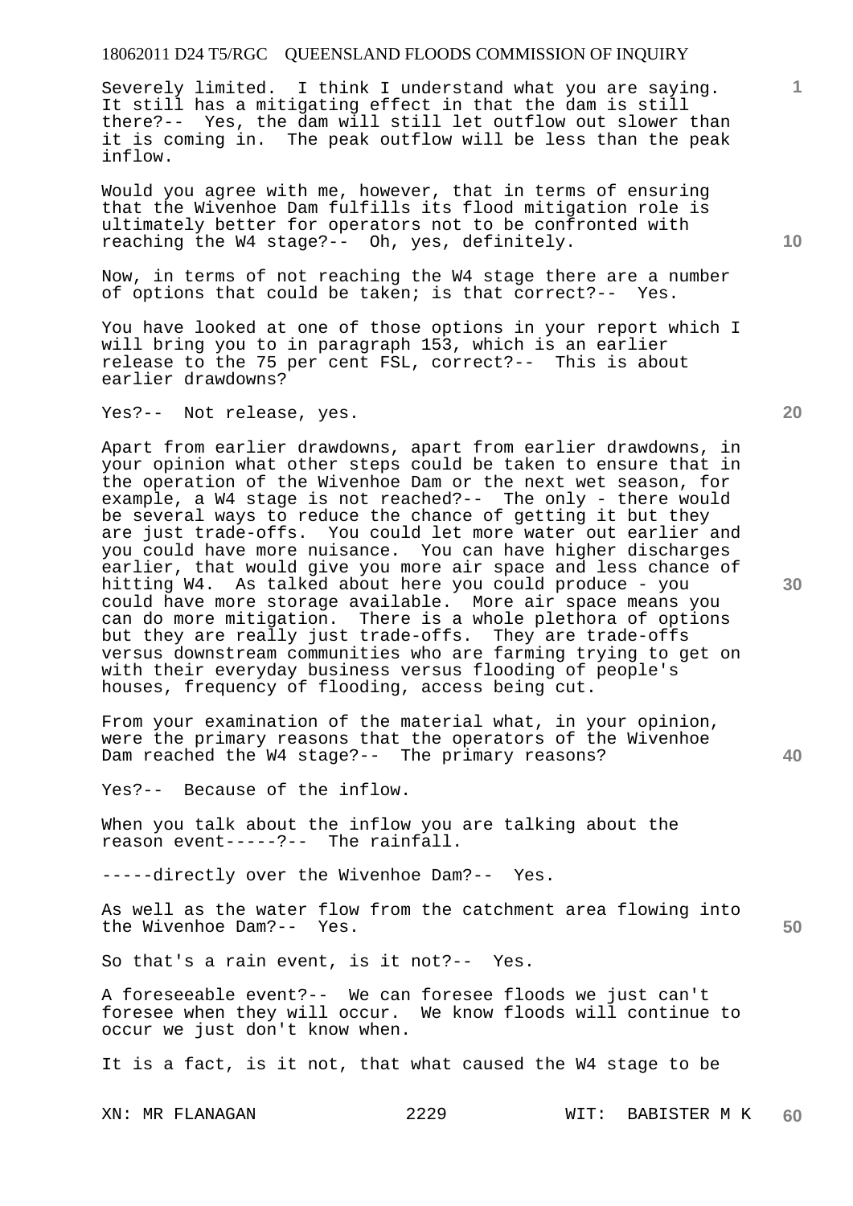Severely limited. I think I understand what you are saying. It still has a mitigating effect in that the dam is still there?-- Yes, the dam will still let outflow out slower than it is coming in. The peak outflow will be less than the peak inflow.

Would you agree with me, however, that in terms of ensuring that the Wivenhoe Dam fulfills its flood mitigation role is ultimately better for operators not to be confronted with reaching the W4 stage?-- Oh, yes, definitely.

Now, in terms of not reaching the W4 stage there are a number of options that could be taken; is that correct?-- Yes.

You have looked at one of those options in your report which I will bring you to in paragraph 153, which is an earlier release to the 75 per cent FSL, correct?-- This is about earlier drawdowns?

Yes?-- Not release, yes.

Apart from earlier drawdowns, apart from earlier drawdowns, in your opinion what other steps could be taken to ensure that in the operation of the Wivenhoe Dam or the next wet season, for example, a W4 stage is not reached?-- The only - there would be several ways to reduce the chance of getting it but they are just trade-offs. You could let more water out earlier and you could have more nuisance. You can have higher discharges earlier, that would give you more air space and less chance of hitting W4. As talked about here you could produce - you could have more storage available. More air space means you can do more mitigation. There is a whole plethora of options but they are really just trade-offs. They are trade-offs versus downstream communities who are farming trying to get on with their everyday business versus flooding of people's houses, frequency of flooding, access being cut.

From your examination of the material what, in your opinion, were the primary reasons that the operators of the Wivenhoe Dam reached the W4 stage?-- The primary reasons?

Yes?-- Because of the inflow.

When you talk about the inflow you are talking about the reason event-----?-- The rainfall.

-----directly over the Wivenhoe Dam?-- Yes.

As well as the water flow from the catchment area flowing into the Wivenhoe Dam?-- Yes.

So that's a rain event, is it not?-- Yes.

A foreseeable event?-- We can foresee floods we just can't foresee when they will occur. We know floods will continue to occur we just don't know when.

It is a fact, is it not, that what caused the W4 stage to be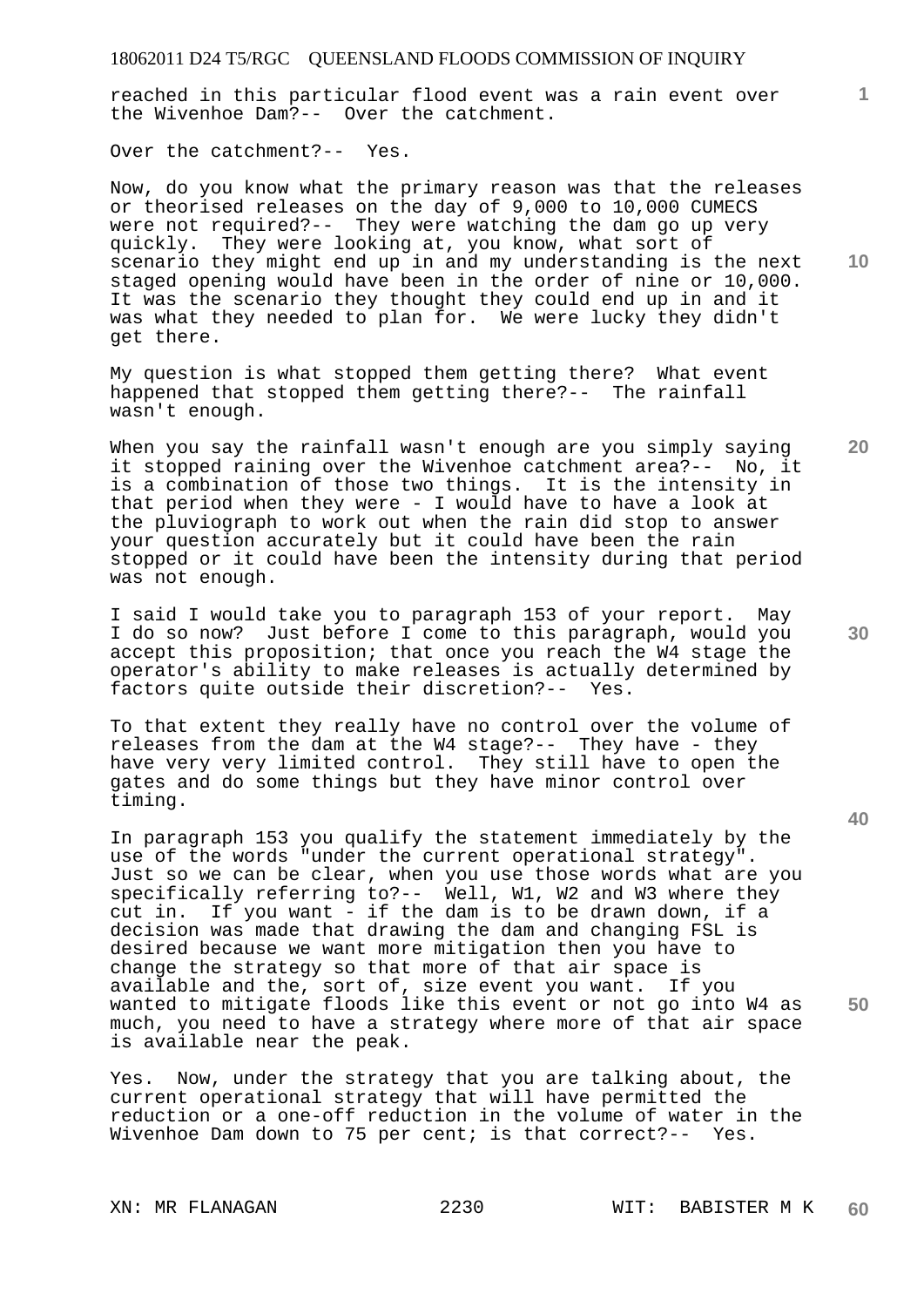reached in this particular flood event was a rain event over the Wivenhoe Dam?-- Over the catchment.

Over the catchment?-- Yes.

Now, do you know what the primary reason was that the releases or theorised releases on the day of 9,000 to 10,000 CUMECS were not required?-- They were watching the dam go up very quickly. They were looking at, you know, what sort of scenario they might end up in and my understanding is the next staged opening would have been in the order of nine or 10,000. It was the scenario they thought they could end up in and it was what they needed to plan for. We were lucky they didn't get there.

My question is what stopped them getting there? What event happened that stopped them getting there?-- The rainfall wasn't enough.

When you say the rainfall wasn't enough are you simply saying it stopped raining over the Wivenhoe catchment area?-- No, it is a combination of those two things. It is the intensity in that period when they were - I would have to have a look at the pluviograph to work out when the rain did stop to answer your question accurately but it could have been the rain stopped or it could have been the intensity during that period was not enough.

I said I would take you to paragraph 153 of your report. May I do so now? Just before I come to this paragraph, would you accept this proposition; that once you reach the W4 stage the operator's ability to make releases is actually determined by factors quite outside their discretion?-- Yes.

To that extent they really have no control over the volume of releases from the dam at the W4 stage?-- They have - they have very very limited control. They still have to open the gates and do some things but they have minor control over timing.

In paragraph 153 you qualify the statement immediately by the use of the words "under the current operational strategy". Just so we can be clear, when you use those words what are you specifically referring to?-- Well, W1, W2 and W3 where they cut in. If you want - if the dam is to be drawn down, if a decision was made that drawing the dam and changing FSL is desired because we want more mitigation then you have to change the strategy so that more of that air space is available and the, sort of, size event you want. If you wanted to mitigate floods like this event or not go into W4 as much, you need to have a strategy where more of that air space is available near the peak.

Yes. Now, under the strategy that you are talking about, the current operational strategy that will have permitted the reduction or a one-off reduction in the volume of water in the Wivenhoe Dam down to 75 per cent; is that correct?-- Yes.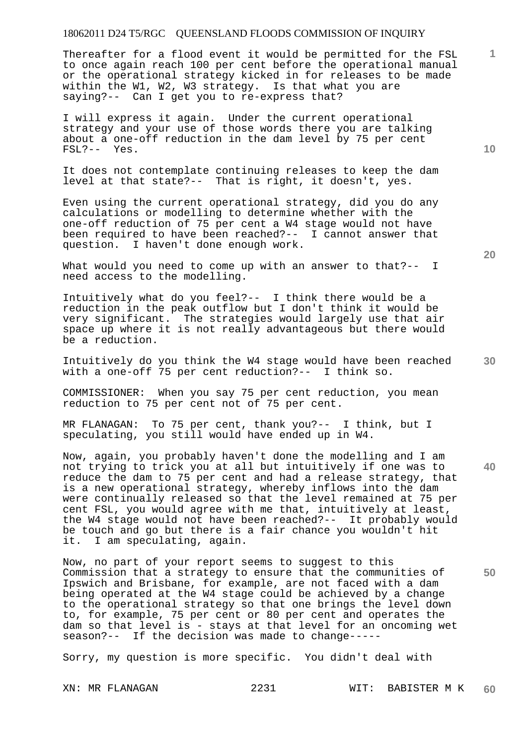Thereafter for a flood event it would be permitted for the FSL to once again reach 100 per cent before the operational manual or the operational strategy kicked in for releases to be made within the W1, W2, W3 strategy. Is that what you are saying?-- Can I get you to re-express that?

I will express it again. Under the current operational strategy and your use of those words there you are talking about a one-off reduction in the dam level by 75 per cent FSL?-- Yes.

It does not contemplate continuing releases to keep the dam level at that state?-- That is right, it doesn't, yes.

Even using the current operational strategy, did you do any calculations or modelling to determine whether with the one-off reduction of 75 per cent a W4 stage would not have been required to have been reached?-- I cannot answer that question. I haven't done enough work.

What would you need to come up with an answer to that?-- I need access to the modelling.

Intuitively what do you feel?-- I think there would be a reduction in the peak outflow but I don't think it would be very significant. The strategies would largely use that air space up where it is not really advantageous but there would be a reduction.

Intuitively do you think the W4 stage would have been reached with a one-off 75 per cent reduction?-- I think so.

COMMISSIONER: When you say 75 per cent reduction, you mean reduction to 75 per cent not of 75 per cent.

MR FLANAGAN: To 75 per cent, thank you?-- I think, but I speculating, you still would have ended up in W4.

Now, again, you probably haven't done the modelling and I am not trying to trick you at all but intuitively if one was to reduce the dam to 75 per cent and had a release strategy, that is a new operational strategy, whereby inflows into the dam were continually released so that the level remained at 75 per cent FSL, you would agree with me that, intuitively at least, the W4 stage would not have been reached?-- It probably would be touch and go but there is a fair chance you wouldn't hit it. I am speculating, again.

Now, no part of your report seems to suggest to this Commission that a strategy to ensure that the communities of Ipswich and Brisbane, for example, are not faced with a dam being operated at the W4 stage could be achieved by a change to the operational strategy so that one brings the level down to, for example, 75 per cent or 80 per cent and operates the dam so that level is - stays at that level for an oncoming wet season?-- If the decision was made to change-----

Sorry, my question is more specific. You didn't deal with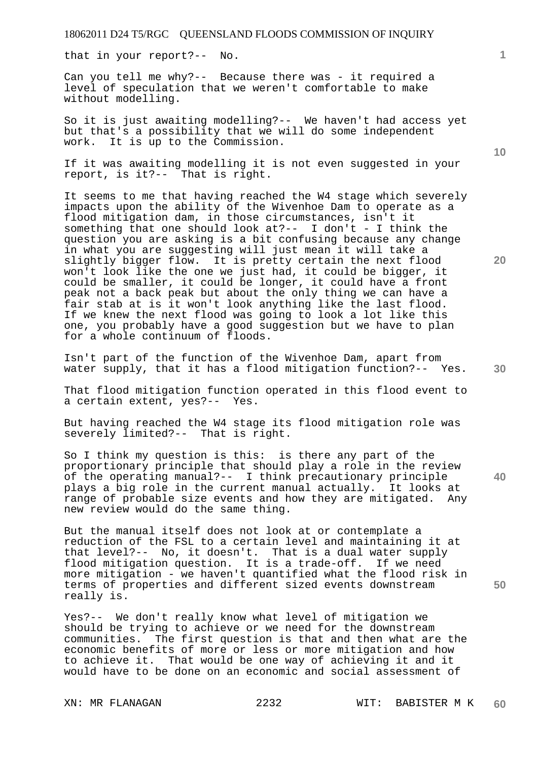that in your report?-- No.

Can you tell me why?-- Because there was - it required a level of speculation that we weren't comfortable to make without modelling.

So it is just awaiting modelling?-- We haven't had access yet but that's a possibility that we will do some independent work. It is up to the Commission.

If it was awaiting modelling it is not even suggested in your report, is it?-- That is right.

It seems to me that having reached the W4 stage which severely impacts upon the ability of the Wivenhoe Dam to operate as a flood mitigation dam, in those circumstances, isn't it something that one should look at?-- I don't - I think the question you are asking is a bit confusing because any change in what you are suggesting will just mean it will take a slightly bigger flow. It is pretty certain the next flood won't look like the one we just had, it could be bigger, it could be smaller, it could be longer, it could have a front peak not a back peak but about the only thing we can have a fair stab at is it won't look anything like the last flood. If we knew the next flood was going to look a lot like this one, you probably have a good suggestion but we have to plan for a whole continuum of floods.

Isn't part of the function of the Wivenhoe Dam, apart from water supply, that it has a flood mitigation function?-- Yes.

That flood mitigation function operated in this flood event to a certain extent, yes?-- Yes.

But having reached the W4 stage its flood mitigation role was severely limited?-- That is right.

So I think my question is this: is there any part of the proportionary principle that should play a role in the review of the operating manual?-- I think precautionary principle plays a big role in the current manual actually. It looks at range of probable size events and how they are mitigated. Any new review would do the same thing.

But the manual itself does not look at or contemplate a reduction of the FSL to a certain level and maintaining it at that level?-- No, it doesn't. That is a dual water supply flood mitigation question. It is a trade-off. If we need more mitigation - we haven't quantified what the flood risk in terms of properties and different sized events downstream really is.

Yes?-- We don't really know what level of mitigation we should be trying to achieve or we need for the downstream communities. The first question is that and then what are the economic benefits of more or less or more mitigation and how to achieve it. That would be one way of achieving it and it would have to be done on an economic and social assessment of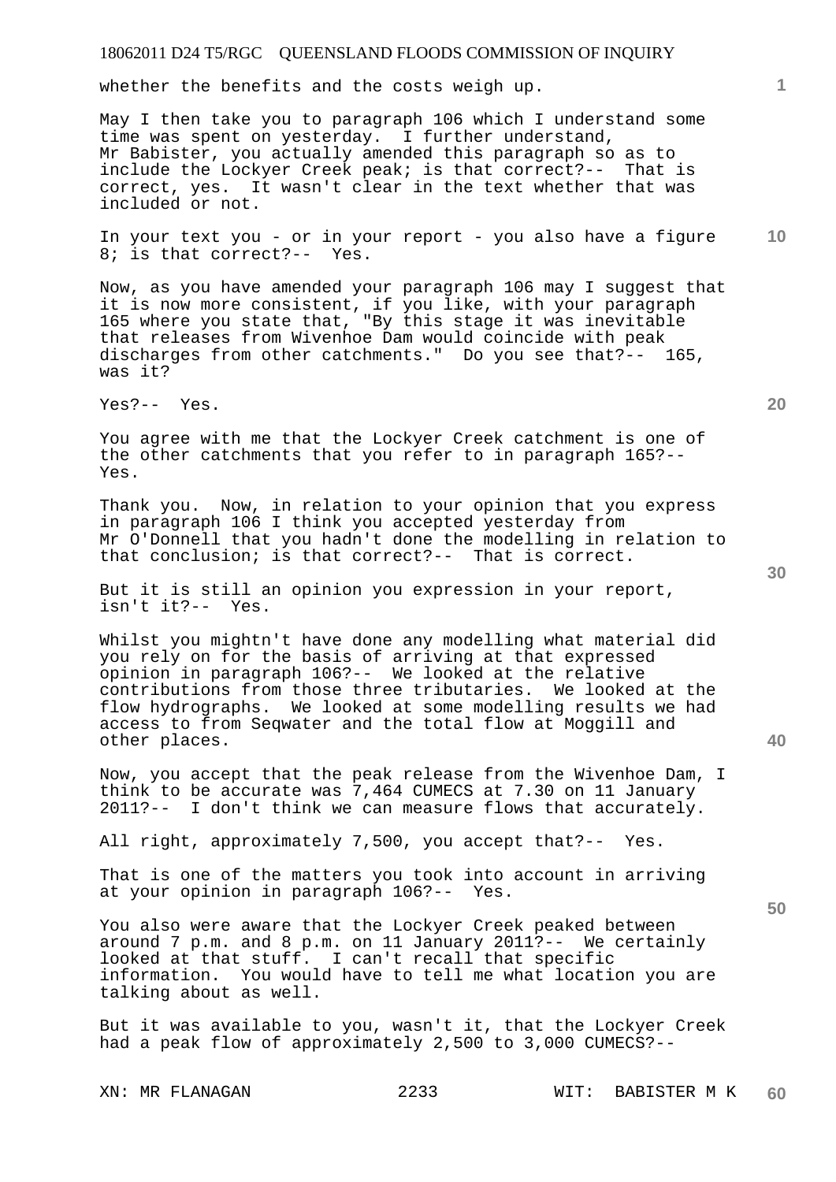whether the benefits and the costs weigh up.

May I then take you to paragraph 106 which I understand some time was spent on yesterday. I further understand, Mr Babister, you actually amended this paragraph so as to include the Lockyer Creek peak; is that correct?-- That is correct, yes. It wasn't clear in the text whether that was included or not.

In your text you - or in your report - you also have a figure 8; is that correct?-- Yes.

Now, as you have amended your paragraph 106 may I suggest that it is now more consistent, if you like, with your paragraph 165 where you state that, "By this stage it was inevitable that releases from Wivenhoe Dam would coincide with peak discharges from other catchments." Do you see that?-- 165, was it?

Yes?-- Yes.

You agree with me that the Lockyer Creek catchment is one of the other catchments that you refer to in paragraph 165?-- Yes.

Thank you. Now, in relation to your opinion that you express in paragraph 106 I think you accepted yesterday from Mr O'Donnell that you hadn't done the modelling in relation to that conclusion; is that correct?-- That is correct.

But it is still an opinion you expression in your report, isn't it?-- Yes.

Whilst you mightn't have done any modelling what material did you rely on for the basis of arriving at that expressed opinion in paragraph 106?-- We looked at the relative contributions from those three tributaries. We looked at the flow hydrographs. We looked at some modelling results we had access to from Seqwater and the total flow at Moggill and other places.

Now, you accept that the peak release from the Wivenhoe Dam, I think to be accurate was 7,464 CUMECS at 7.30 on 11 January 2011?-- I don't think we can measure flows that accurately.

All right, approximately 7,500, you accept that?-- Yes.

That is one of the matters you took into account in arriving at your opinion in paragraph 106?-- Yes.

You also were aware that the Lockyer Creek peaked between around 7 p.m. and 8 p.m. on 11 January 2011?-- We certainly looked at that stuff. I can't recall that specific information. You would have to tell me what location you are talking about as well.

But it was available to you, wasn't it, that the Lockyer Creek had a peak flow of approximately 2,500 to 3,000 CUMECS?--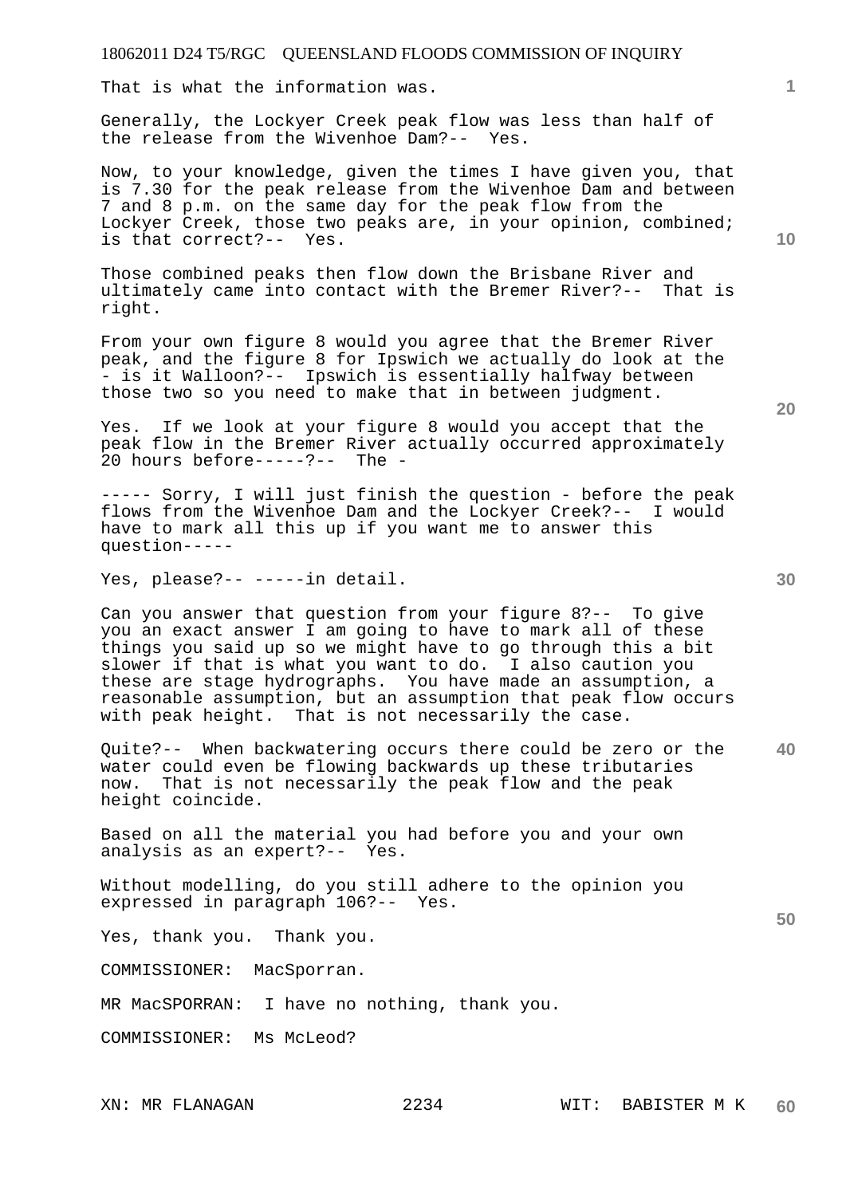That is what the information was.

Generally, the Lockyer Creek peak flow was less than half of the release from the Wivenhoe Dam?-- Yes.

Now, to your knowledge, given the times I have given you, that is 7.30 for the peak release from the Wivenhoe Dam and between 7 and 8 p.m. on the same day for the peak flow from the Lockyer Creek, those two peaks are, in your opinion, combined; is that correct?-- Yes.

Those combined peaks then flow down the Brisbane River and ultimately came into contact with the Bremer River?-- That is right.

From your own figure 8 would you agree that the Bremer River peak, and the figure 8 for Ipswich we actually do look at the - is it Walloon?-- Ipswich is essentially halfway between those two so you need to make that in between judgment.

Yes. If we look at your figure 8 would you accept that the peak flow in the Bremer River actually occurred approximately 20 hours before-----?-- The -

----- Sorry, I will just finish the question - before the peak flows from the Wivenhoe Dam and the Lockyer Creek?-- I would have to mark all this up if you want me to answer this question-----

Yes, please?-- -----in detail.

Can you answer that question from your figure 8?-- To give you an exact answer I am going to have to mark all of these things you said up so we might have to go through this a bit slower if that is what you want to do. I also caution you these are stage hydrographs. You have made an assumption, a reasonable assumption, but an assumption that peak flow occurs with peak height. That is not necessarily the case.

Quite?-- When backwatering occurs there could be zero or the water could even be flowing backwards up these tributaries now. That is not necessarily the peak flow and the peak height coincide.

Based on all the material you had before you and your own analysis as an expert?-- Yes.

Without modelling, do you still adhere to the opinion you expressed in paragraph 106?-- Yes.

Yes, thank you. Thank you.

COMMISSIONER: MacSporran.

MR MacSPORRAN: I have no nothing, thank you.

COMMISSIONER: Ms McLeod?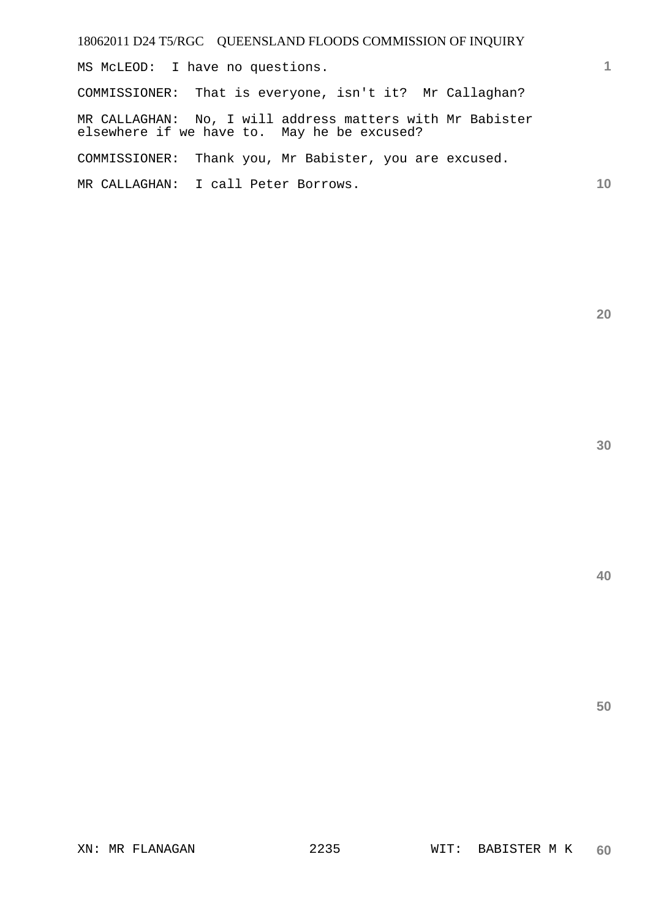MS McLEOD:  I have no questions.

COMMISSIONER:  That is everyone, isn't it?  Mr Callaghan?

MR CALLAGHAN:  No, I will address matters with Mr Babister elsewhere if we have to.  May he be excused?

COMMISSIONER:  Thank you, Mr Babister, you are excused.

MR CALLAGHAN:  I call Peter Borrows.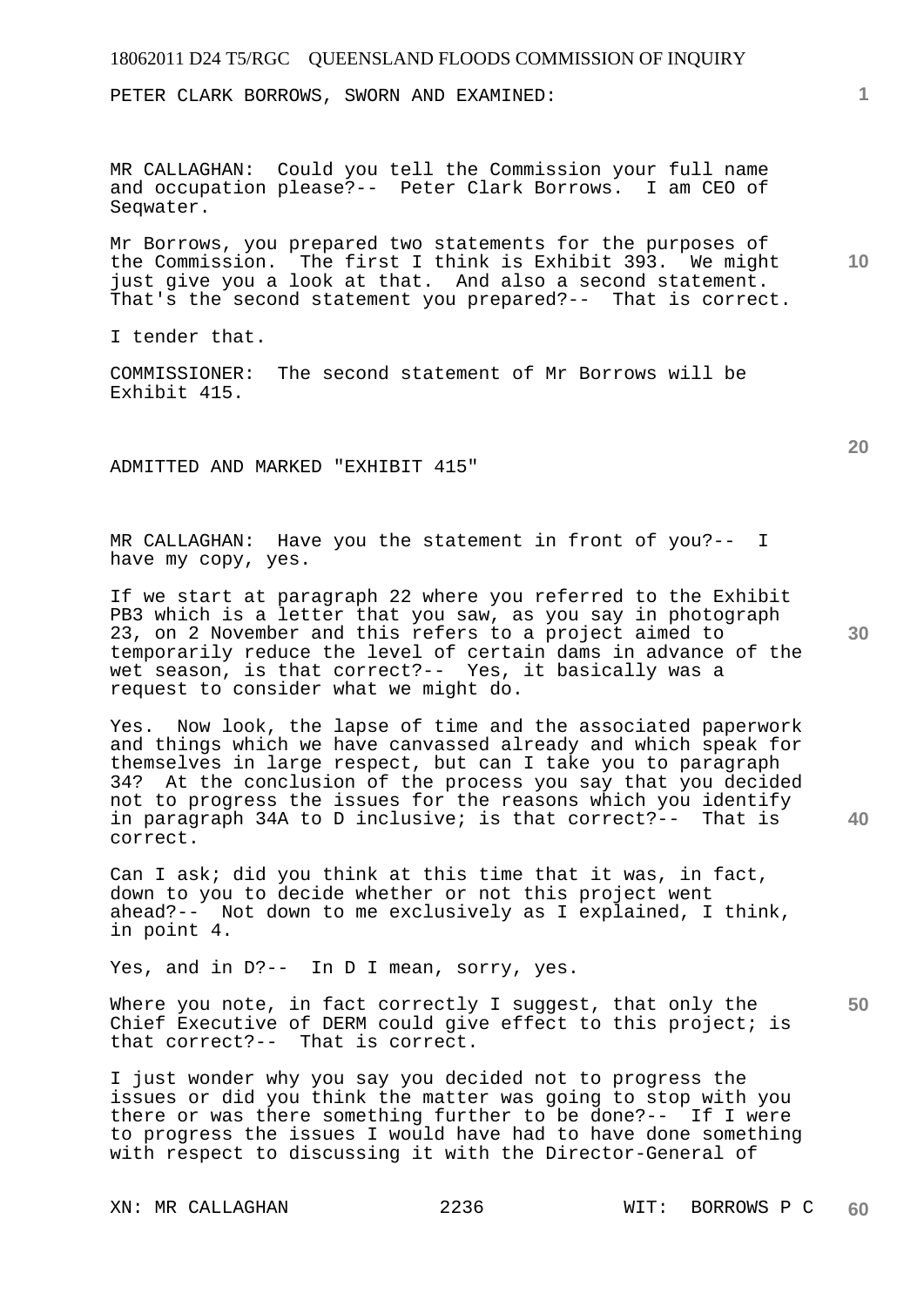PETER CLARK BORROWS, SWORN AND EXAMINED:

MR CALLAGHAN: Could you tell the Commission your full name and occupation please?-- Peter Clark Borrows. I am CEO of Seqwater.

Mr Borrows, you prepared two statements for the purposes of the Commission. The first I think is Exhibit 393. We might just give you a look at that. And also a second statement. That's the second statement you prepared?-- That is correct.

I tender that.

COMMISSIONER: The second statement of Mr Borrows will be Exhibit 415.

ADMITTED AND MARKED "EXHIBIT 415"

MR CALLAGHAN: Have you the statement in front of you?-- I have my copy, yes.

If we start at paragraph 22 where you referred to the Exhibit PB3 which is a letter that you saw, as you say in photograph 23, on 2 November and this refers to a project aimed to temporarily reduce the level of certain dams in advance of the wet season, is that correct?-- Yes, it basically was a request to consider what we might do.

Yes. Now look, the lapse of time and the associated paperwork and things which we have canvassed already and which speak for themselves in large respect, but can I take you to paragraph 34? At the conclusion of the process you say that you decided not to progress the issues for the reasons which you identify in paragraph 34A to D inclusive; is that correct?-- That is correct.

Can I ask; did you think at this time that it was, in fact, down to you to decide whether or not this project went ahead?-- Not down to me exclusively as I explained, I think, in point 4.

Yes, and in D?-- In D I mean, sorry, yes.

Where you note, in fact correctly I suggest, that only the Chief Executive of DERM could give effect to this project; is that correct?-- That is correct.

I just wonder why you say you decided not to progress the issues or did you think the matter was going to stop with you there or was there something further to be done?-- If I were to progress the issues I would have had to have done something with respect to discussing it with the Director-General of

XN: MR CALLAGHAN WIT: BORROWS P C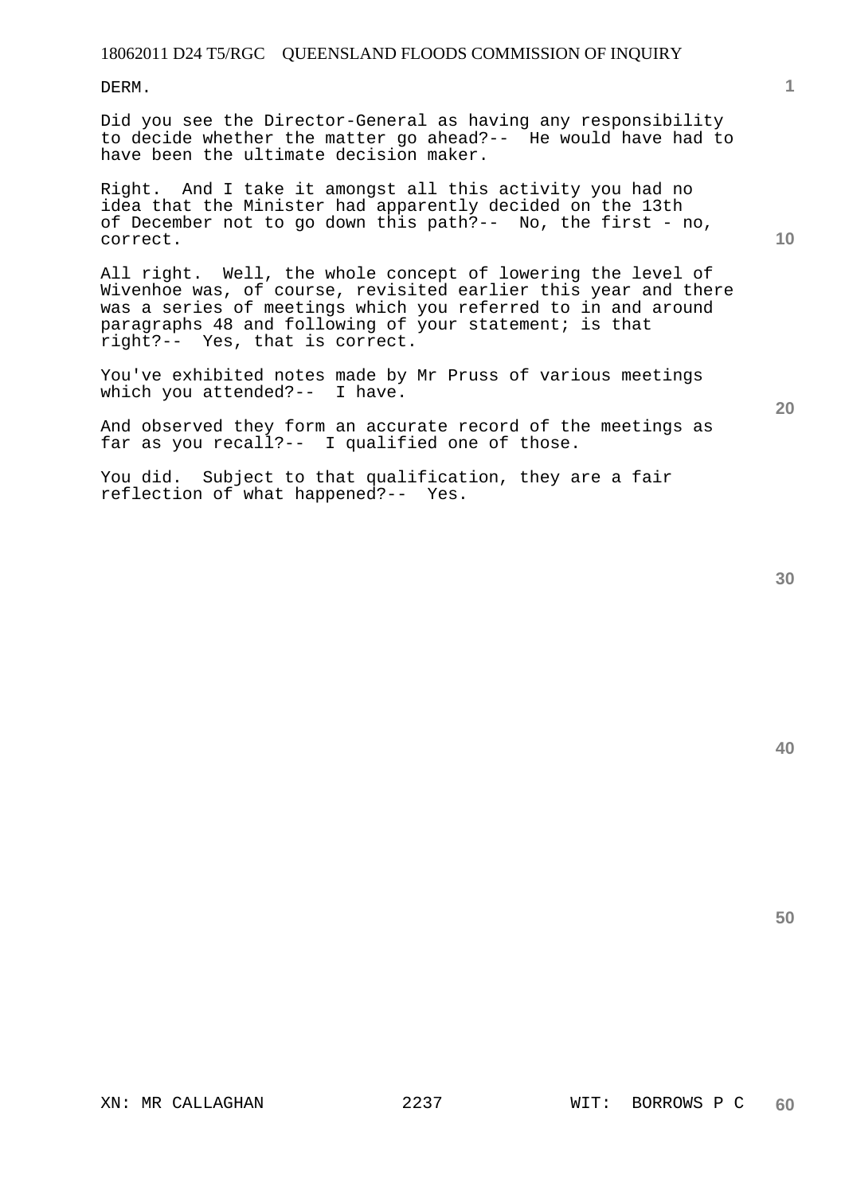DERM.

Did you see the Director-General as having any responsibility to decide whether the matter go ahead?-- He would have had to have been the ultimate decision maker.

Right. And I take it amongst all this activity you had no idea that the Minister had apparently decided on the 13th of December not to go down this path?-- No, the first - no, correct.

All right. Well, the whole concept of lowering the level of Wivenhoe was, of course, revisited earlier this year and there was a series of meetings which you referred to in and around paragraphs 48 and following of your statement; is that right?-- Yes, that is correct.

You've exhibited notes made by Mr Pruss of various meetings which you attended?-- I have.

And observed they form an accurate record of the meetings as far as you recall?-- I qualified one of those.

You did. Subject to that qualification, they are a fair reflection of what happened?-- Yes.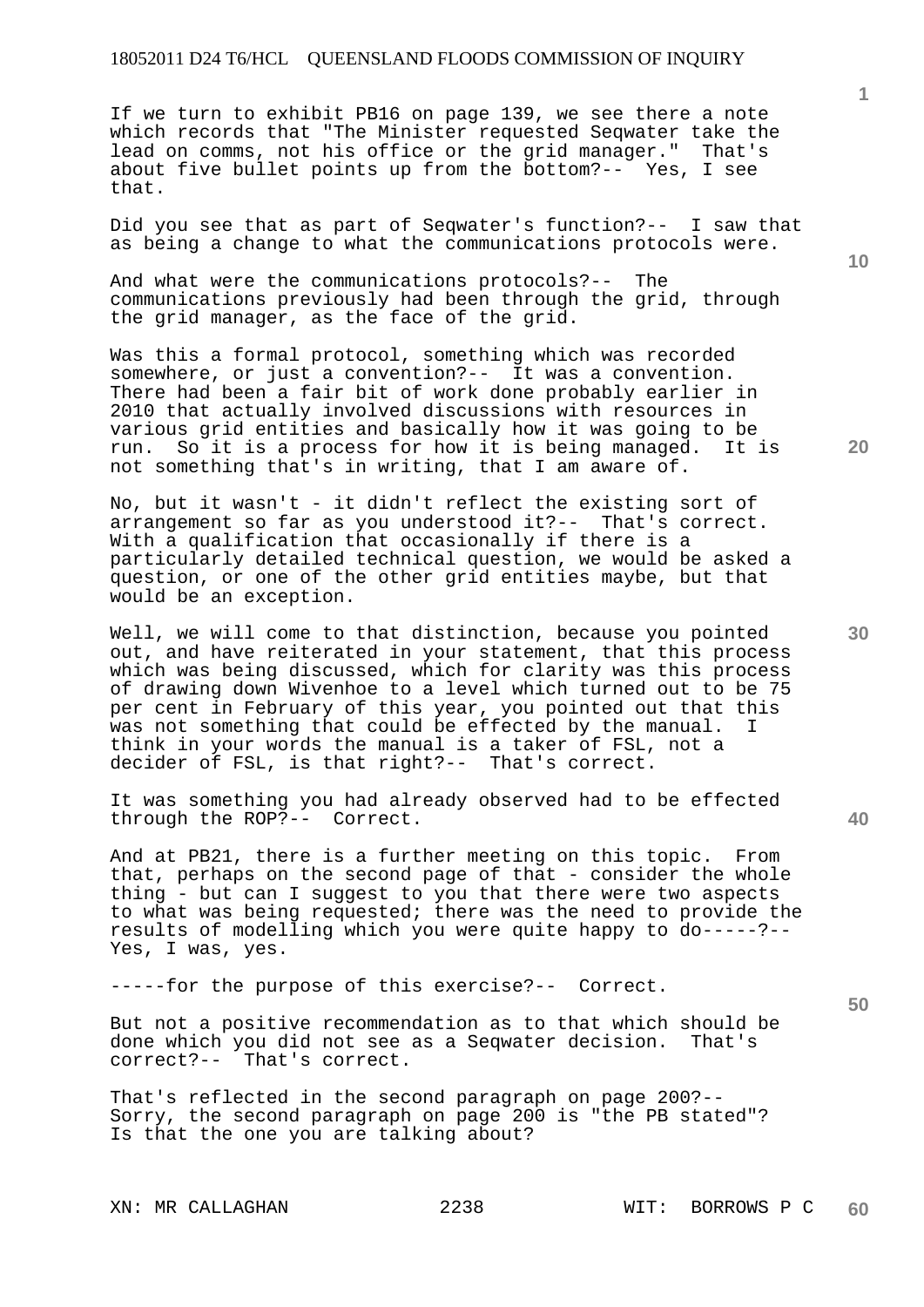If we turn to exhibit PB16 on page 139, we see there a note which records that "The Minister requested Seqwater take the lead on comms, not his office or the grid manager." That's about five bullet points up from the bottom?-- Yes, I see that.

Did you see that as part of Seqwater's function?-- I saw that as being a change to what the communications protocols were.

And what were the communications protocols?-- The communications previously had been through the grid, through the grid manager, as the face of the grid.

Was this a formal protocol, something which was recorded somewhere, or just a convention?-- It was a convention. There had been a fair bit of work done probably earlier in 2010 that actually involved discussions with resources in various grid entities and basically how it was going to be run. So it is a process for how it is being managed. It is not something that's in writing, that I am aware of.

No, but it wasn't - it didn't reflect the existing sort of arrangement so far as you understood it?-- That's correct. With a qualification that occasionally if there is a particularly detailed technical question, we would be asked a question, or one of the other grid entities maybe, but that would be an exception.

Well, we will come to that distinction, because you pointed out, and have reiterated in your statement, that this process which was being discussed, which for clarity was this process of drawing down Wivenhoe to a level which turned out to be 75 per cent in February of this year, you pointed out that this was not something that could be effected by the manual. I think in your words the manual is a taker of FSL, not a decider of FSL, is that right?-- That's correct.

It was something you had already observed had to be effected through the ROP?-- Correct.

And at PB21, there is a further meeting on this topic. From that, perhaps on the second page of that - consider the whole thing - but can I suggest to you that there were two aspects to what was being requested; there was the need to provide the results of modelling which you were quite happy to do-----?-- Yes, I was, yes.

-----for the purpose of this exercise?-- Correct.

But not a positive recommendation as to that which should be done which you did not see as a Seqwater decision. That's correct?-- That's correct.

That's reflected in the second paragraph on page 200?-- Sorry, the second paragraph on page 200 is "the PB stated"? Is that the one you are talking about?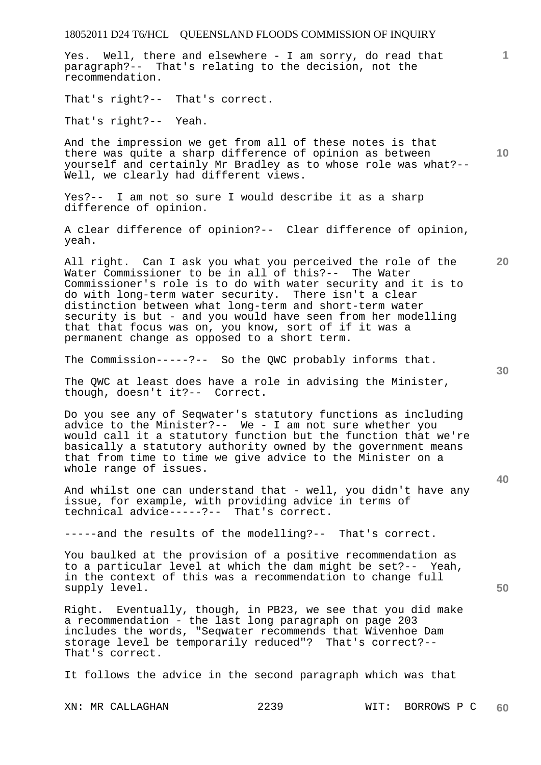Yes. Well, there and elsewhere - I am sorry, do read that paragraph?-- That's relating to the decision, not the recommendation.

That's right?-- That's correct.

That's right?-- Yeah.

And the impression we get from all of these notes is that there was quite a sharp difference of opinion as between yourself and certainly Mr Bradley as to whose role was what?-- Well, we clearly had different views.

Yes?-- I am not so sure I would describe it as a sharp difference of opinion.

A clear difference of opinion?-- Clear difference of opinion, yeah.

All right. Can I ask you what you perceived the role of the Water Commissioner to be in all of this?-- The Water Commissioner's role is to do with water security and it is to do with long-term water security. There isn't a clear distinction between what long-term and short-term water security is but - and you would have seen from her modelling that that focus was on, you know, sort of if it was a permanent change as opposed to a short term.

The Commission-----?-- So the QWC probably informs that.

The QWC at least does have a role in advising the Minister, though, doesn't it?-- Correct.

Do you see any of Seqwater's statutory functions as including advice to the Minister?-- We - I am not sure whether you would call it a statutory function but the function that we're basically a statutory authority owned by the government means that from time to time we give advice to the Minister on a whole range of issues.

And whilst one can understand that - well, you didn't have any issue, for example, with providing advice in terms of technical advice-----?-- That's correct.

-----and the results of the modelling?-- That's correct.

You baulked at the provision of a positive recommendation as to a particular level at which the dam might be set?-- Yeah, in the context of this was a recommendation to change full supply level.

Right. Eventually, though, in PB23, we see that you did make a recommendation - the last long paragraph on page 203 includes the words, "Seqwater recommends that Wivenhoe Dam storage level be temporarily reduced"? That's correct?-- That's correct.

It follows the advice in the second paragraph which was that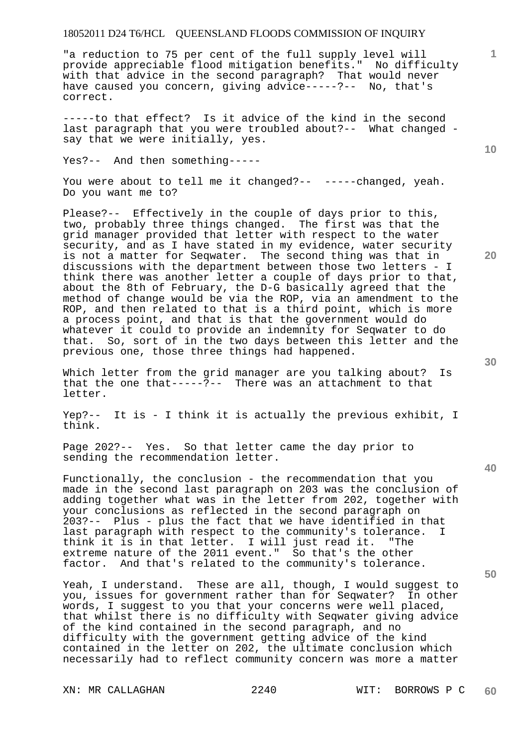"a reduction to 75 per cent of the full supply level will provide appreciable flood mitigation benefits." No difficulty with that advice in the second paragraph? That would never have caused you concern, giving advice-----?-- No, that's correct.

-----to that effect? Is it advice of the kind in the second last paragraph that you were troubled about?-- What changed - say that we were initially, yes.

Yes?-- And then something-----

You were about to tell me it changed?-- -----changed, yeah. Do you want me to?

Please?-- Effectively in the couple of days prior to this, two, probably three things changed. The first was that the grid manager provided that letter with respect to the water security, and as I have stated in my evidence, water security is not a matter for Seqwater. The second thing was that in discussions with the department between those two letters - I think there was another letter a couple of days prior to that, about the 8th of February, the D-G basically agreed that the method of change would be via the ROP, via an amendment to the ROP, and then related to that is a third point, which is more a process point, and that is that the government would do whatever it could to provide an indemnity for Seqwater to do that. So, sort of in the two days between this letter and the previous one, those three things had happened.

Which letter from the grid manager are you talking about? Is that the one that-----?-- There was an attachment to that letter.

Yep?-- It is - I think it is actually the previous exhibit, I think.

Page 202?-- Yes. So that letter came the day prior to sending the recommendation letter.

Functionally, the conclusion - the recommendation that you made in the second last paragraph on 203 was the conclusion of adding together what was in the letter from 202, together with your conclusions as reflected in the second paragraph on 203?-- Plus - plus the fact that we have identified in that last paragraph with respect to the community's tolerance. I think it is in that letter. I will just read it. "The extreme nature of the 2011 event." So that's the other factor. And that's related to the community's tolerance.

Yeah, I understand. These are all, though, I would suggest to you, issues for government rather than for Seqwater? In other words, I suggest to you that your concerns were well placed, that whilst there is no difficulty with Seqwater giving advice of the kind contained in the second paragraph, and no difficulty with the government getting advice of the kind contained in the letter on 202, the ultimate conclusion which necessarily had to reflect community concern was more a matter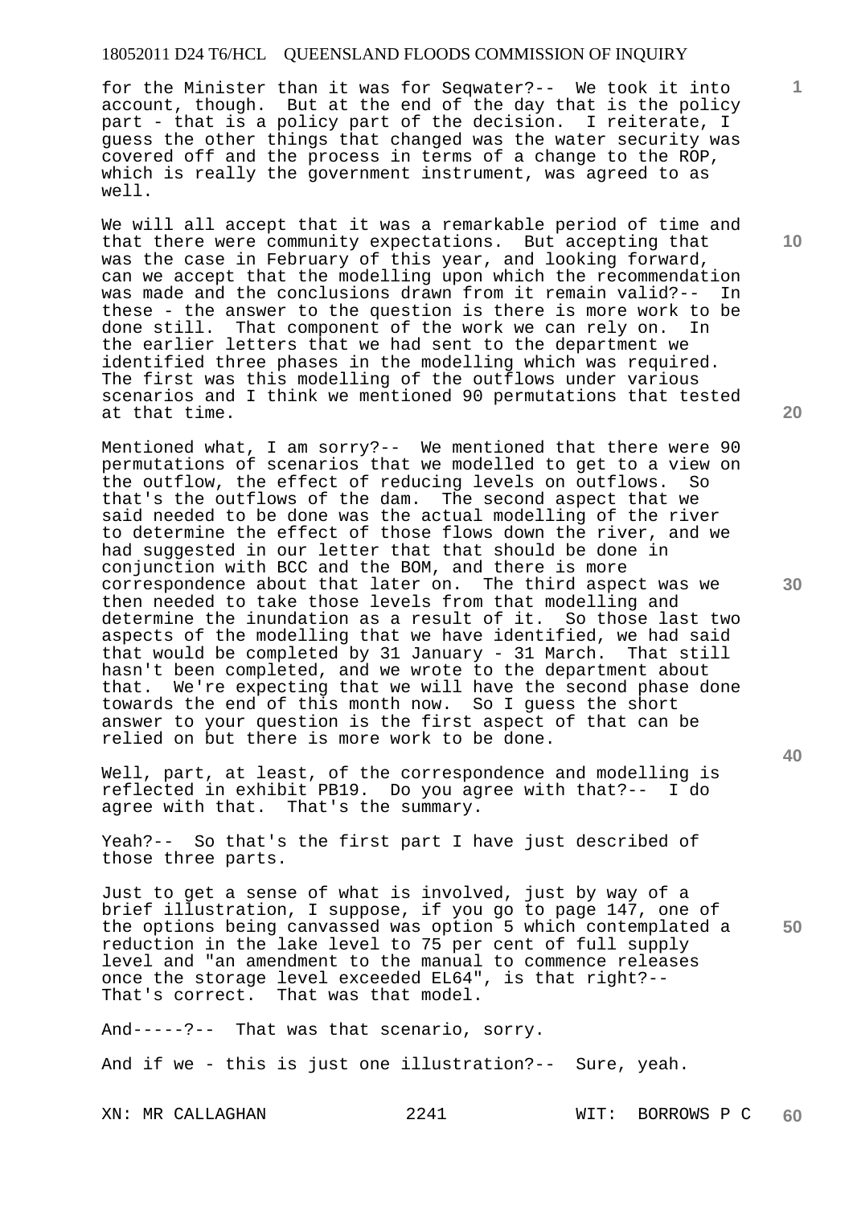for the Minister than it was for Seqwater?-- We took it into account, though. But at the end of the day that is the policy part - that is a policy part of the decision. I reiterate, I guess the other things that changed was the water security was covered off and the process in terms of a change to the ROP, which is really the government instrument, was agreed to as well.

We will all accept that it was a remarkable period of time and that there were community expectations. But accepting that was the case in February of this year, and looking forward, can we accept that the modelling upon which the recommendation was made and the conclusions drawn from it remain valid?-- In these - the answer to the question is there is more work to be done still. That component of the work we can rely on. In the earlier letters that we had sent to the department we identified three phases in the modelling which was required. The first was this modelling of the outflows under various scenarios and I think we mentioned 90 permutations that tested at that time.

Mentioned what, I am sorry?-- We mentioned that there were 90 permutations of scenarios that we modelled to get to a view on the outflow, the effect of reducing levels on outflows. So that's the outflows of the dam. The second aspect that we said needed to be done was the actual modelling of the river to determine the effect of those flows down the river, and we had suggested in our letter that that should be done in conjunction with BCC and the BOM, and there is more correspondence about that later on. The third aspect was we then needed to take those levels from that modelling and determine the inundation as a result of it. So those last two aspects of the modelling that we have identified, we had said that would be completed by 31 January - 31 March. That still hasn't been completed, and we wrote to the department about that. We're expecting that we will have the second phase done towards the end of this month now. So I guess the short answer to your question is the first aspect of that can be relied on but there is more work to be done.

Well, part, at least, of the correspondence and modelling is reflected in exhibit PB19. Do you agree with that?-- I do agree with that. That's the summary.

Yeah?-- So that's the first part I have just described of those three parts.

Just to get a sense of what is involved, just by way of a brief illustration, I suppose, if you go to page 147, one of the options being canvassed was option 5 which contemplated a reduction in the lake level to 75 per cent of full supply level and "an amendment to the manual to commence releases once the storage level exceeded EL64", is that right?-- That's correct. That was that model.

And-----?-- That was that scenario, sorry.

And if we - this is just one illustration?-- Sure, yeah.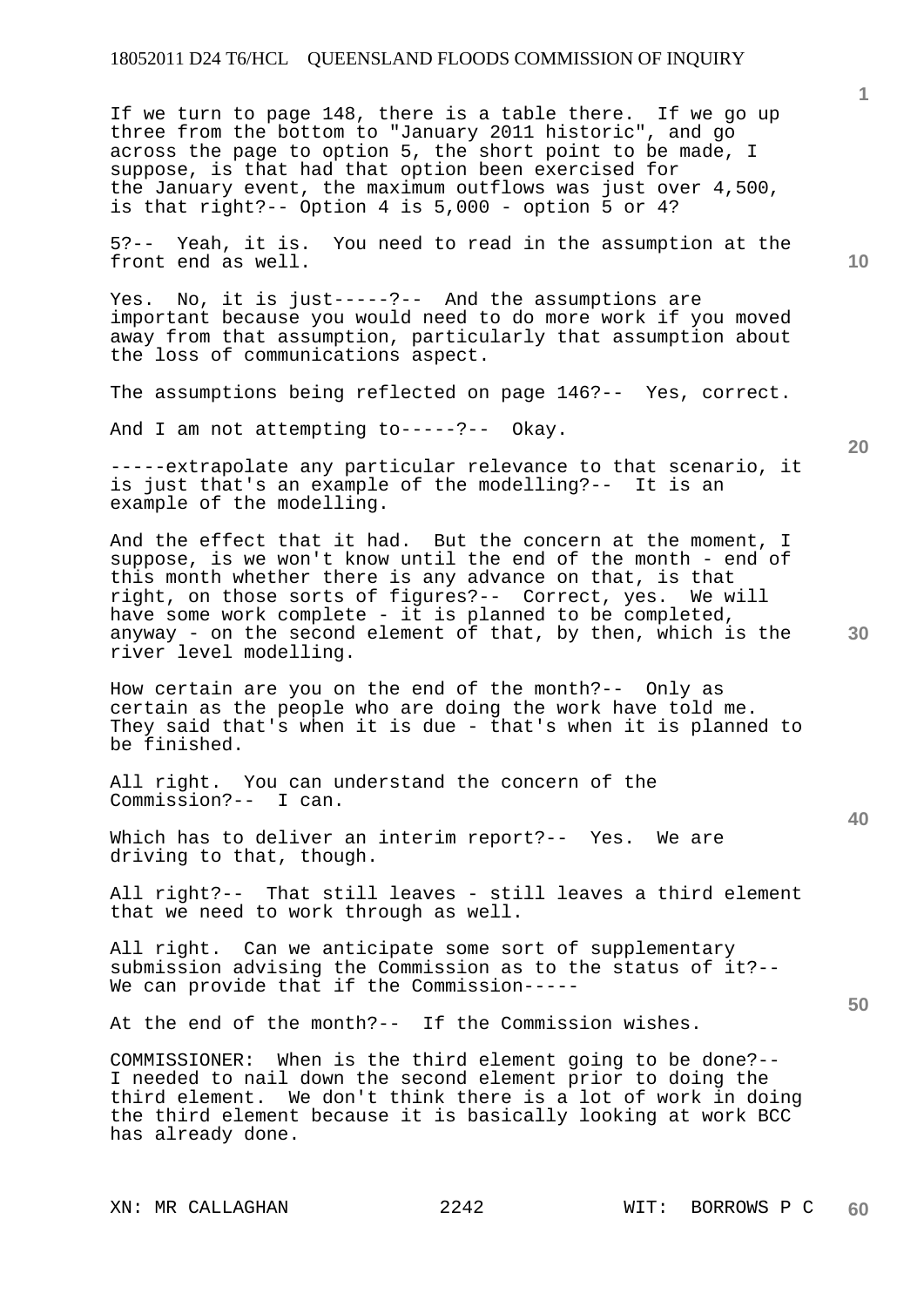If we turn to page 148, there is a table there. If we go up three from the bottom to "January 2011 historic", and go across the page to option 5, the short point to be made, I suppose, is that had that option been exercised for the January event, the maximum outflows was just over 4,500, is that right?-- Option 4 is 5,000 - option 5 or 4?

5?-- Yeah, it is. You need to read in the assumption at the front end as well.

Yes. No, it is just-----?-- And the assumptions are important because you would need to do more work if you moved away from that assumption, particularly that assumption about the loss of communications aspect.

The assumptions being reflected on page 146?-- Yes, correct.

And I am not attempting to-----?-- Okay.

-----extrapolate any particular relevance to that scenario, it is just that's an example of the modelling?-- It is an example of the modelling.

And the effect that it had. But the concern at the moment, I suppose, is we won't know until the end of the month - end of this month whether there is any advance on that, is that right, on those sorts of figures?-- Correct, yes. We will have some work complete - it is planned to be completed, anyway - on the second element of that, by then, which is the river level modelling.

How certain are you on the end of the month?-- Only as certain as the people who are doing the work have told me. They said that's when it is due - that's when it is planned to be finished.

All right. You can understand the concern of the Commission?-- I can.

Which has to deliver an interim report?-- Yes. We are driving to that, though.

All right?-- That still leaves - still leaves a third element that we need to work through as well.

All right. Can we anticipate some sort of supplementary submission advising the Commission as to the status of it?-- We can provide that if the Commission-----

At the end of the month?-- If the Commission wishes.

COMMISSIONER: When is the third element going to be done?-- I needed to nail down the second element prior to doing the third element. We don't think there is a lot of work in doing the third element because it is basically looking at work BCC has already done.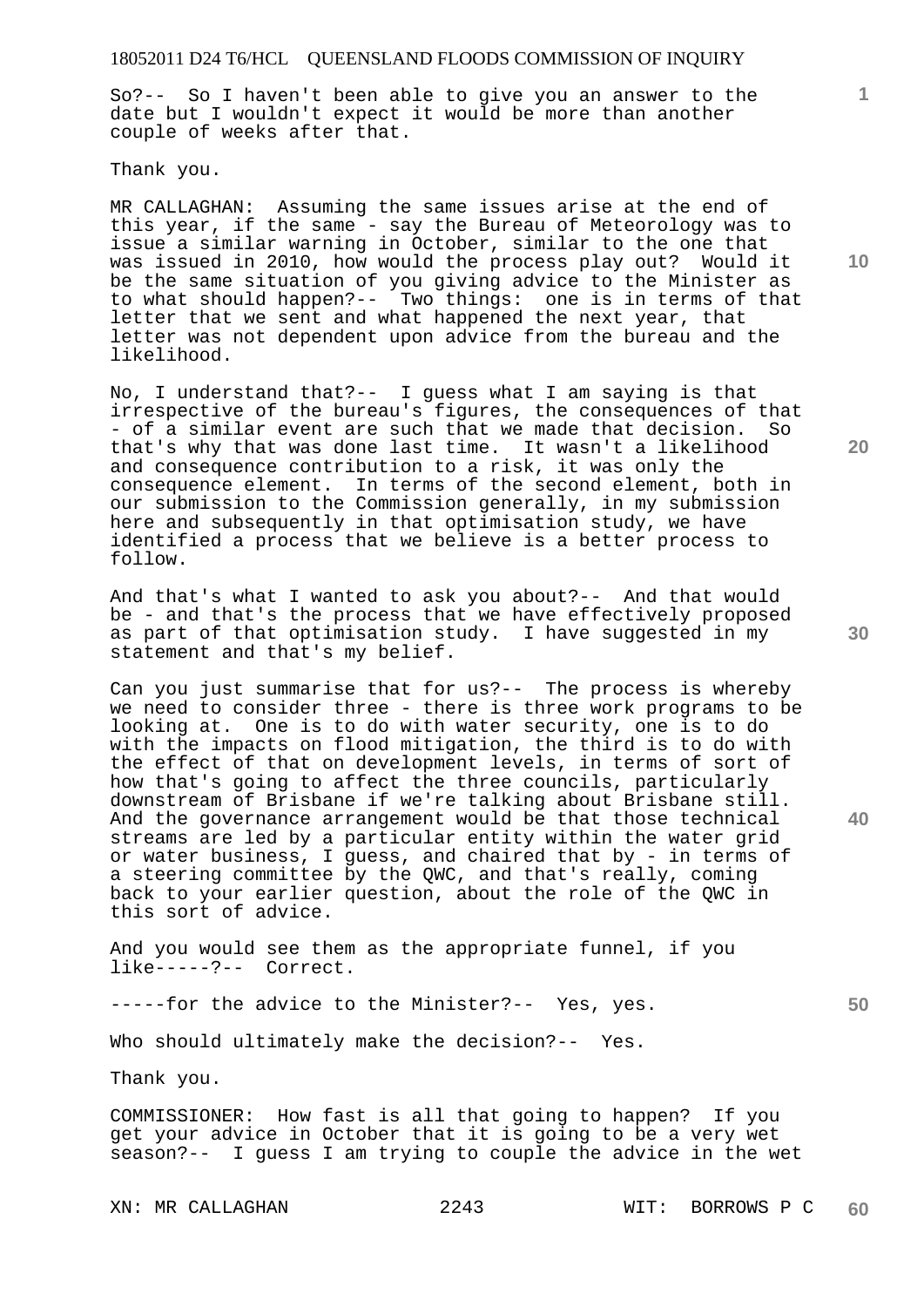So?-- So I haven't been able to give you an answer to the date but I wouldn't expect it would be more than another couple of weeks after that.

Thank you.

MR CALLAGHAN: Assuming the same issues arise at the end of this year, if the same - say the Bureau of Meteorology was to issue a similar warning in October, similar to the one that was issued in 2010, how would the process play out? Would it be the same situation of you giving advice to the Minister as to what should happen?-- Two things: one is in terms of that letter that we sent and what happened the next year, that letter was not dependent upon advice from the bureau and the likelihood.

No, I understand that?-- I guess what I am saying is that irrespective of the bureau's figures, the consequences of that - of a similar event are such that we made that decision. So that's why that was done last time. It wasn't a likelihood and consequence contribution to a risk, it was only the consequence element. In terms of the second element, both in our submission to the Commission generally, in my submission here and subsequently in that optimisation study, we have identified a process that we believe is a better process to follow.

And that's what I wanted to ask you about?-- And that would be - and that's the process that we have effectively proposed as part of that optimisation study. I have suggested in my statement and that's my belief.

Can you just summarise that for us?-- The process is whereby we need to consider three - there is three work programs to be looking at. One is to do with water security, one is to do with the impacts on flood mitigation, the third is to do with the effect of that on development levels, in terms of sort of how that's going to affect the three councils, particularly downstream of Brisbane if we're talking about Brisbane still. And the governance arrangement would be that those technical streams are led by a particular entity within the water grid or water business, I guess, and chaired that by - in terms of a steering committee by the QWC, and that's really, coming back to your earlier question, about the role of the QWC in this sort of advice.

And you would see them as the appropriate funnel, if you like-----?-- Correct.

-----for the advice to the Minister?-- Yes, yes.

Who should ultimately make the decision?-- Yes.

Thank you.

COMMISSIONER: How fast is all that going to happen? If you get your advice in October that it is going to be a very wet season?-- I guess I am trying to couple the advice in the wet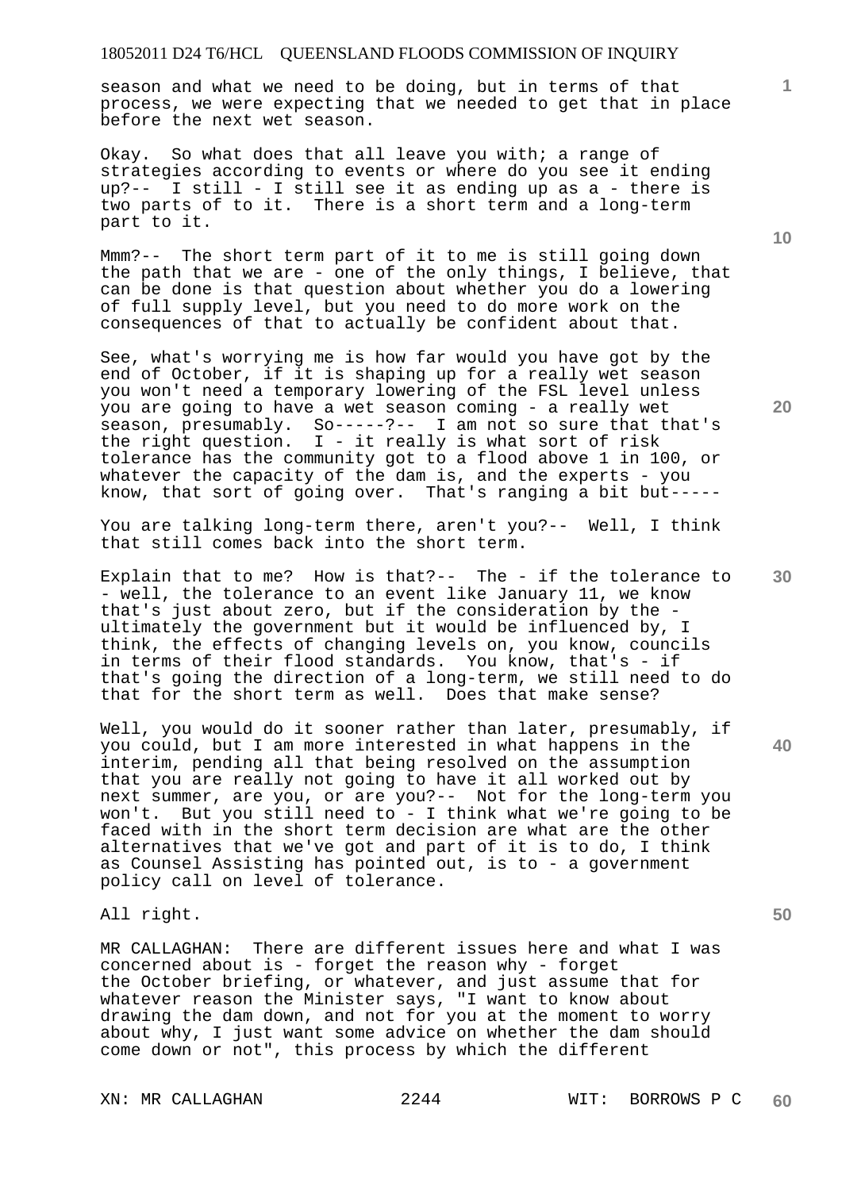season and what we need to be doing, but in terms of that process, we were expecting that we needed to get that in place before the next wet season.

Okay. So what does that all leave you with; a range of strategies according to events or where do you see it ending up?-- I still - I still see it as ending up as a - there is two parts of to it. There is a short term and a long-term part to it.

Mmm?-- The short term part of it to me is still going down the path that we are - one of the only things, I believe, that can be done is that question about whether you do a lowering of full supply level, but you need to do more work on the consequences of that to actually be confident about that.

See, what's worrying me is how far would you have got by the end of October, if it is shaping up for a really wet season you won't need a temporary lowering of the FSL level unless you are going to have a wet season coming - a really wet season, presumably. So-----?-- I am not so sure that that's the right question. I - it really is what sort of risk tolerance has the community got to a flood above 1 in 100, or whatever the capacity of the dam is, and the experts - you know, that sort of going over. That's ranging a bit but-----

You are talking long-term there, aren't you?-- Well, I think that still comes back into the short term.

Explain that to me? How is that?-- The - if the tolerance to - well, the tolerance to an event like January 11, we know that's just about zero, but if the consideration by the - ultimately the government but it would be influenced by, I think, the effects of changing levels on, you know, councils in terms of their flood standards. You know, that's - if that's going the direction of a long-term, we still need to do that for the short term as well. Does that make sense?

Well, you would do it sooner rather than later, presumably, if you could, but I am more interested in what happens in the interim, pending all that being resolved on the assumption that you are really not going to have it all worked out by next summer, are you, or are you?-- Not for the long-term you won't. But you still need to - I think what we're going to be faced with in the short term decision are what are the other alternatives that we've got and part of it is to do, I think as Counsel Assisting has pointed out, is to - a government policy call on level of tolerance.

All right.

MR CALLAGHAN: There are different issues here and what I was concerned about is - forget the reason why - forget the October briefing, or whatever, and just assume that for whatever reason the Minister says, "I want to know about drawing the dam down, and not for you at the moment to worry about why, I just want some advice on whether the dam should come down or not", this process by which the different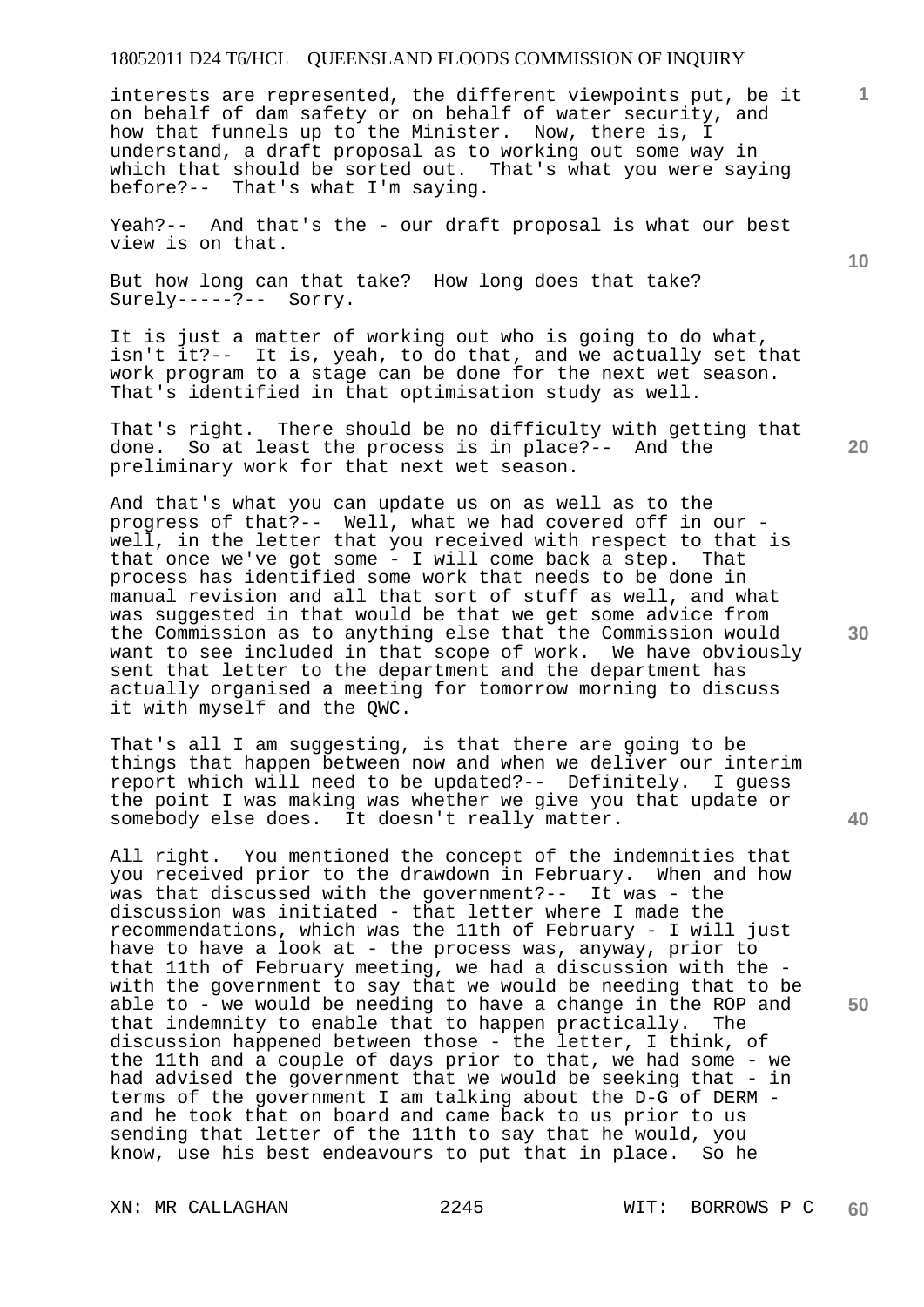interests are represented, the different viewpoints put, be it on behalf of dam safety or on behalf of water security, and how that funnels up to the Minister. Now, there is, I understand, a draft proposal as to working out some way in which that should be sorted out. That's what you were saying before?-- That's what I'm saying.

Yeah?-- And that's the - our draft proposal is what our best view is on that.

But how long can that take? How long does that take? Surely-----?-- Sorry.

It is just a matter of working out who is going to do what, isn't it?-- It is, yeah, to do that, and we actually set that work program to a stage can be done for the next wet season. That's identified in that optimisation study as well.

That's right. There should be no difficulty with getting that done. So at least the process is in place?-- And the preliminary work for that next wet season.

And that's what you can update us on as well as to the progress of that?-- Well, what we had covered off in our - well, in the letter that you received with respect to that is that once we've got some - I will come back a step. That process has identified some work that needs to be done in manual revision and all that sort of stuff as well, and what was suggested in that would be that we get some advice from the Commission as to anything else that the Commission would want to see included in that scope of work. We have obviously sent that letter to the department and the department has actually organised a meeting for tomorrow morning to discuss it with myself and the QWC.

That's all I am suggesting, is that there are going to be things that happen between now and when we deliver our interim report which will need to be updated?-- Definitely. I guess the point I was making was whether we give you that update or somebody else does. It doesn't really matter.

All right. You mentioned the concept of the indemnities that you received prior to the drawdown in February. When and how was that discussed with the government?-- It was - the discussion was initiated - that letter where I made the recommendations, which was the 11th of February - I will just have to have a look at - the process was, anyway, prior to that 11th of February meeting, we had a discussion with the - with the government to say that we would be needing that to be able to - we would be needing to have a change in the ROP and that indemnity to enable that to happen practically. The discussion happened between those - the letter, I think, of the 11th and a couple of days prior to that, we had some - we had advised the government that we would be seeking that - in terms of the government I am talking about the D-G of DERM - and he took that on board and came back to us prior to us sending that letter of the 11th to say that he would, you know, use his best endeavours to put that in place. So he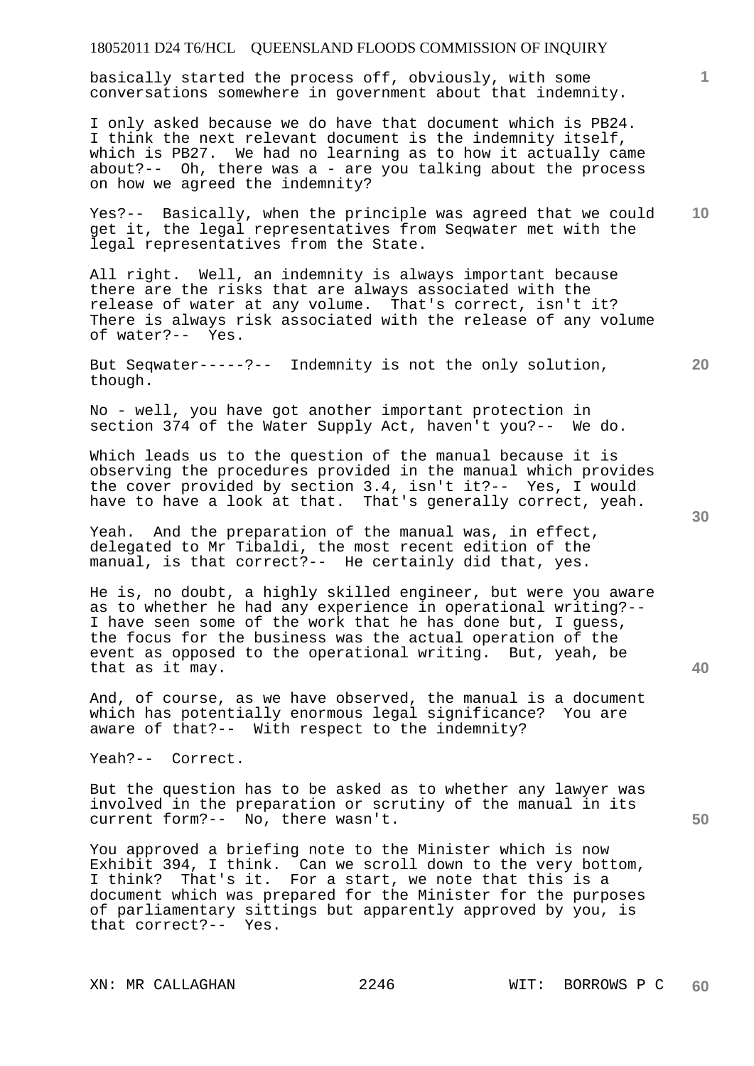basically started the process off, obviously, with some conversations somewhere in government about that indemnity.

I only asked because we do have that document which is PB24. I think the next relevant document is the indemnity itself, which is PB27. We had no learning as to how it actually came about?-- Oh, there was a - are you talking about the process on how we agreed the indemnity?

Yes?-- Basically, when the principle was agreed that we could get it, the legal representatives from Seqwater met with the legal representatives from the State.

All right. Well, an indemnity is always important because there are the risks that are always associated with the release of water at any volume. That's correct, isn't it? There is always risk associated with the release of any volume of water?-- Yes.

But Seqwater-----?-- Indemnity is not the only solution, though.

No - well, you have got another important protection in section 374 of the Water Supply Act, haven't you?-- We do.

Which leads us to the question of the manual because it is observing the procedures provided in the manual which provides the cover provided by section 3.4, isn't it?-- Yes, I would have to have a look at that. That's generally correct, yeah.

Yeah. And the preparation of the manual was, in effect, delegated to Mr Tibaldi, the most recent edition of the manual, is that correct?-- He certainly did that, yes.

He is, no doubt, a highly skilled engineer, but were you aware as to whether he had any experience in operational writing?-- I have seen some of the work that he has done but, I guess, the focus for the business was the actual operation of the event as opposed to the operational writing. But, yeah, be that as it may.

And, of course, as we have observed, the manual is a document which has potentially enormous legal significance? You are aware of that?-- With respect to the indemnity?

Yeah?-- Correct.

But the question has to be asked as to whether any lawyer was involved in the preparation or scrutiny of the manual in its current form?-- No, there wasn't.

You approved a briefing note to the Minister which is now Exhibit 394, I think. Can we scroll down to the very bottom, I think? That's it. For a start, we note that this is a document which was prepared for the Minister for the purposes of parliamentary sittings but apparently approved by you, is that correct?-- Yes.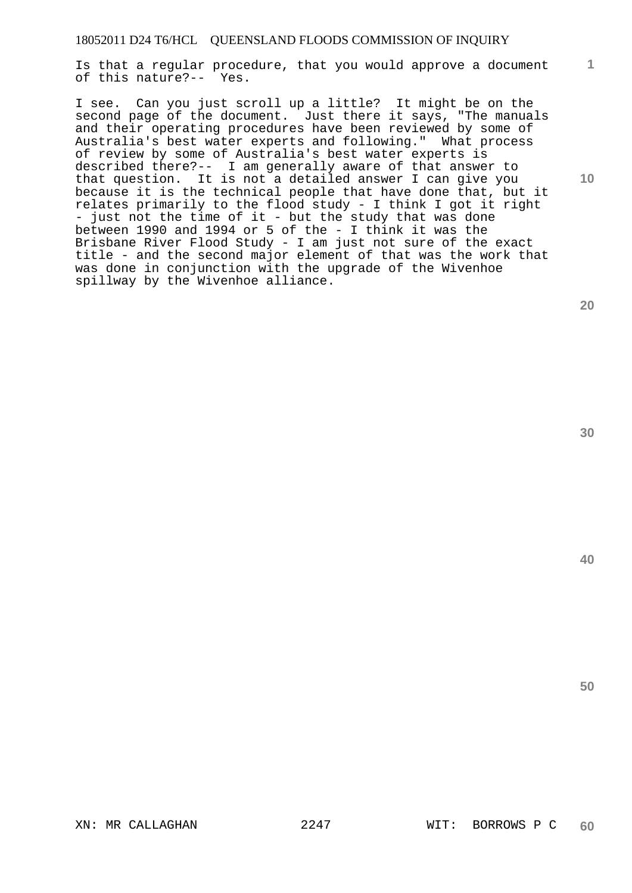Is that a regular procedure, that you would approve a document of this nature?-- Yes.

I see. Can you just scroll up a little? It might be on the second page of the document. Just there it says, "The manuals and their operating procedures have been reviewed by some of Australia's best water experts and following." What process of review by some of Australia's best water experts is described there?-- I am generally aware of that answer to that question. It is not a detailed answer I can give you because it is the technical people that have done that, but it relates primarily to the flood study - I think I got it right - just not the time of it - but the study that was done between 1990 and 1994 or 5 of the - I think it was the Brisbane River Flood Study - I am just not sure of the exact title - and the second major element of that was the work that was done in conjunction with the upgrade of the Wivenhoe spillway by the Wivenhoe alliance.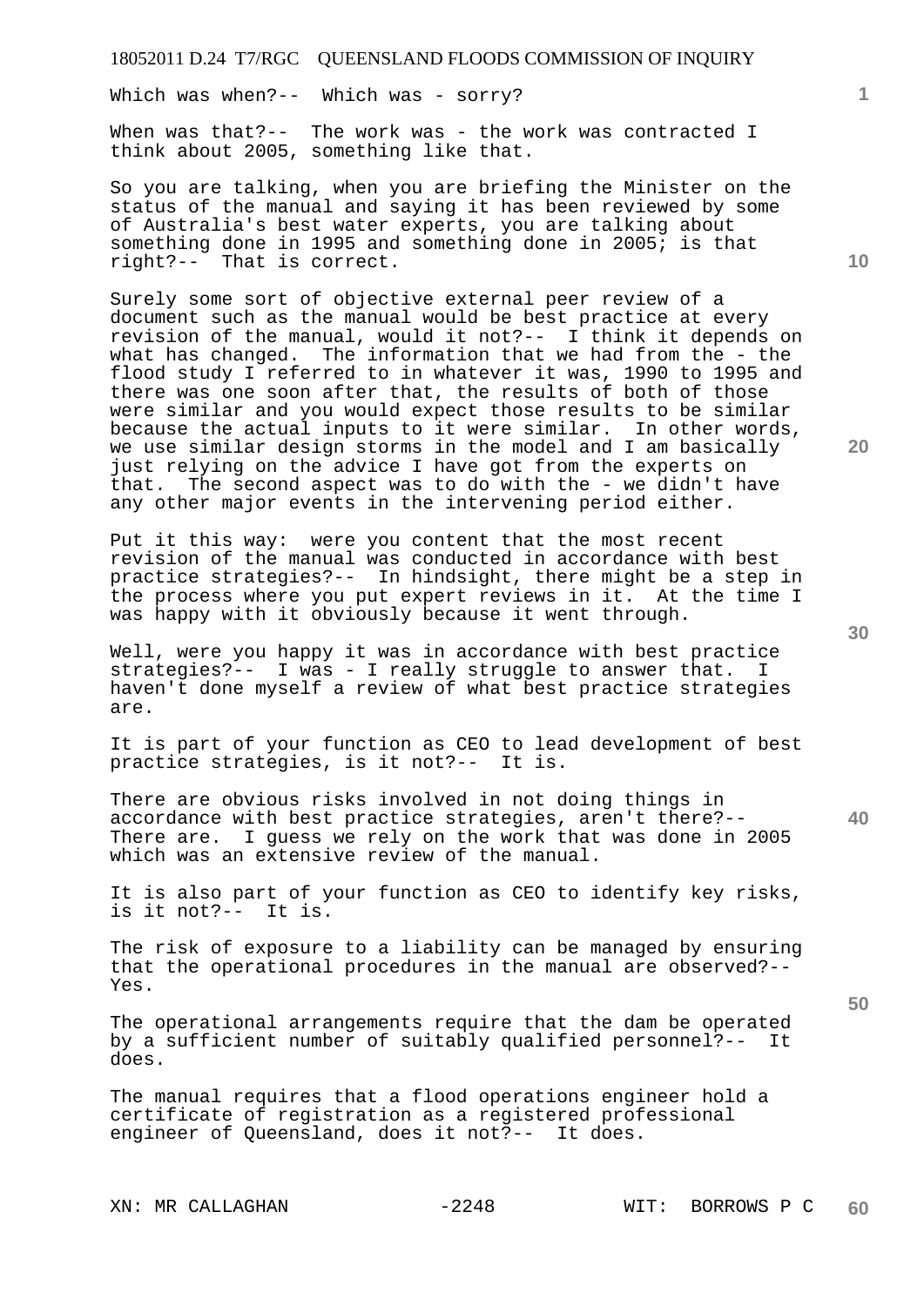Which was when?-- Which was - sorry?

When was that?-- The work was - the work was contracted I think about 2005, something like that.

So you are talking, when you are briefing the Minister on the status of the manual and saying it has been reviewed by some of Australia's best water experts, you are talking about something done in 1995 and something done in 2005; is that right?-- That is correct.

Surely some sort of objective external peer review of a document such as the manual would be best practice at every revision of the manual, would it not?-- I think it depends on what has changed. The information that we had from the - the flood study I referred to in whatever it was, 1990 to 1995 and there was one soon after that, the results of both of those were similar and you would expect those results to be similar because the actual inputs to it were similar. In other words, we use similar design storms in the model and I am basically just relying on the advice I have got from the experts on that. The second aspect was to do with the - we didn't have any other major events in the intervening period either.

Put it this way: were you content that the most recent revision of the manual was conducted in accordance with best practice strategies?-- In hindsight, there might be a step in the process where you put expert reviews in it. At the time I was happy with it obviously because it went through.

Well, were you happy it was in accordance with best practice strategies?-- I was - I really struggle to answer that. I haven't done myself a review of what best practice strategies are.

It is part of your function as CEO to lead development of best practice strategies, is it not?-- It is.

There are obvious risks involved in not doing things in accordance with best practice strategies, aren't there?-- There are. I guess we rely on the work that was done in 2005 which was an extensive review of the manual.

It is also part of your function as CEO to identify key risks, is it not?-- It is.

The risk of exposure to a liability can be managed by ensuring that the operational procedures in the manual are observed?-- Yes.

The operational arrangements require that the dam be operated by a sufficient number of suitably qualified personnel?-- It does.

The manual requires that a flood operations engineer hold a certificate of registration as a registered professional engineer of Queensland, does it not?-- It does.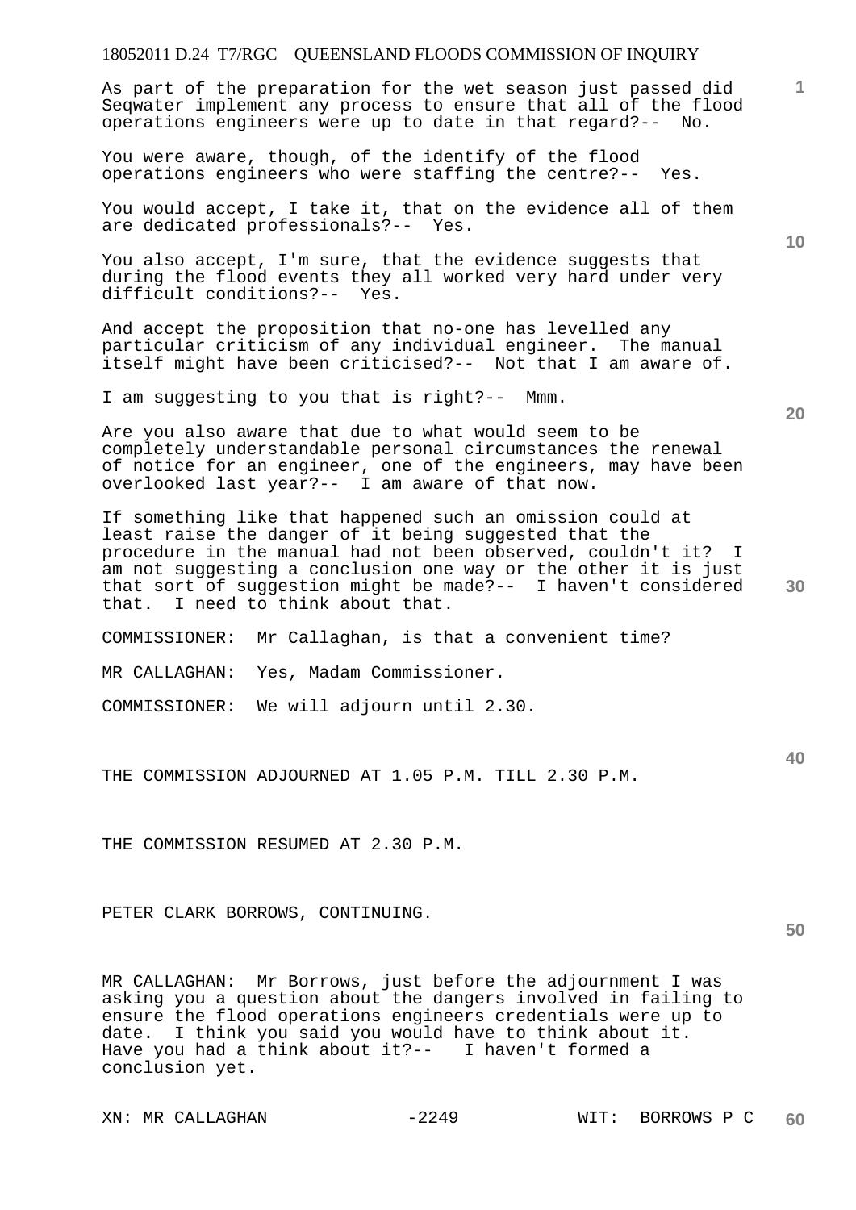As part of the preparation for the wet season just passed did Seqwater implement any process to ensure that all of the flood operations engineers were up to date in that regard?-- No.

You were aware, though, of the identify of the flood operations engineers who were staffing the centre?-- Yes.

You would accept, I take it, that on the evidence all of them are dedicated professionals?-- Yes.

You also accept, I'm sure, that the evidence suggests that during the flood events they all worked very hard under very difficult conditions?-- Yes.

And accept the proposition that no-one has levelled any particular criticism of any individual engineer. The manual itself might have been criticised?-- Not that I am aware of.

I am suggesting to you that is right?-- Mmm.

Are you also aware that due to what would seem to be completely understandable personal circumstances the renewal of notice for an engineer, one of the engineers, may have been overlooked last year?-- I am aware of that now.

If something like that happened such an omission could at least raise the danger of it being suggested that the procedure in the manual had not been observed, couldn't it? I am not suggesting a conclusion one way or the other it is just that sort of suggestion might be made?-- I haven't considered that. I need to think about that.

COMMISSIONER: Mr Callaghan, is that a convenient time?

MR CALLAGHAN: Yes, Madam Commissioner.

COMMISSIONER: We will adjourn until 2.30.

THE COMMISSION ADJOURNED AT 1.05 P.M. TILL 2.30 P.M.

THE COMMISSION RESUMED AT 2.30 P.M.

PETER CLARK BORROWS, CONTINUING.

MR CALLAGHAN: Mr Borrows, just before the adjournment I was asking you a question about the dangers involved in failing to ensure the flood operations engineers credentials were up to date. I think you said you would have to think about it. Have you had a think about it?-- I haven't formed a conclusion yet.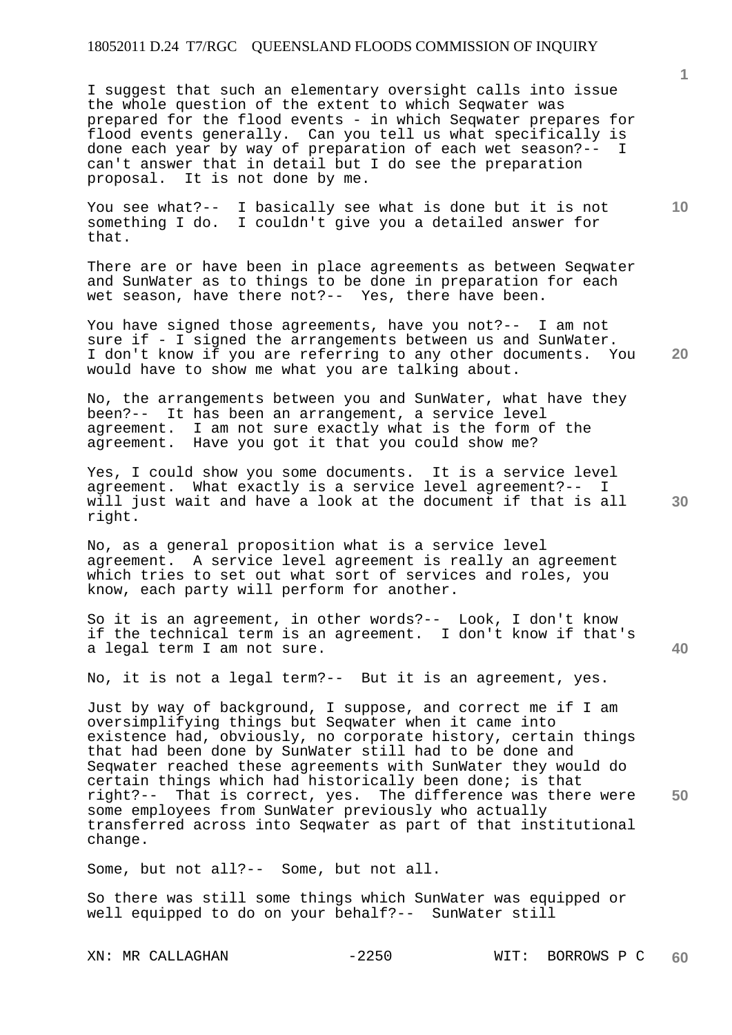I suggest that such an elementary oversight calls into issue the whole question of the extent to which Seqwater was prepared for the flood events - in which Seqwater prepares for flood events generally. Can you tell us what specifically is done each year by way of preparation of each wet season?-- I can't answer that in detail but I do see the preparation proposal. It is not done by me.

You see what?-- I basically see what is done but it is not something I do. I couldn't give you a detailed answer for that.

There are or have been in place agreements as between Seqwater and SunWater as to things to be done in preparation for each wet season, have there not?-- Yes, there have been.

You have signed those agreements, have you not?-- I am not sure if - I signed the arrangements between us and SunWater. I don't know if you are referring to any other documents. You would have to show me what you are talking about.

No, the arrangements between you and SunWater, what have they been?-- It has been an arrangement, a service level agreement. I am not sure exactly what is the form of the agreement. Have you got it that you could show me?

Yes, I could show you some documents. It is a service level agreement. What exactly is a service level agreement?-- I will just wait and have a look at the document if that is all right.

No, as a general proposition what is a service level agreement. A service level agreement is really an agreement which tries to set out what sort of services and roles, you know, each party will perform for another.

So it is an agreement, in other words?-- Look, I don't know if the technical term is an agreement. I don't know if that's a legal term I am not sure.

No, it is not a legal term?-- But it is an agreement, yes.

Just by way of background, I suppose, and correct me if I am oversimplifying things but Seqwater when it came into existence had, obviously, no corporate history, certain things that had been done by SunWater still had to be done and Seqwater reached these agreements with SunWater they would do certain things which had historically been done; is that right?-- That is correct, yes. The difference was there were some employees from SunWater previously who actually transferred across into Seqwater as part of that institutional change.

Some, but not all?-- Some, but not all.

So there was still some things which SunWater was equipped or well equipped to do on your behalf?-- SunWater still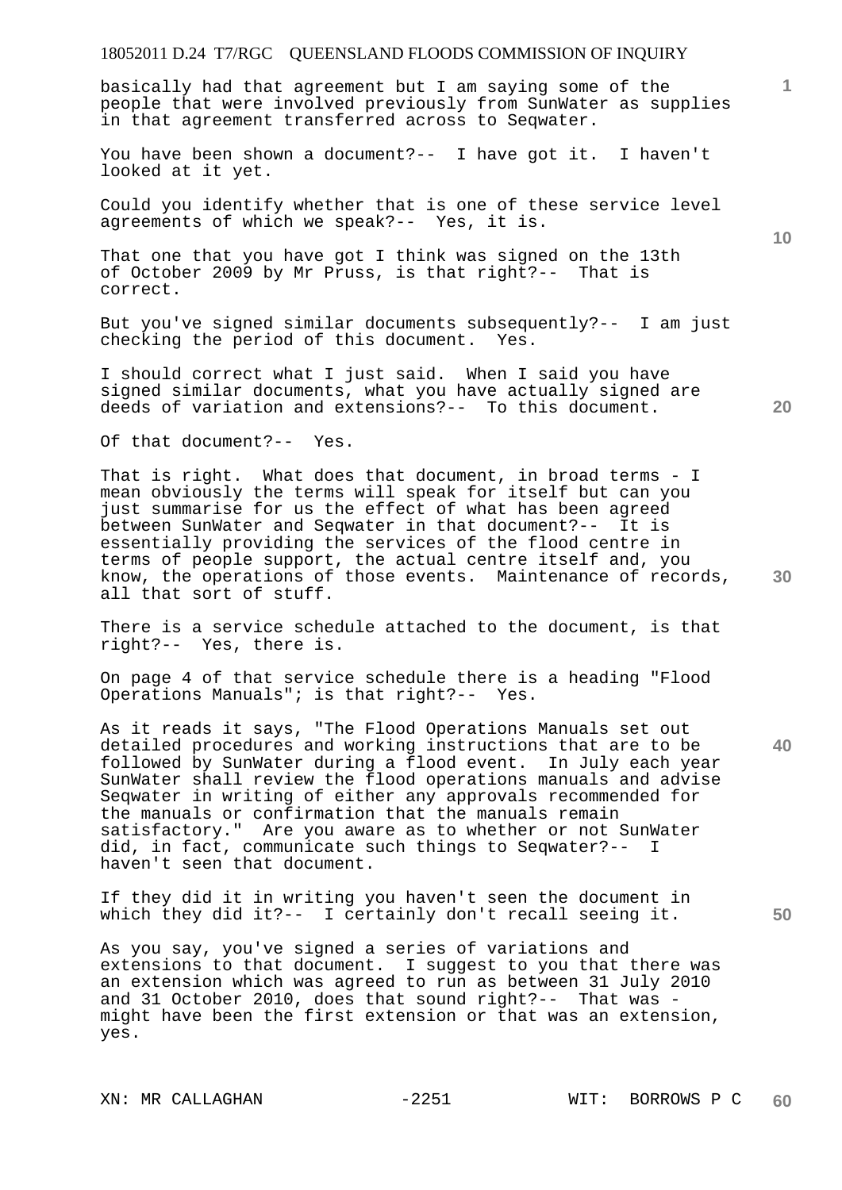basically had that agreement but I am saying some of the people that were involved previously from SunWater as supplies in that agreement transferred across to Seqwater.

You have been shown a document?-- I have got it. I haven't looked at it yet.

Could you identify whether that is one of these service level agreements of which we speak?-- Yes, it is.

That one that you have got I think was signed on the 13th of October 2009 by Mr Pruss, is that right?-- That is correct.

But you've signed similar documents subsequently?-- I am just checking the period of this document. Yes.

I should correct what I just said. When I said you have signed similar documents, what you have actually signed are deeds of variation and extensions?-- To this document.

Of that document?-- Yes.

That is right. What does that document, in broad terms - I mean obviously the terms will speak for itself but can you just summarise for us the effect of what has been agreed between SunWater and Seqwater in that document?-- It is essentially providing the services of the flood centre in terms of people support, the actual centre itself and, you know, the operations of those events. Maintenance of records, all that sort of stuff.

There is a service schedule attached to the document, is that right?-- Yes, there is.

On page 4 of that service schedule there is a heading "Flood Operations Manuals"; is that right?-- Yes.

As it reads it says, "The Flood Operations Manuals set out detailed procedures and working instructions that are to be followed by SunWater during a flood event. In July each year SunWater shall review the flood operations manuals and advise Seqwater in writing of either any approvals recommended for the manuals or confirmation that the manuals remain satisfactory." Are you aware as to whether or not SunWater did, in fact, communicate such things to Seqwater?-- I haven't seen that document.

If they did it in writing you haven't seen the document in which they did it?-- I certainly don't recall seeing it.

As you say, you've signed a series of variations and extensions to that document. I suggest to you that there was an extension which was agreed to run as between 31 July 2010 and 31 October 2010, does that sound right?-- That was - might have been the first extension or that was an extension, yes.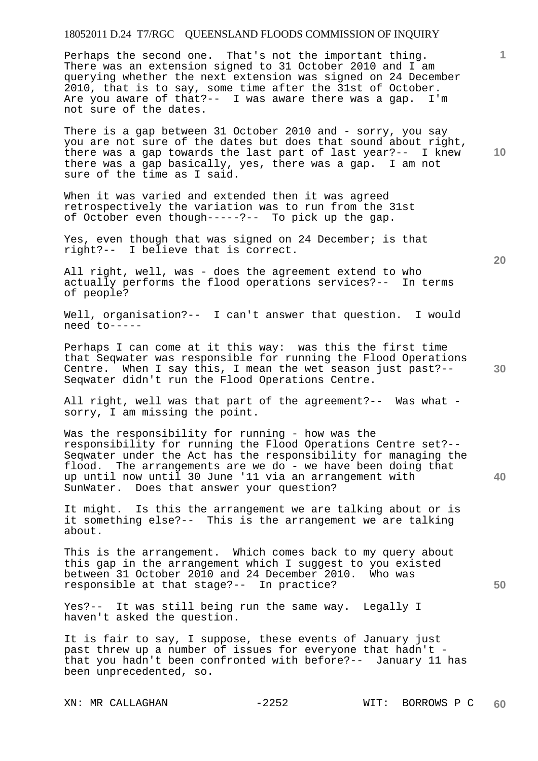Perhaps the second one. That's not the important thing. There was an extension signed to 31 October 2010 and I am querying whether the next extension was signed on 24 December 2010, that is to say, some time after the 31st of October. Are you aware of that?-- I was aware there was a gap. I'm not sure of the dates.

There is a gap between 31 October 2010 and - sorry, you say you are not sure of the dates but does that sound about right, there was a gap towards the last part of last year?-- I knew there was a gap basically, yes, there was a gap. I am not sure of the time as I said.

When it was varied and extended then it was agreed retrospectively the variation was to run from the 31st of October even though-----?-- To pick up the gap.

Yes, even though that was signed on 24 December; is that right?-- I believe that is correct.

All right, well, was - does the agreement extend to who actually performs the flood operations services?-- In terms of people?

Well, organisation?-- I can't answer that question. I would need to-----

Perhaps I can come at it this way: was this the first time that Seqwater was responsible for running the Flood Operations Centre. When I say this, I mean the wet season just past?-- Seqwater didn't run the Flood Operations Centre.

All right, well was that part of the agreement?-- Was what - sorry, I am missing the point.

Was the responsibility for running - how was the responsibility for running the Flood Operations Centre set?-- Seqwater under the Act has the responsibility for managing the flood. The arrangements are we do - we have been doing that up until now until 30 June '11 via an arrangement with SunWater. Does that answer your question?

It might. Is this the arrangement we are talking about or is it something else?-- This is the arrangement we are talking about.

This is the arrangement. Which comes back to my query about this gap in the arrangement which I suggest to you existed between 31 October 2010 and 24 December 2010. Who was responsible at that stage?-- In practice?

Yes?-- It was still being run the same way. Legally I haven't asked the question.

It is fair to say, I suppose, these events of January just past threw up a number of issues for everyone that hadn't - that you hadn't been confronted with before?-- January 11 has been unprecedented, so.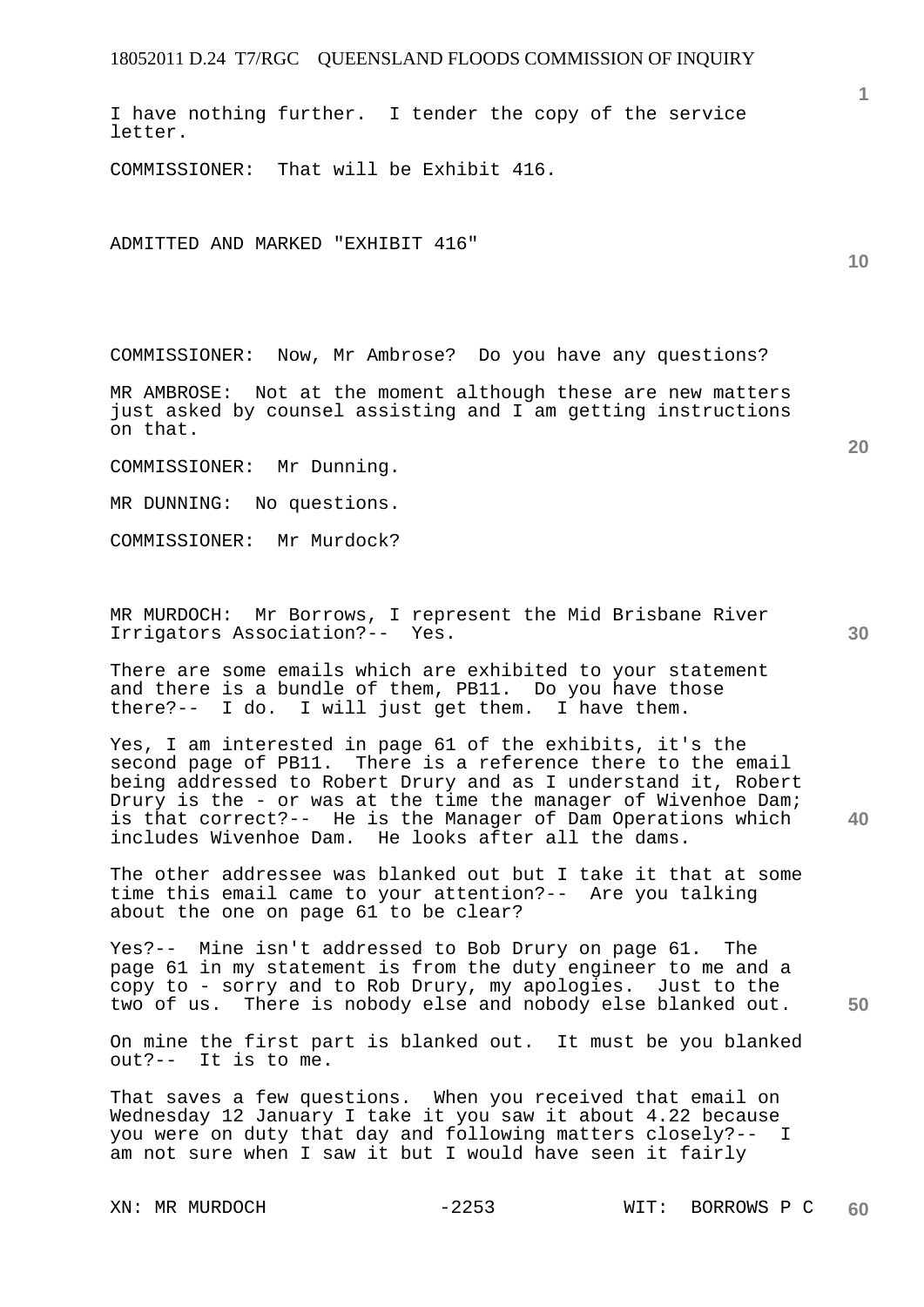I have nothing further. I tender the copy of the service letter.

COMMISSIONER: That will be Exhibit 416.

ADMITTED AND MARKED "EXHIBIT 416"

COMMISSIONER: Now, Mr Ambrose? Do you have any questions?

MR AMBROSE: Not at the moment although these are new matters just asked by counsel assisting and I am getting instructions on that.

COMMISSIONER: Mr Dunning.

MR DUNNING: No questions.

COMMISSIONER: Mr Murdock?

MR MURDOCH: Mr Borrows, I represent the Mid Brisbane River Irrigators Association?-- Yes.

There are some emails which are exhibited to your statement and there is a bundle of them, PB11. Do you have those there?-- I do. I will just get them. I have them.

Yes, I am interested in page 61 of the exhibits, it's the second page of PB11. There is a reference there to the email being addressed to Robert Drury and as I understand it, Robert Drury is the - or was at the time the manager of Wivenhoe Dam; is that correct?-- He is the Manager of Dam Operations which includes Wivenhoe Dam. He looks after all the dams.

The other addressee was blanked out but I take it that at some time this email came to your attention?-- Are you talking about the one on page 61 to be clear?

Yes?-- Mine isn't addressed to Bob Drury on page 61. The page 61 in my statement is from the duty engineer to me and a copy to - sorry and to Rob Drury, my apologies. Just to the two of us. There is nobody else and nobody else blanked out.

On mine the first part is blanked out. It must be you blanked out?-- It is to me.

That saves a few questions. When you received that email on Wednesday 12 January I take it you saw it about 4.22 because you were on duty that day and following matters closely?-- I am not sure when I saw it but I would have seen it fairly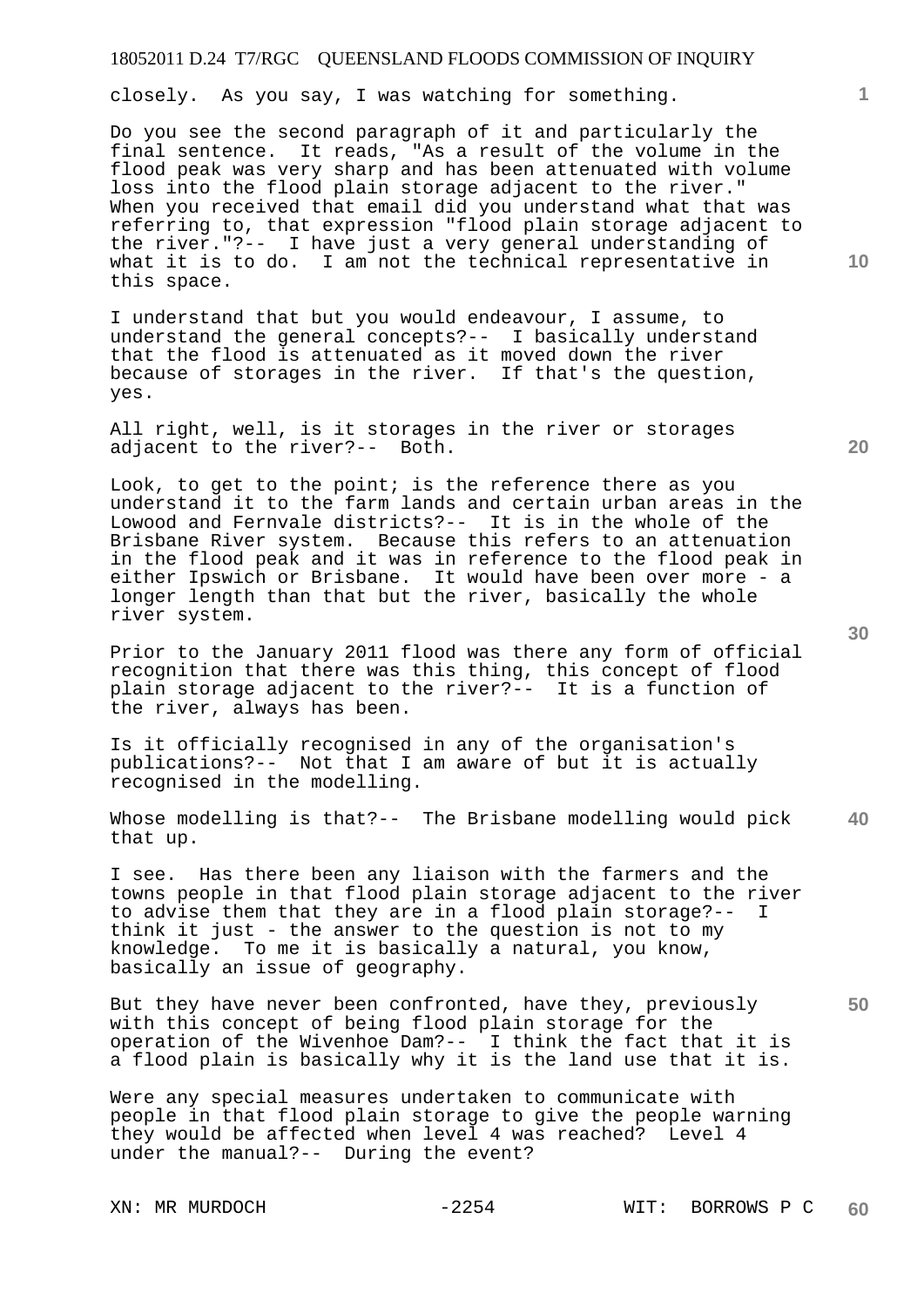closely. As you say, I was watching for something.

Do you see the second paragraph of it and particularly the final sentence. It reads, "As a result of the volume in the flood peak was very sharp and has been attenuated with volume loss into the flood plain storage adjacent to the river." When you received that email did you understand what that was referring to, that expression "flood plain storage adjacent to the river."?-- I have just a very general understanding of what it is to do. I am not the technical representative in this space.

I understand that but you would endeavour, I assume, to understand the general concepts?-- I basically understand that the flood is attenuated as it moved down the river because of storages in the river. If that's the question, yes.

All right, well, is it storages in the river or storages adjacent to the river?-- Both.

Look, to get to the point; is the reference there as you understand it to the farm lands and certain urban areas in the Lowood and Fernvale districts?-- It is in the whole of the Brisbane River system. Because this refers to an attenuation in the flood peak and it was in reference to the flood peak in either Ipswich or Brisbane. It would have been over more - a longer length than that but the river, basically the whole river system.

Prior to the January 2011 flood was there any form of official recognition that there was this thing, this concept of flood plain storage adjacent to the river?-- It is a function of the river, always has been.

Is it officially recognised in any of the organisation's publications?-- Not that I am aware of but it is actually recognised in the modelling.

Whose modelling is that?-- The Brisbane modelling would pick that up.

I see. Has there been any liaison with the farmers and the towns people in that flood plain storage adjacent to the river to advise them that they are in a flood plain storage?-- I think it just - the answer to the question is not to my knowledge. To me it is basically a natural, you know, basically an issue of geography.

But they have never been confronted, have they, previously with this concept of being flood plain storage for the operation of the Wivenhoe Dam?-- I think the fact that it is a flood plain is basically why it is the land use that it is.

Were any special measures undertaken to communicate with people in that flood plain storage to give the people warning they would be affected when level 4 was reached? Level 4 under the manual?-- During the event?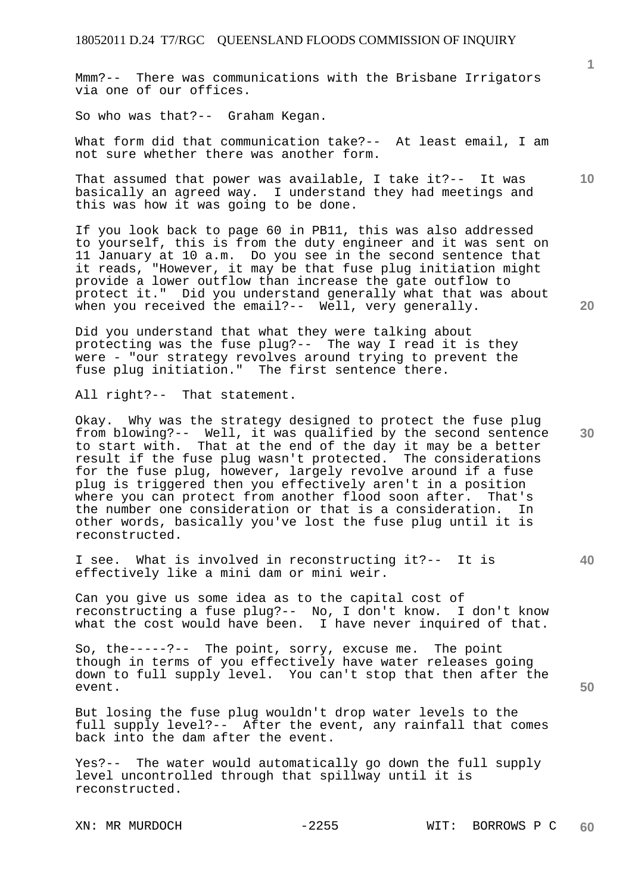Mmm?-- There was communications with the Brisbane Irrigators via one of our offices.

So who was that?-- Graham Kegan.

What form did that communication take?-- At least email, I am not sure whether there was another form.

That assumed that power was available, I take it?-- It was basically an agreed way. I understand they had meetings and this was how it was going to be done.

If you look back to page 60 in PB11, this was also addressed to yourself, this is from the duty engineer and it was sent on 11 January at 10 a.m. Do you see in the second sentence that it reads, "However, it may be that fuse plug initiation might provide a lower outflow than increase the gate outflow to protect it." Did you understand generally what that was about when you received the email?-- Well, very generally.

Did you understand that what they were talking about protecting was the fuse plug?-- The way I read it is they were - "our strategy revolves around trying to prevent the fuse plug initiation." The first sentence there.

All right?-- That statement.

Okay. Why was the strategy designed to protect the fuse plug from blowing?-- Well, it was qualified by the second sentence to start with. That at the end of the day it may be a better result if the fuse plug wasn't protected. The considerations for the fuse plug, however, largely revolve around if a fuse plug is triggered then you effectively aren't in a position where you can protect from another flood soon after. That's the number one consideration or that is a consideration. In other words, basically you've lost the fuse plug until it is reconstructed.

I see. What is involved in reconstructing it?-- It is effectively like a mini dam or mini weir.

Can you give us some idea as to the capital cost of reconstructing a fuse plug?-- No, I don't know. I don't know what the cost would have been. I have never inquired of that.

So, the-----?-- The point, sorry, excuse me. The point though in terms of you effectively have water releases going down to full supply level. You can't stop that then after the event.

But losing the fuse plug wouldn't drop water levels to the full supply level?-- After the event, any rainfall that comes back into the dam after the event.

Yes?-- The water would automatically go down the full supply level uncontrolled through that spillway until it is reconstructed.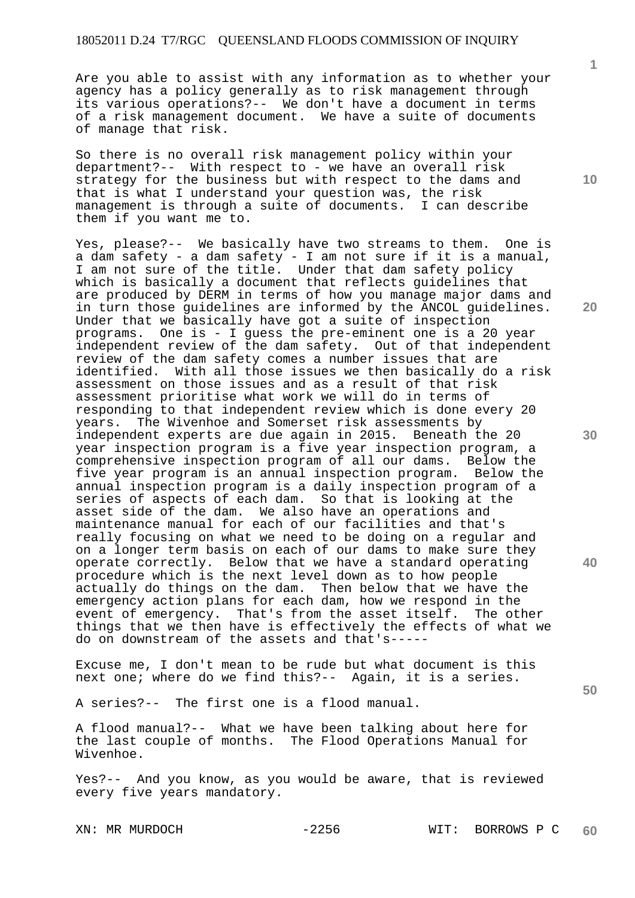Are you able to assist with any information as to whether your agency has a policy generally as to risk management through its various operations?-- We don't have a document in terms of a risk management document. We have a suite of documents of manage that risk.

So there is no overall risk management policy within your department?-- With respect to - we have an overall risk strategy for the business but with respect to the dams and that is what I understand your question was, the risk management is through a suite of documents. I can describe them if you want me to.

Yes, please?-- We basically have two streams to them. One is a dam safety - a dam safety - I am not sure if it is a manual, I am not sure of the title. Under that dam safety policy which is basically a document that reflects guidelines that are produced by DERM in terms of how you manage major dams and in turn those guidelines are informed by the ANCOL guidelines. Under that we basically have got a suite of inspection programs. One is - I guess the pre-eminent one is a 20 year independent review of the dam safety. Out of that independent review of the dam safety comes a number issues that are identified. With all those issues we then basically do a risk assessment on those issues and as a result of that risk assessment prioritise what work we will do in terms of responding to that independent review which is done every 20 years. The Wivenhoe and Somerset risk assessments by independent experts are due again in 2015. Beneath the 20 year inspection program is a five year inspection program, a comprehensive inspection program of all our dams. Below the five year program is an annual inspection program. Below the annual inspection program is a daily inspection program of a series of aspects of each dam. So that is looking at the asset side of the dam. We also have an operations and maintenance manual for each of our facilities and that's really focusing on what we need to be doing on a regular and on a longer term basis on each of our dams to make sure they operate correctly. Below that we have a standard operating procedure which is the next level down as to how people actually do things on the dam. Then below that we have the emergency action plans for each dam, how we respond in the event of emergency. That's from the asset itself. The other things that we then have is effectively the effects of what we do on downstream of the assets and that's-----

Excuse me, I don't mean to be rude but what document is this next one; where do we find this?-- Again, it is a series.

A series?-- The first one is a flood manual.

A flood manual?-- What we have been talking about here for the last couple of months. The Flood Operations Manual for Wivenhoe.

Yes?-- And you know, as you would be aware, that is reviewed every five years mandatory.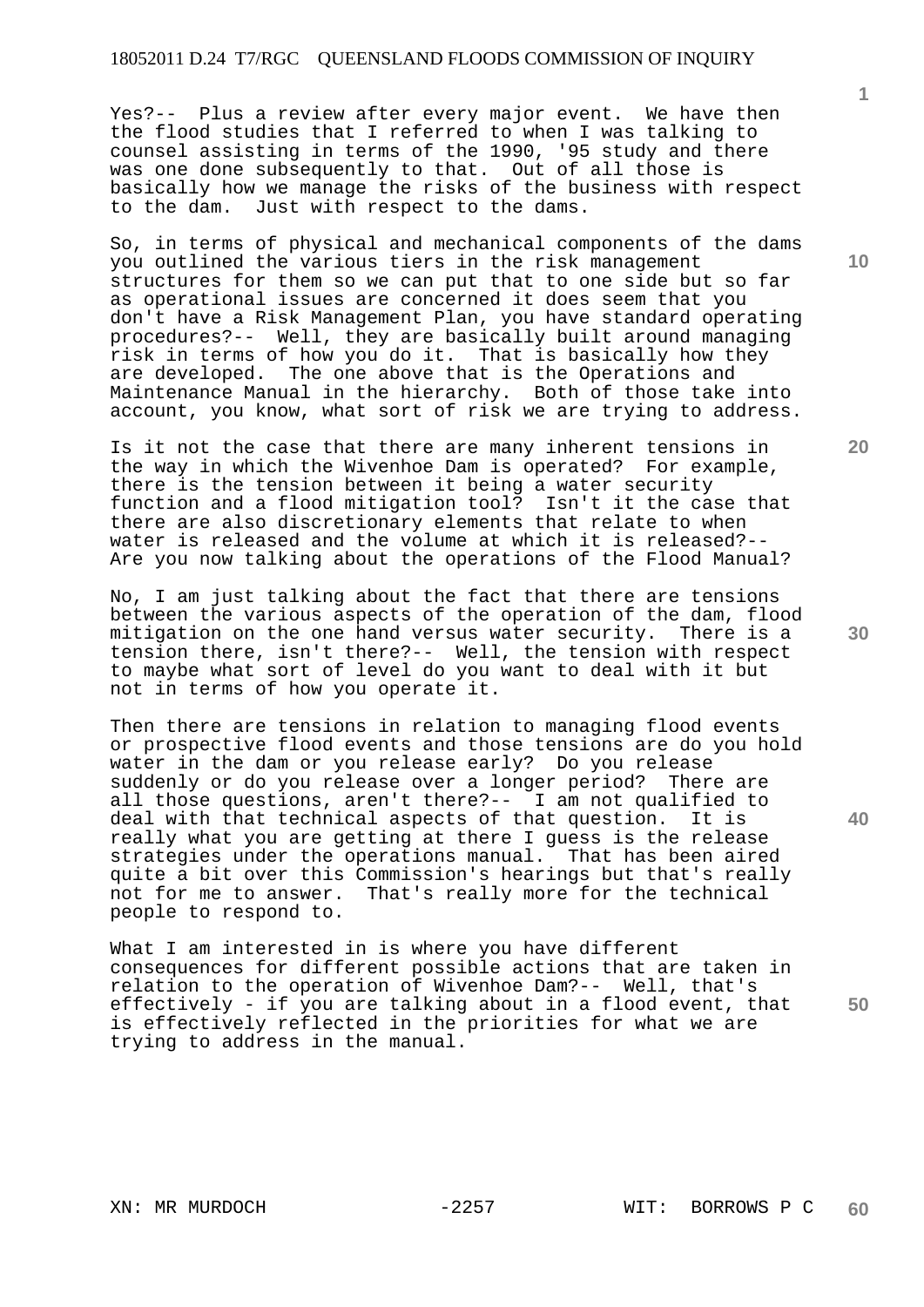Yes?-- Plus a review after every major event. We have then the flood studies that I referred to when I was talking to counsel assisting in terms of the 1990, '95 study and there was one done subsequently to that. Out of all those is basically how we manage the risks of the business with respect to the dam. Just with respect to the dams.

So, in terms of physical and mechanical components of the dams you outlined the various tiers in the risk management structures for them so we can put that to one side but so far as operational issues are concerned it does seem that you don't have a Risk Management Plan, you have standard operating procedures?-- Well, they are basically built around managing risk in terms of how you do it. That is basically how they are developed. The one above that is the Operations and Maintenance Manual in the hierarchy. Both of those take into account, you know, what sort of risk we are trying to address.

Is it not the case that there are many inherent tensions in the way in which the Wivenhoe Dam is operated? For example, there is the tension between it being a water security function and a flood mitigation tool? Isn't it the case that there are also discretionary elements that relate to when water is released and the volume at which it is released?-- Are you now talking about the operations of the Flood Manual?

No, I am just talking about the fact that there are tensions between the various aspects of the operation of the dam, flood mitigation on the one hand versus water security. There is a tension there, isn't there?-- Well, the tension with respect to maybe what sort of level do you want to deal with it but not in terms of how you operate it.

Then there are tensions in relation to managing flood events or prospective flood events and those tensions are do you hold water in the dam or you release early? Do you release suddenly or do you release over a longer period? There are all those questions, aren't there?-- I am not qualified to deal with that technical aspects of that question. It is really what you are getting at there I guess is the release strategies under the operations manual. That has been aired quite a bit over this Commission's hearings but that's really not for me to answer. That's really more for the technical people to respond to.

What I am interested in is where you have different consequences for different possible actions that are taken in relation to the operation of Wivenhoe Dam?-- Well, that's effectively - if you are talking about in a flood event, that is effectively reflected in the priorities for what we are trying to address in the manual.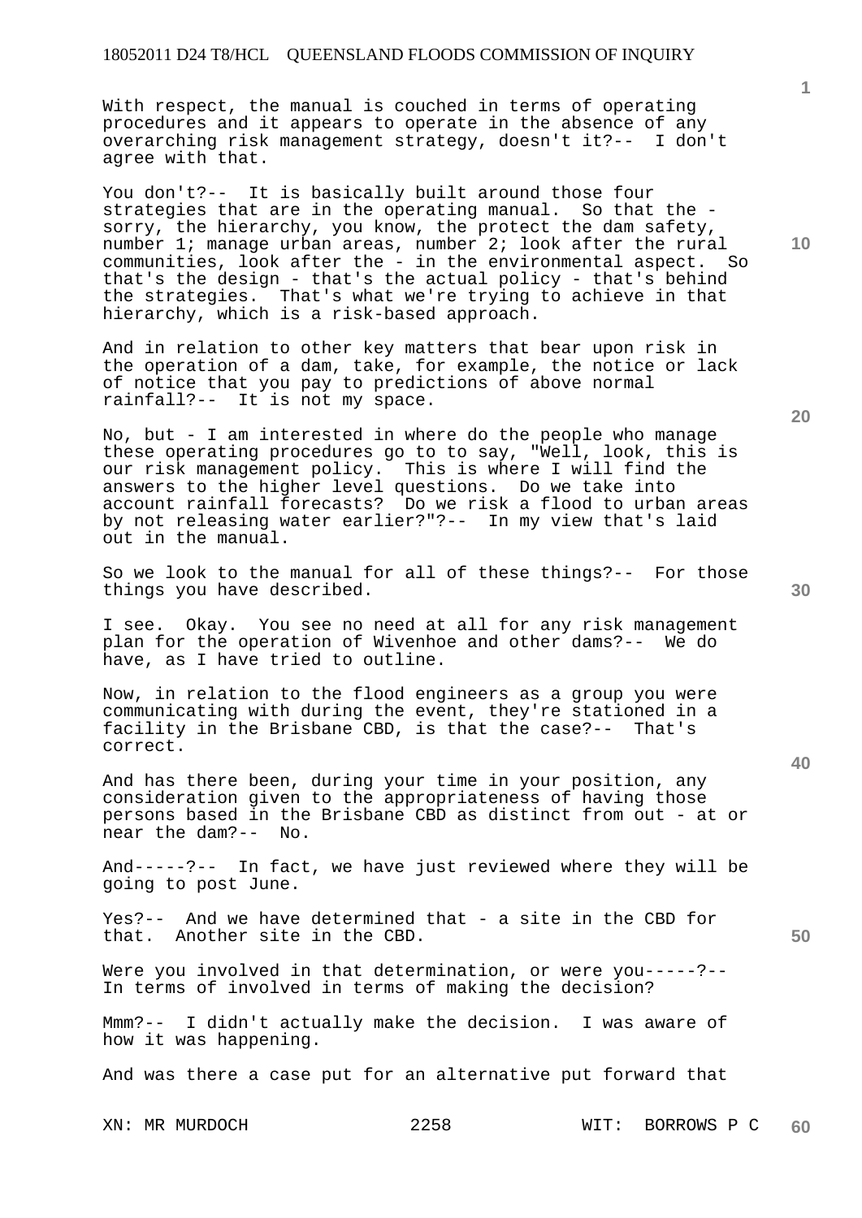With respect, the manual is couched in terms of operating procedures and it appears to operate in the absence of any overarching risk management strategy, doesn't it?-- I don't agree with that.

You don't?-- It is basically built around those four strategies that are in the operating manual. So that the - sorry, the hierarchy, you know, the protect the dam safety, number 1; manage urban areas, number 2; look after the rural communities, look after the - in the environmental aspect. So that's the design - that's the actual policy - that's behind the strategies. That's what we're trying to achieve in that hierarchy, which is a risk-based approach.

And in relation to other key matters that bear upon risk in the operation of a dam, take, for example, the notice or lack of notice that you pay to predictions of above normal rainfall?-- It is not my space.

No, but - I am interested in where do the people who manage these operating procedures go to to say, "Well, look, this is our risk management policy. This is where I will find the answers to the higher level questions. Do we take into account rainfall forecasts? Do we risk a flood to urban areas by not releasing water earlier?"?-- In my view that's laid out in the manual.

So we look to the manual for all of these things?-- For those things you have described.

I see. Okay. You see no need at all for any risk management plan for the operation of Wivenhoe and other dams?-- We do have, as I have tried to outline.

Now, in relation to the flood engineers as a group you were communicating with during the event, they're stationed in a facility in the Brisbane CBD, is that the case?-- That's correct.

And has there been, during your time in your position, any consideration given to the appropriateness of having those persons based in the Brisbane CBD as distinct from out - at or near the dam?-- No.

And-----?-- In fact, we have just reviewed where they will be going to post June.

Yes?-- And we have determined that - a site in the CBD for that. Another site in the CBD.

Were you involved in that determination, or were you-----?-- In terms of involved in terms of making the decision?

Mmm?-- I didn't actually make the decision. I was aware of how it was happening.

And was there a case put for an alternative put forward that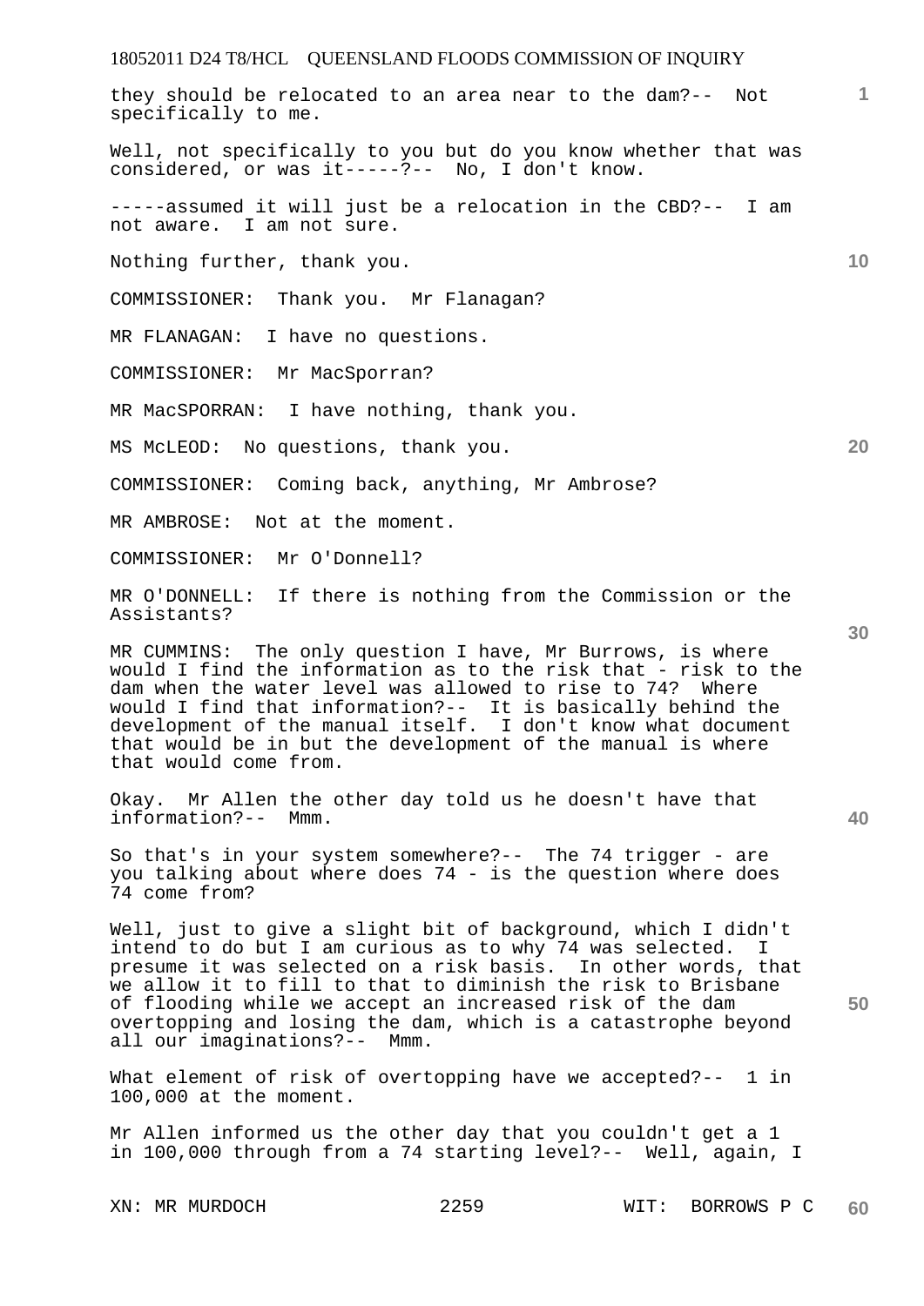they should be relocated to an area near to the dam?-- Not specifically to me.

Well, not specifically to you but do you know whether that was considered, or was it-----?-- No, I don't know.

-----assumed it will just be a relocation in the CBD?-- I am not aware. I am not sure.

Nothing further, thank you.

COMMISSIONER: Thank you. Mr Flanagan?

MR FLANAGAN: I have no questions.

COMMISSIONER: Mr MacSporran?

MR MacSPORRAN: I have nothing, thank you.

MS McLEOD: No questions, thank you.

COMMISSIONER: Coming back, anything, Mr Ambrose?

MR AMBROSE: Not at the moment.

COMMISSIONER: Mr O'Donnell?

MR O'DONNELL: If there is nothing from the Commission or the Assistants?

MR CUMMINS: The only question I have, Mr Burrows, is where would I find the information as to the risk that - risk to the dam when the water level was allowed to rise to 74? Where would I find that information?-- It is basically behind the development of the manual itself. I don't know what document that would be in but the development of the manual is where that would come from.

Okay. Mr Allen the other day told us he doesn't have that information?-- Mmm.

So that's in your system somewhere?-- The 74 trigger - are you talking about where does 74 - is the question where does 74 come from?

Well, just to give a slight bit of background, which I didn't intend to do but I am curious as to why 74 was selected. I presume it was selected on a risk basis. In other words, that we allow it to fill to that to diminish the risk to Brisbane of flooding while we accept an increased risk of the dam overtopping and losing the dam, which is a catastrophe beyond all our imaginations?-- Mmm.

What element of risk of overtopping have we accepted?-- 1 in 100,000 at the moment.

Mr Allen informed us the other day that you couldn't get a 1 in 100,000 through from a 74 starting level?-- Well, again, I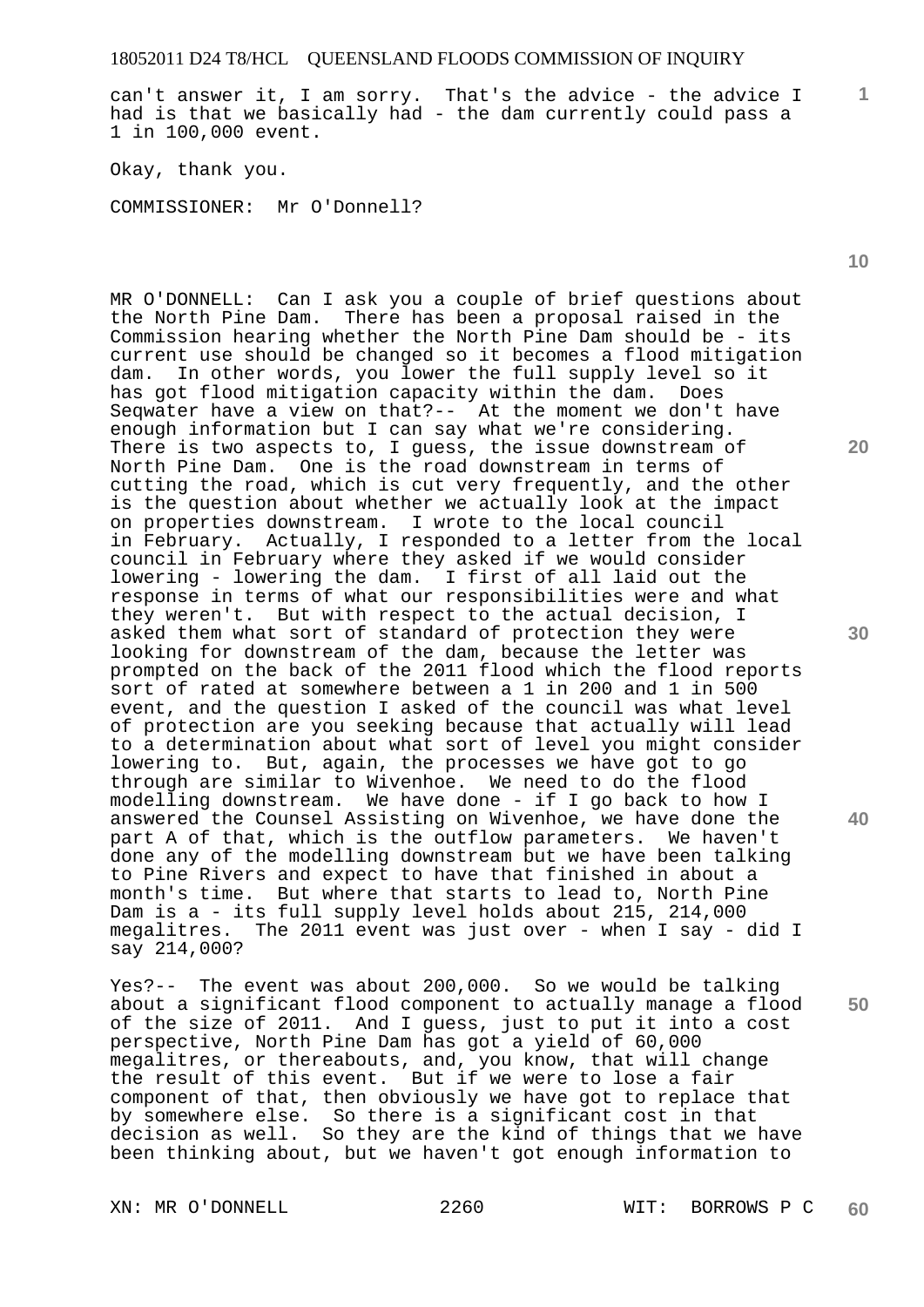can't answer it, I am sorry. That's the advice - the advice I had is that we basically had - the dam currently could pass a 1 in 100,000 event.

Okay, thank you.

COMMISSIONER: Mr O'Donnell?

MR O'DONNELL: Can I ask you a couple of brief questions about the North Pine Dam. There has been a proposal raised in the Commission hearing whether the North Pine Dam should be - its current use should be changed so it becomes a flood mitigation dam. In other words, you lower the full supply level so it has got flood mitigation capacity within the dam. Does Seqwater have a view on that?-- At the moment we don't have enough information but I can say what we're considering. There is two aspects to, I guess, the issue downstream of North Pine Dam. One is the road downstream in terms of cutting the road, which is cut very frequently, and the other is the question about whether we actually look at the impact on properties downstream. I wrote to the local council in February. Actually, I responded to a letter from the local council in February where they asked if we would consider lowering - lowering the dam. I first of all laid out the response in terms of what our responsibilities were and what they weren't. But with respect to the actual decision, I asked them what sort of standard of protection they were looking for downstream of the dam, because the letter was prompted on the back of the 2011 flood which the flood reports sort of rated at somewhere between a 1 in 200 and 1 in 500 event, and the question I asked of the council was what level of protection are you seeking because that actually will lead to a determination about what sort of level you might consider lowering to. But, again, the processes we have got to go through are similar to Wivenhoe. We need to do the flood modelling downstream. We have done - if I go back to how I answered the Counsel Assisting on Wivenhoe, we have done the part A of that, which is the outflow parameters. We haven't done any of the modelling downstream but we have been talking to Pine Rivers and expect to have that finished in about a month's time. But where that starts to lead to, North Pine Dam is a - its full supply level holds about 215, 214,000 megalitres. The 2011 event was just over - when I say - did I say 214,000?

Yes?-- The event was about 200,000. So we would be talking about a significant flood component to actually manage a flood of the size of 2011. And I guess, just to put it into a cost perspective, North Pine Dam has got a yield of 60,000 megalitres, or thereabouts, and, you know, that will change the result of this event. But if we were to lose a fair component of that, then obviously we have got to replace that by somewhere else. So there is a significant cost in that decision as well. So they are the kind of things that we have been thinking about, but we haven't got enough information to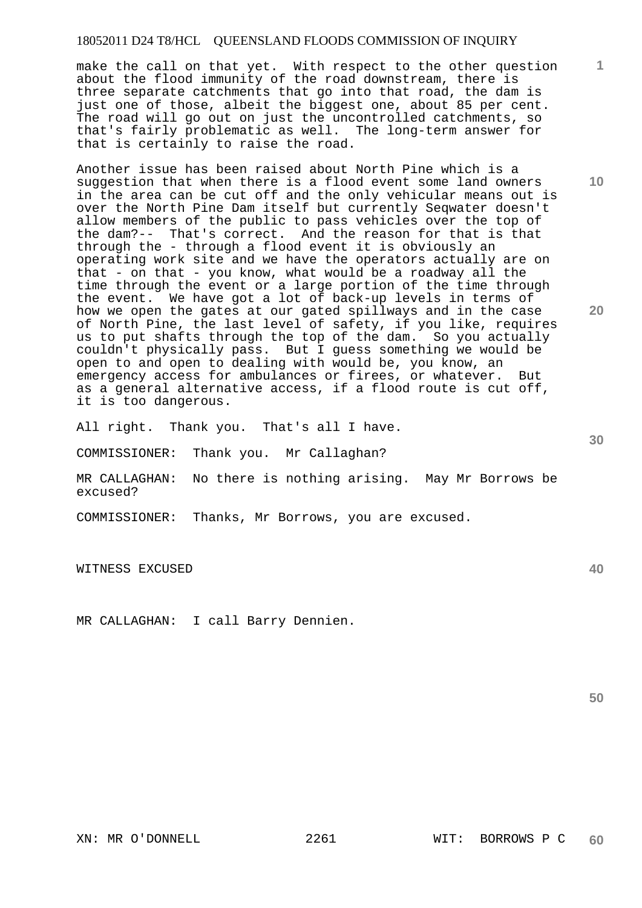make the call on that yet. With respect to the other question about the flood immunity of the road downstream, there is three separate catchments that go into that road, the dam is just one of those, albeit the biggest one, about 85 per cent. The road will go out on just the uncontrolled catchments, so that's fairly problematic as well. The long-term answer for that is certainly to raise the road.

Another issue has been raised about North Pine which is a suggestion that when there is a flood event some land owners in the area can be cut off and the only vehicular means out is over the North Pine Dam itself but currently Seqwater doesn't allow members of the public to pass vehicles over the top of the dam?-- That's correct. And the reason for that is that through the - through a flood event it is obviously an operating work site and we have the operators actually are on that - on that - you know, what would be a roadway all the time through the event or a large portion of the time through the event. We have got a lot of back-up levels in terms of how we open the gates at our gated spillways and in the case of North Pine, the last level of safety, if you like, requires us to put shafts through the top of the dam. So you actually couldn't physically pass. But I guess something we would be open to and open to dealing with would be, you know, an emergency access for ambulances or firees, or whatever. But as a general alternative access, if a flood route is cut off, it is too dangerous.

All right. Thank you. That's all I have.

COMMISSIONER: Thank you. Mr Callaghan?

MR CALLAGHAN: No there is nothing arising. May Mr Borrows be excused?

COMMISSIONER: Thanks, Mr Borrows, you are excused.

WITNESS EXCUSED

MR CALLAGHAN: I call Barry Dennien.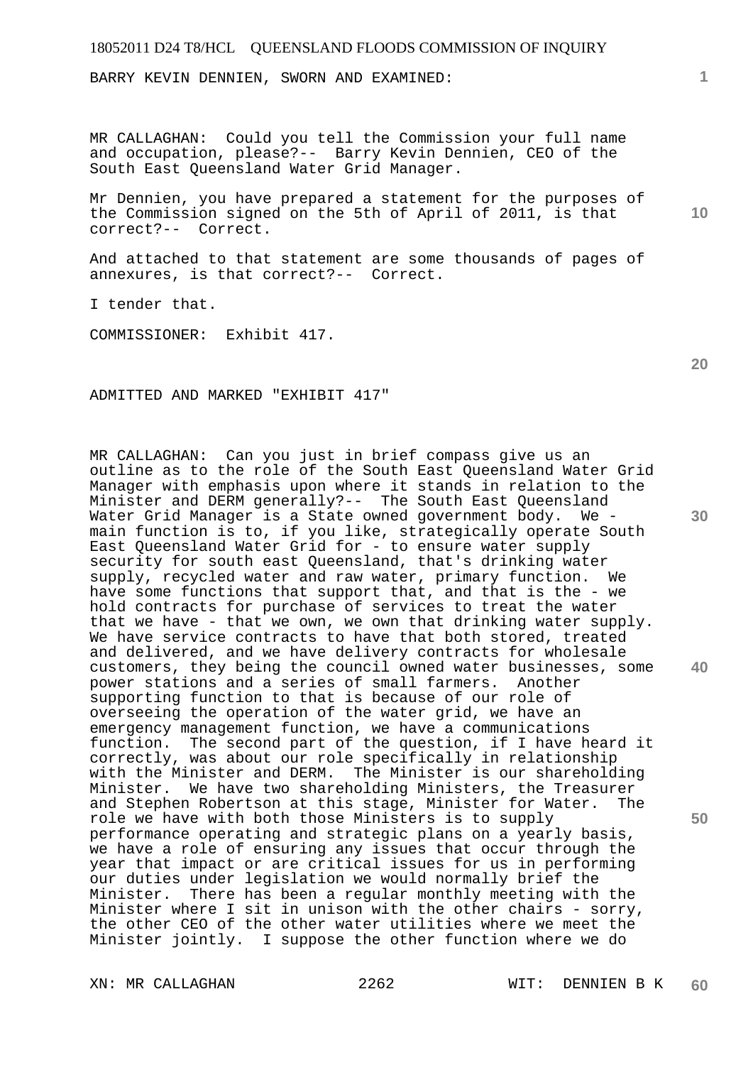BARRY KEVIN DENNIEN, SWORN AND EXAMINED:

MR CALLAGHAN: Could you tell the Commission your full name and occupation, please?-- Barry Kevin Dennien, CEO of the South East Queensland Water Grid Manager.

Mr Dennien, you have prepared a statement for the purposes of the Commission signed on the 5th of April of 2011, is that correct?-- Correct.

And attached to that statement are some thousands of pages of annexures, is that correct?-- Correct.

I tender that.

COMMISSIONER: Exhibit 417.

ADMITTED AND MARKED "EXHIBIT 417"

MR CALLAGHAN: Can you just in brief compass give us an outline as to the role of the South East Queensland Water Grid Manager with emphasis upon where it stands in relation to the Minister and DERM generally?-- The South East Queensland Water Grid Manager is a State owned government body. We - main function is to, if you like, strategically operate South East Queensland Water Grid for - to ensure water supply security for south east Queensland, that's drinking water supply, recycled water and raw water, primary function. We have some functions that support that, and that is the - we hold contracts for purchase of services to treat the water that we have - that we own, we own that drinking water supply. We have service contracts to have that both stored, treated and delivered, and we have delivery contracts for wholesale customers, they being the council owned water businesses, some power stations and a series of small farmers. Another supporting function to that is because of our role of overseeing the operation of the water grid, we have an emergency management function, we have a communications function. The second part of the question, if I have heard it correctly, was about our role specifically in relationship with the Minister and DERM. The Minister is our shareholding Minister. We have two shareholding Ministers, the Treasurer and Stephen Robertson at this stage, Minister for Water. The role we have with both those Ministers is to supply performance operating and strategic plans on a yearly basis, we have a role of ensuring any issues that occur through the year that impact or are critical issues for us in performing our duties under legislation we would normally brief the Minister. There has been a regular monthly meeting with the Minister where I sit in unison with the other chairs - sorry, the other CEO of the other water utilities where we meet the Minister jointly. I suppose the other function where we do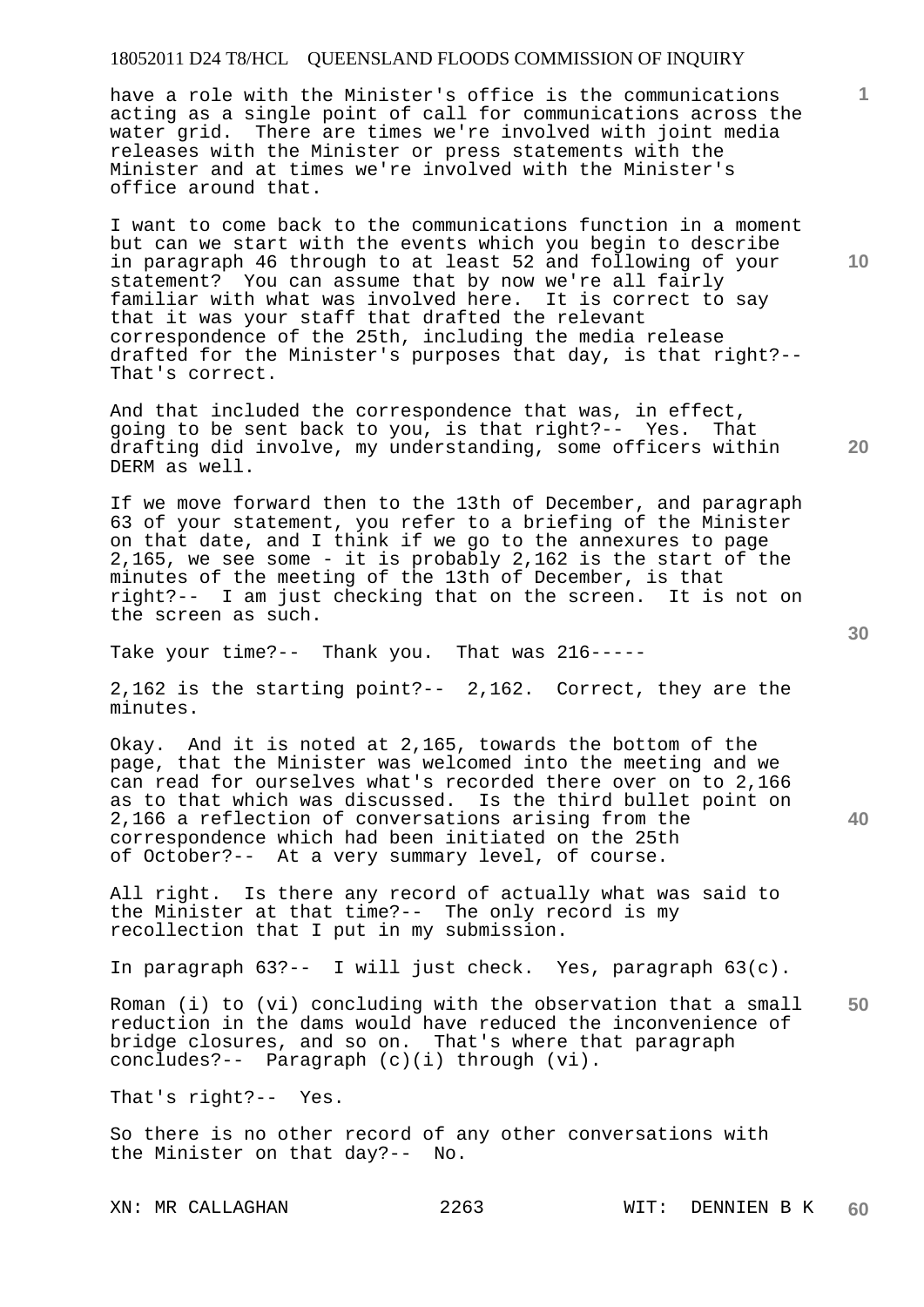have a role with the Minister's office is the communications acting as a single point of call for communications across the water grid. There are times we're involved with joint media releases with the Minister or press statements with the Minister and at times we're involved with the Minister's office around that.

I want to come back to the communications function in a moment but can we start with the events which you begin to describe in paragraph 46 through to at least 52 and following of your statement? You can assume that by now we're all fairly familiar with what was involved here. It is correct to say that it was your staff that drafted the relevant correspondence of the 25th, including the media release drafted for the Minister's purposes that day, is that right?-- That's correct.

And that included the correspondence that was, in effect, going to be sent back to you, is that right?-- Yes. That drafting did involve, my understanding, some officers within DERM as well.

If we move forward then to the 13th of December, and paragraph 63 of your statement, you refer to a briefing of the Minister on that date, and I think if we go to the annexures to page 2,165, we see some - it is probably 2,162 is the start of the minutes of the meeting of the 13th of December, is that right?-- I am just checking that on the screen. It is not on the screen as such.

Take your time?-- Thank you. That was 216-----

2,162 is the starting point?-- 2,162. Correct, they are the minutes.

Okay. And it is noted at 2,165, towards the bottom of the page, that the Minister was welcomed into the meeting and we can read for ourselves what's recorded there over on to 2,166 as to that which was discussed. Is the third bullet point on 2,166 a reflection of conversations arising from the correspondence which had been initiated on the 25th of October?-- At a very summary level, of course.

All right. Is there any record of actually what was said to the Minister at that time?-- The only record is my recollection that I put in my submission.

In paragraph 63?-- I will just check. Yes, paragraph 63(c).

Roman (i) to (vi) concluding with the observation that a small reduction in the dams would have reduced the inconvenience of bridge closures, and so on. That's where that paragraph concludes?-- Paragraph (c)(i) through (vi).

That's right?-- Yes.

So there is no other record of any other conversations with the Minister on that day?-- No.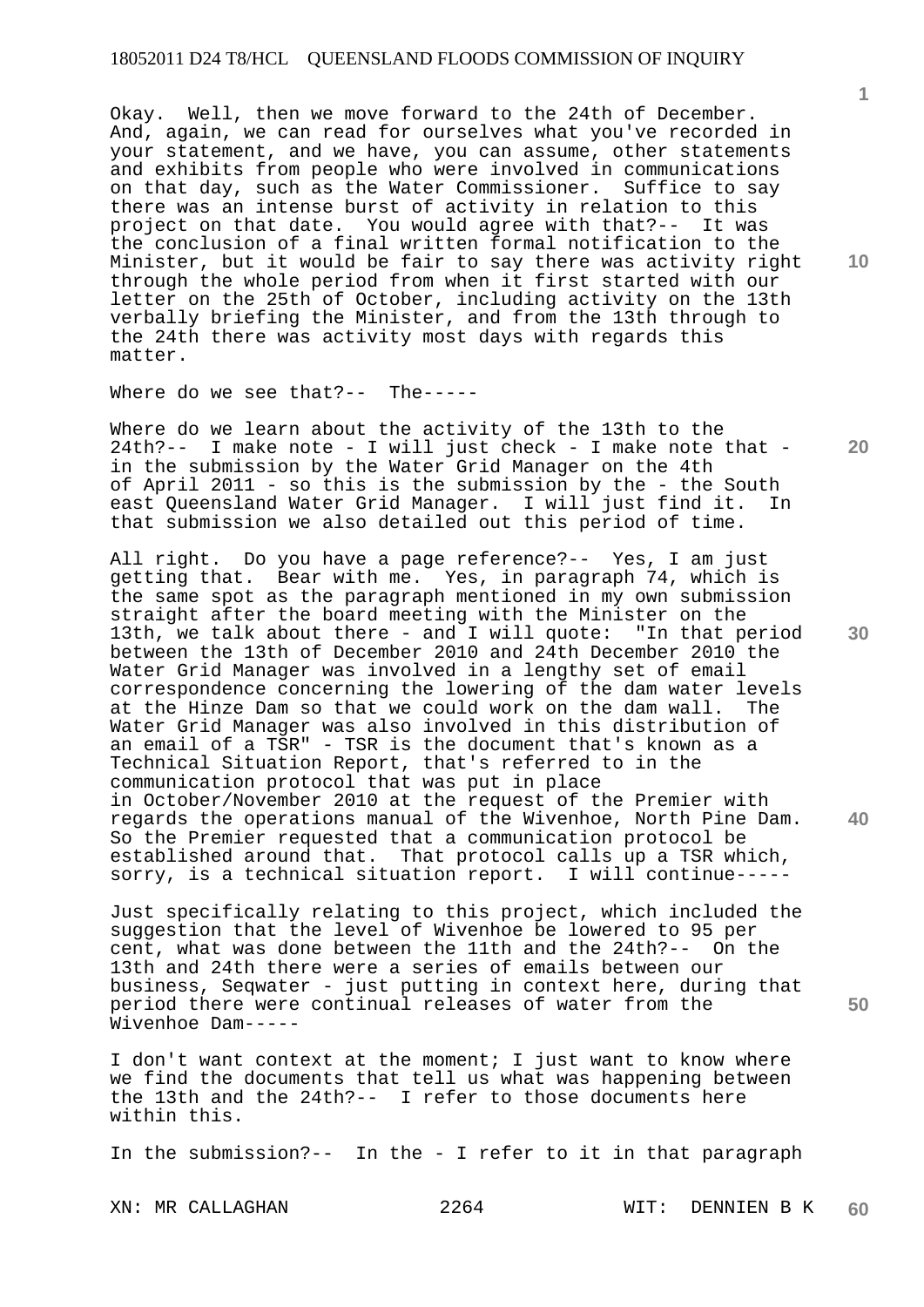Okay. Well, then we move forward to the 24th of December. And, again, we can read for ourselves what you've recorded in your statement, and we have, you can assume, other statements and exhibits from people who were involved in communications on that day, such as the Water Commissioner. Suffice to say there was an intense burst of activity in relation to this project on that date. You would agree with that?-- It was the conclusion of a final written formal notification to the Minister, but it would be fair to say there was activity right through the whole period from when it first started with our letter on the 25th of October, including activity on the 13th verbally briefing the Minister, and from the 13th through to the 24th there was activity most days with regards this matter.

Where do we see that?-- The-----

Where do we learn about the activity of the 13th to the 24th?-- I make note - I will just check - I make note that - in the submission by the Water Grid Manager on the 4th of April 2011 - so this is the submission by the - the South east Queensland Water Grid Manager. I will just find it. In that submission we also detailed out this period of time.

All right. Do you have a page reference?-- Yes, I am just getting that. Bear with me. Yes, in paragraph 74, which is the same spot as the paragraph mentioned in my own submission straight after the board meeting with the Minister on the 13th, we talk about there - and I will quote: "In that period between the 13th of December 2010 and 24th December 2010 the Water Grid Manager was involved in a lengthy set of email correspondence concerning the lowering of the dam water levels at the Hinze Dam so that we could work on the dam wall. The Water Grid Manager was also involved in this distribution of an email of a TSR" - TSR is the document that's known as a Technical Situation Report, that's referred to in the communication protocol that was put in place in October/November 2010 at the request of the Premier with regards the operations manual of the Wivenhoe, North Pine Dam. So the Premier requested that a communication protocol be established around that. That protocol calls up a TSR which, sorry, is a technical situation report. I will continue-----

Just specifically relating to this project, which included the suggestion that the level of Wivenhoe be lowered to 95 per cent, what was done between the 11th and the 24th?-- On the 13th and 24th there were a series of emails between our business, Seqwater - just putting in context here, during that period there were continual releases of water from the Wivenhoe Dam-----

I don't want context at the moment; I just want to know where we find the documents that tell us what was happening between the 13th and the 24th?-- I refer to those documents here within this.

In the submission?-- In the - I refer to it in that paragraph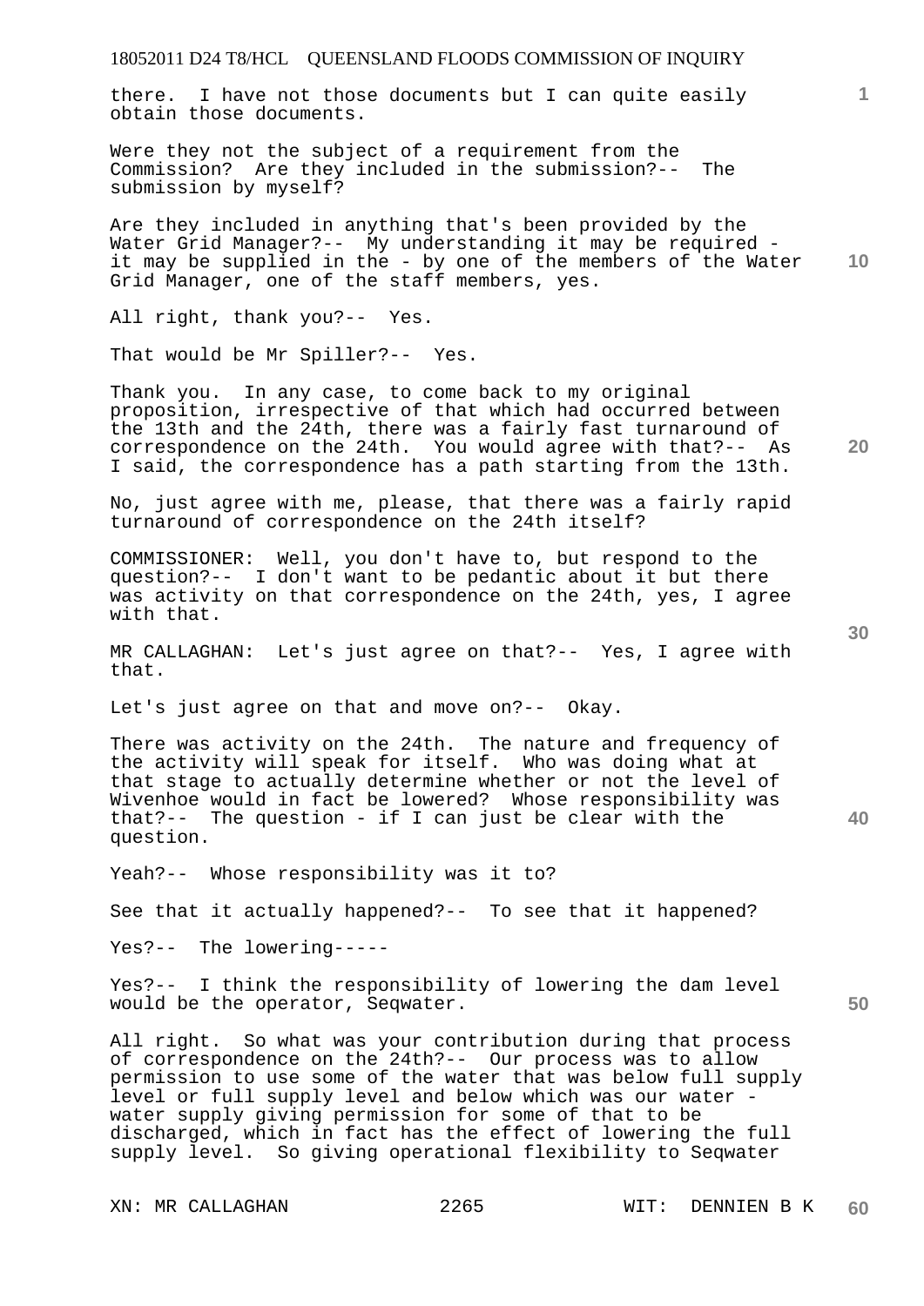there. I have not those documents but I can quite easily obtain those documents.

Were they not the subject of a requirement from the Commission? Are they included in the submission?-- The submission by myself?

Are they included in anything that's been provided by the Water Grid Manager?-- My understanding it may be required - it may be supplied in the - by one of the members of the Water Grid Manager, one of the staff members, yes.

All right, thank you?-- Yes.

That would be Mr Spiller?-- Yes.

Thank you. In any case, to come back to my original proposition, irrespective of that which had occurred between the 13th and the 24th, there was a fairly fast turnaround of correspondence on the 24th. You would agree with that?-- As I said, the correspondence has a path starting from the 13th.

No, just agree with me, please, that there was a fairly rapid turnaround of correspondence on the 24th itself?

COMMISSIONER: Well, you don't have to, but respond to the question?-- I don't want to be pedantic about it but there was activity on that correspondence on the 24th, yes, I agree with that.

MR CALLAGHAN: Let's just agree on that?-- Yes, I agree with that.

Let's just agree on that and move on?-- Okay.

There was activity on the 24th. The nature and frequency of the activity will speak for itself. Who was doing what at that stage to actually determine whether or not the level of Wivenhoe would in fact be lowered? Whose responsibility was that?-- The question - if I can just be clear with the question.

Yeah?-- Whose responsibility was it to?

See that it actually happened?-- To see that it happened?

Yes?-- The lowering-----

Yes?-- I think the responsibility of lowering the dam level would be the operator, Seqwater.

All right. So what was your contribution during that process of correspondence on the 24th?-- Our process was to allow permission to use some of the water that was below full supply level or full supply level and below which was our water - water supply giving permission for some of that to be discharged, which in fact has the effect of lowering the full supply level. So giving operational flexibility to Seqwater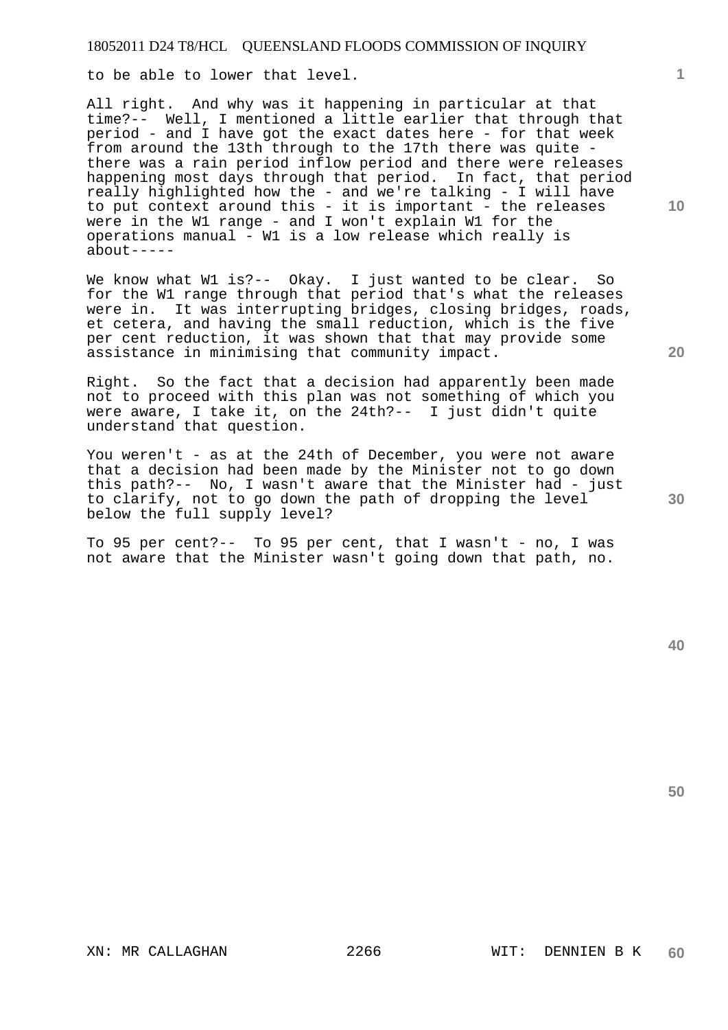to be able to lower that level.

All right. And why was it happening in particular at that time?-- Well, I mentioned a little earlier that through that period - and I have got the exact dates here - for that week from around the 13th through to the 17th there was quite - there was a rain period inflow period and there were releases happening most days through that period. In fact, that period really highlighted how the - and we're talking - I will have to put context around this - it is important - the releases were in the W1 range - and I won't explain W1 for the operations manual - W1 is a low release which really is about-----

We know what W1 is?-- Okay. I just wanted to be clear. So for the W1 range through that period that's what the releases were in. It was interrupting bridges, closing bridges, roads, et cetera, and having the small reduction, which is the five per cent reduction, it was shown that that may provide some assistance in minimising that community impact.

Right. So the fact that a decision had apparently been made not to proceed with this plan was not something of which you were aware, I take it, on the 24th?-- I just didn't quite understand that question.

You weren't - as at the 24th of December, you were not aware that a decision had been made by the Minister not to go down this path?-- No, I wasn't aware that the Minister had - just to clarify, not to go down the path of dropping the level below the full supply level?

To 95 per cent?-- To 95 per cent, that I wasn't - no, I was not aware that the Minister wasn't going down that path, no.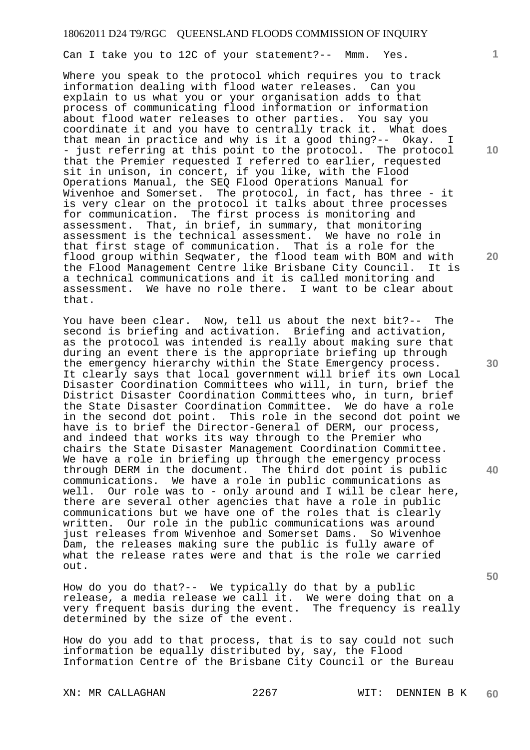Can I take you to 12C of your statement?-- Mmm. Yes.

Where you speak to the protocol which requires you to track information dealing with flood water releases. Can you explain to us what you or your organisation adds to that process of communicating flood information or information about flood water releases to other parties. You say you coordinate it and you have to centrally track it. What does that mean in practice and why is it a good thing?-- Okay. I - just referring at this point to the protocol. The protocol that the Premier requested I referred to earlier, requested sit in unison, in concert, if you like, with the Flood Operations Manual, the SEQ Flood Operations Manual for Wivenhoe and Somerset. The protocol, in fact, has three - it is very clear on the protocol it talks about three processes for communication. The first process is monitoring and assessment. That, in brief, in summary, that monitoring assessment is the technical assessment. We have no role in that first stage of communication. That is a role for the flood group within Seqwater, the flood team with BOM and with the Flood Management Centre like Brisbane City Council. It is a technical communications and it is called monitoring and assessment. We have no role there. I want to be clear about that.

You have been clear. Now, tell us about the next bit?-- The second is briefing and activation. Briefing and activation, as the protocol was intended is really about making sure that during an event there is the appropriate briefing up through the emergency hierarchy within the State Emergency process. It clearly says that local government will brief its own Local Disaster Coordination Committees who will, in turn, brief the District Disaster Coordination Committees who, in turn, brief the State Disaster Coordination Committee. We do have a role in the second dot point. This role in the second dot point we have is to brief the Director-General of DERM, our process, and indeed that works its way through to the Premier who chairs the State Disaster Management Coordination Committee. We have a role in briefing up through the emergency process through DERM in the document. The third dot point is public communications. We have a role in public communications as well. Our role was to - only around and I will be clear here, there are several other agencies that have a role in public communications but we have one of the roles that is clearly written. Our role in the public communications was around just releases from Wivenhoe and Somerset Dams. So Wivenhoe Dam, the releases making sure the public is fully aware of what the release rates were and that is the role we carried out.

How do you do that?-- We typically do that by a public release, a media release we call it. We were doing that on a very frequent basis during the event. The frequency is really determined by the size of the event.

How do you add to that process, that is to say could not such information be equally distributed by, say, the Flood Information Centre of the Brisbane City Council or the Bureau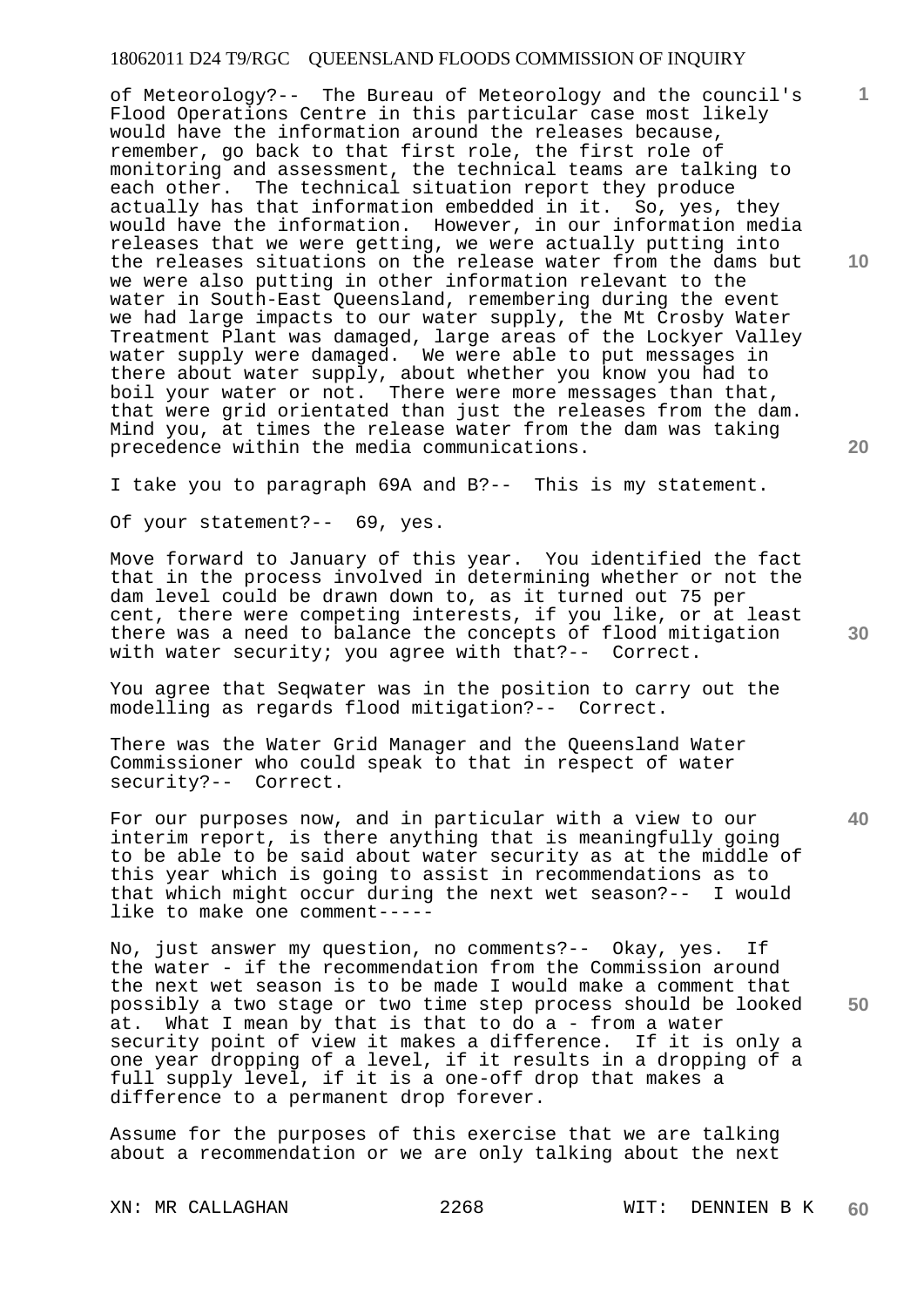of Meteorology?-- The Bureau of Meteorology and the council's Flood Operations Centre in this particular case most likely would have the information around the releases because, remember, go back to that first role, the first role of monitoring and assessment, the technical teams are talking to each other. The technical situation report they produce actually has that information embedded in it. So, yes, they would have the information. However, in our information media releases that we were getting, we were actually putting into the releases situations on the release water from the dams but we were also putting in other information relevant to the water in South-East Queensland, remembering during the event we had large impacts to our water supply, the Mt Crosby Water Treatment Plant was damaged, large areas of the Lockyer Valley water supply were damaged. We were able to put messages in there about water supply, about whether you know you had to boil your water or not. There were more messages than that, that were grid orientated than just the releases from the dam. Mind you, at times the release water from the dam was taking precedence within the media communications.

I take you to paragraph 69A and B?-- This is my statement.

Of your statement?-- 69, yes.

Move forward to January of this year. You identified the fact that in the process involved in determining whether or not the dam level could be drawn down to, as it turned out 75 per cent, there were competing interests, if you like, or at least there was a need to balance the concepts of flood mitigation with water security; you agree with that?-- Correct.

You agree that Seqwater was in the position to carry out the modelling as regards flood mitigation?-- Correct.

There was the Water Grid Manager and the Queensland Water Commissioner who could speak to that in respect of water security?-- Correct.

For our purposes now, and in particular with a view to our interim report, is there anything that is meaningfully going to be able to be said about water security as at the middle of this year which is going to assist in recommendations as to that which might occur during the next wet season?-- I would like to make one comment-----

No, just answer my question, no comments?-- Okay, yes. If the water - if the recommendation from the Commission around the next wet season is to be made I would make a comment that possibly a two stage or two time step process should be looked at. What I mean by that is that to do a - from a water security point of view it makes a difference. If it is only a one year dropping of a level, if it results in a dropping of a full supply level, if it is a one-off drop that makes a difference to a permanent drop forever.

Assume for the purposes of this exercise that we are talking about a recommendation or we are only talking about the next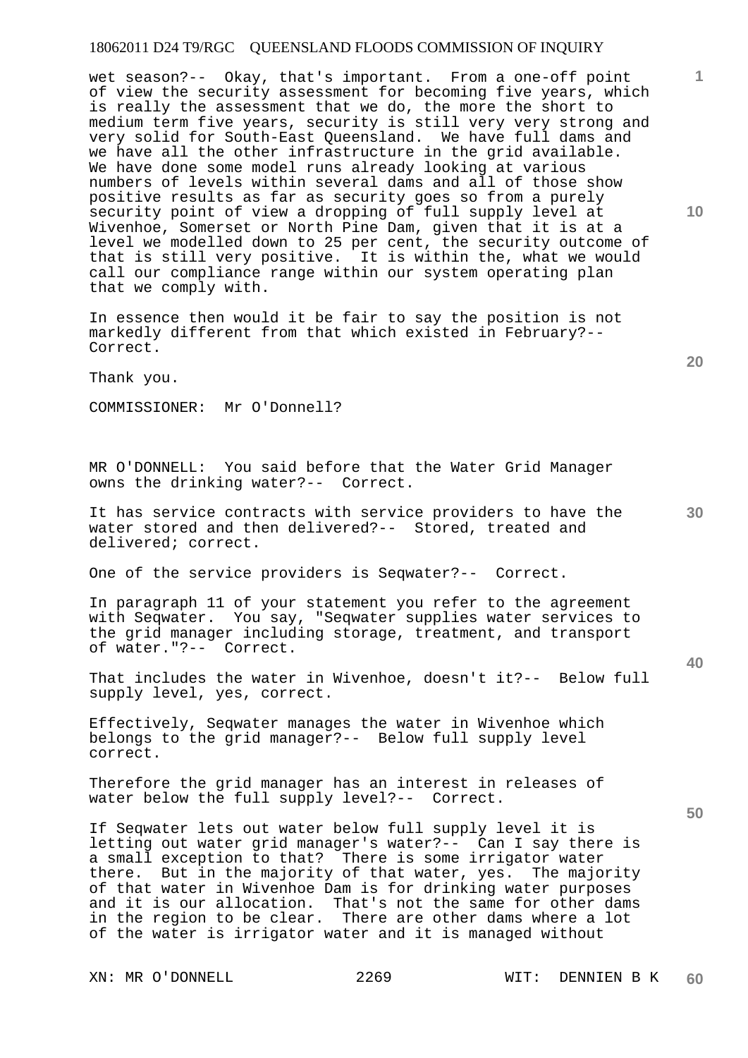wet season?-- Okay, that's important. From a one-off point of view the security assessment for becoming five years, which is really the assessment that we do, the more the short to medium term five years, security is still very very strong and very solid for South-East Queensland. We have full dams and we have all the other infrastructure in the grid available. We have done some model runs already looking at various numbers of levels within several dams and all of those show positive results as far as security goes so from a purely security point of view a dropping of full supply level at Wivenhoe, Somerset or North Pine Dam, given that it is at a level we modelled down to 25 per cent, the security outcome of that is still very positive. It is within the, what we would call our compliance range within our system operating plan that we comply with.

In essence then would it be fair to say the position is not markedly different from that which existed in February?-- Correct.

Thank you.

COMMISSIONER: Mr O'Donnell?

MR O'DONNELL: You said before that the Water Grid Manager owns the drinking water?-- Correct.

It has service contracts with service providers to have the water stored and then delivered?-- Stored, treated and delivered; correct.

One of the service providers is Seqwater?-- Correct.

In paragraph 11 of your statement you refer to the agreement with Seqwater. You say, "Seqwater supplies water services to the grid manager including storage, treatment, and transport of water."?-- Correct.

That includes the water in Wivenhoe, doesn't it?-- Below full supply level, yes, correct.

Effectively, Seqwater manages the water in Wivenhoe which belongs to the grid manager?-- Below full supply level correct.

Therefore the grid manager has an interest in releases of water below the full supply level?-- Correct.

If Seqwater lets out water below full supply level it is letting out water grid manager's water?-- Can I say there is a small exception to that? There is some irrigator water there. But in the majority of that water, yes. The majority of that water in Wivenhoe Dam is for drinking water purposes and it is our allocation. That's not the same for other dams in the region to be clear. There are other dams where a lot of the water is irrigator water and it is managed without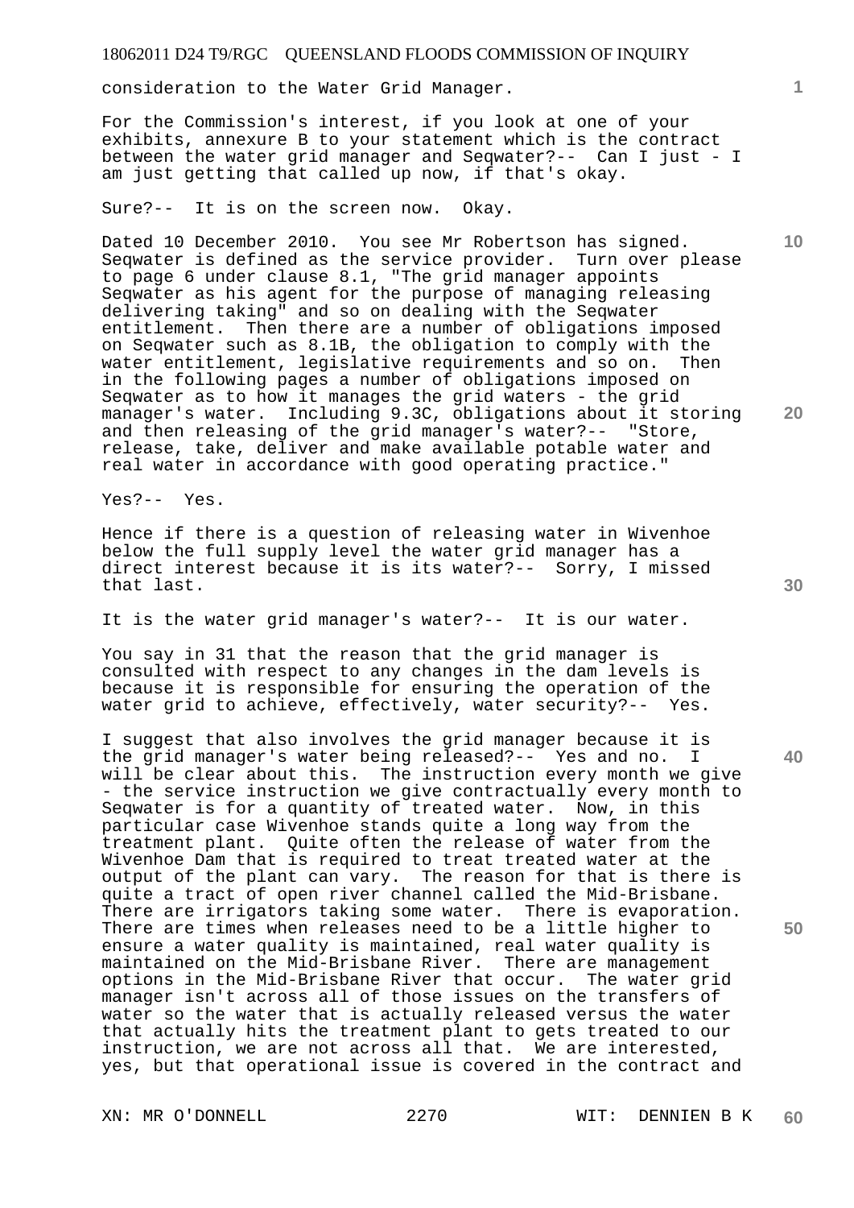consideration to the Water Grid Manager.

For the Commission's interest, if you look at one of your exhibits, annexure B to your statement which is the contract between the water grid manager and Seqwater?-- Can I just - I am just getting that called up now, if that's okay.

Sure?-- It is on the screen now. Okay.

Dated 10 December 2010. You see Mr Robertson has signed. Seqwater is defined as the service provider. Turn over please to page 6 under clause 8.1, "The grid manager appoints Seqwater as his agent for the purpose of managing releasing delivering taking" and so on dealing with the Seqwater entitlement. Then there are a number of obligations imposed on Seqwater such as 8.1B, the obligation to comply with the water entitlement, legislative requirements and so on. Then in the following pages a number of obligations imposed on Seqwater as to how it manages the grid waters - the grid manager's water. Including 9.3C, obligations about it storing and then releasing of the grid manager's water?-- "Store, release, take, deliver and make available potable water and real water in accordance with good operating practice."

Yes?-- Yes.

Hence if there is a question of releasing water in Wivenhoe below the full supply level the water grid manager has a direct interest because it is its water?-- Sorry, I missed that last.

It is the water grid manager's water?-- It is our water.

You say in 31 that the reason that the grid manager is consulted with respect to any changes in the dam levels is because it is responsible for ensuring the operation of the water grid to achieve, effectively, water security?-- Yes.

I suggest that also involves the grid manager because it is the grid manager's water being released?-- Yes and no. I will be clear about this. The instruction every month we give - the service instruction we give contractually every month to Seqwater is for a quantity of treated water. Now, in this particular case Wivenhoe stands quite a long way from the treatment plant. Quite often the release of water from the Wivenhoe Dam that is required to treat treated water at the output of the plant can vary. The reason for that is there is quite a tract of open river channel called the Mid-Brisbane. There are irrigators taking some water. There is evaporation. There are times when releases need to be a little higher to ensure a water quality is maintained, real water quality is maintained on the Mid-Brisbane River. There are management options in the Mid-Brisbane River that occur. The water grid manager isn't across all of those issues on the transfers of water so the water that is actually released versus the water that actually hits the treatment plant to gets treated to our instruction, we are not across all that. We are interested, yes, but that operational issue is covered in the contract and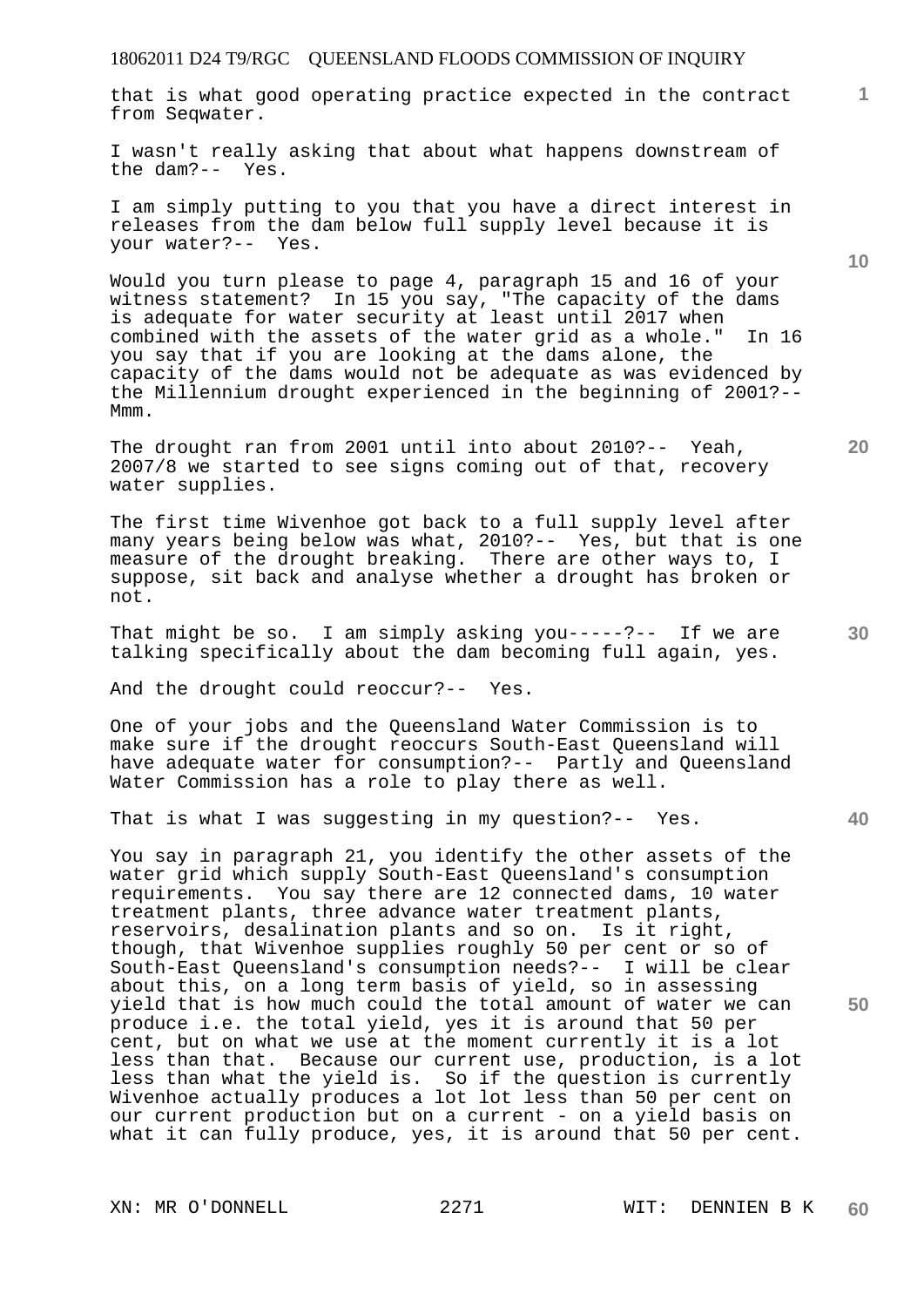that is what good operating practice expected in the contract from Seqwater.

I wasn't really asking that about what happens downstream of the dam?-- Yes.

I am simply putting to you that you have a direct interest in releases from the dam below full supply level because it is your water?-- Yes.

Would you turn please to page 4, paragraph 15 and 16 of your witness statement? In 15 you say, "The capacity of the dams is adequate for water security at least until 2017 when combined with the assets of the water grid as a whole." In 16 you say that if you are looking at the dams alone, the capacity of the dams would not be adequate as was evidenced by the Millennium drought experienced in the beginning of 2001?-- Mmm.

The drought ran from 2001 until into about 2010?-- Yeah, 2007/8 we started to see signs coming out of that, recovery water supplies.

The first time Wivenhoe got back to a full supply level after many years being below was what, 2010?-- Yes, but that is one measure of the drought breaking. There are other ways to, I suppose, sit back and analyse whether a drought has broken or not.

That might be so. I am simply asking you-----?-- If we are talking specifically about the dam becoming full again, yes.

And the drought could reoccur?-- Yes.

One of your jobs and the Queensland Water Commission is to make sure if the drought reoccurs South-East Queensland will have adequate water for consumption?-- Partly and Queensland Water Commission has a role to play there as well.

That is what I was suggesting in my question?-- Yes.

You say in paragraph 21, you identify the other assets of the water grid which supply South-East Queensland's consumption requirements. You say there are 12 connected dams, 10 water treatment plants, three advance water treatment plants, reservoirs, desalination plants and so on. Is it right, though, that Wivenhoe supplies roughly 50 per cent or so of South-East Queensland's consumption needs?-- I will be clear about this, on a long term basis of yield, so in assessing yield that is how much could the total amount of water we can produce i.e. the total yield, yes it is around that 50 per cent, but on what we use at the moment currently it is a lot less than that. Because our current use, production, is a lot less than what the yield is. So if the question is currently Wivenhoe actually produces a lot lot less than 50 per cent on our current production but on a current - on a yield basis on what it can fully produce, yes, it is around that 50 per cent.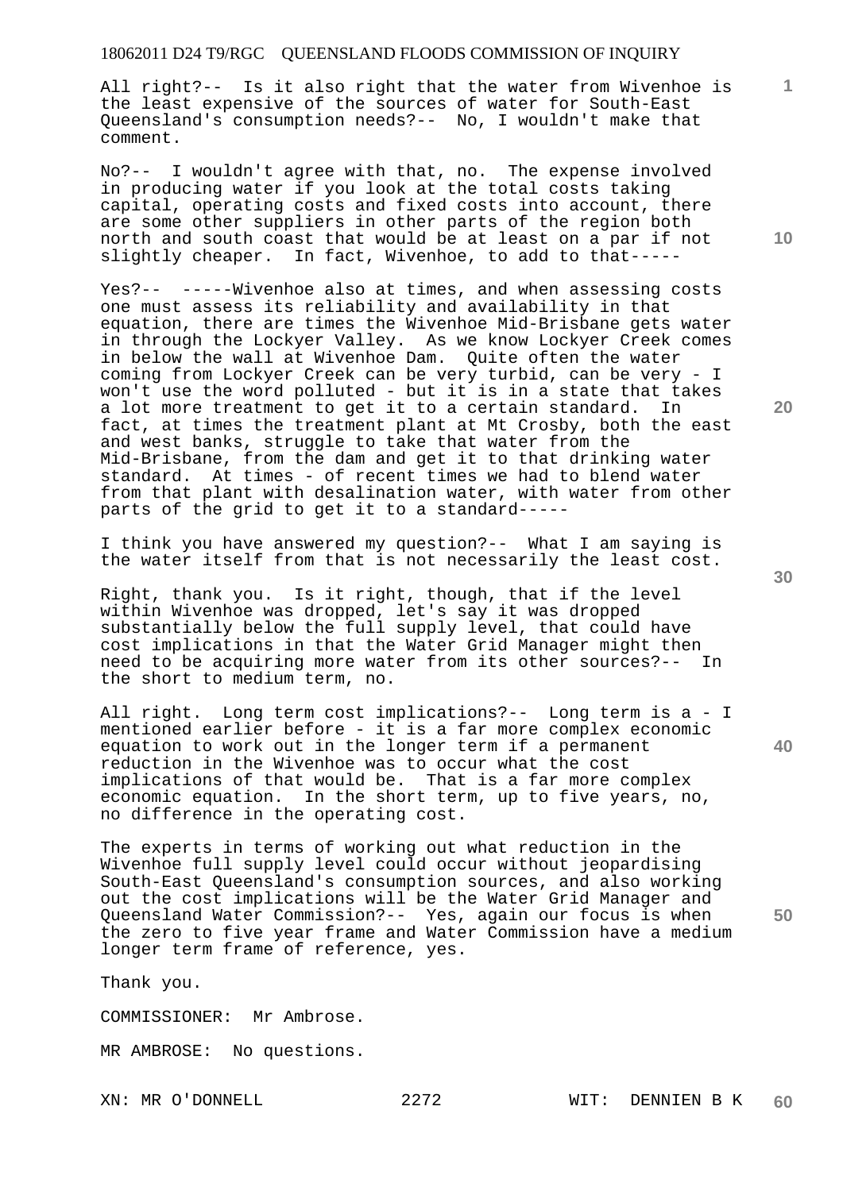All right?-- Is it also right that the water from Wivenhoe is the least expensive of the sources of water for South-East Queensland's consumption needs?-- No, I wouldn't make that comment.

No?-- I wouldn't agree with that, no. The expense involved in producing water if you look at the total costs taking capital, operating costs and fixed costs into account, there are some other suppliers in other parts of the region both north and south coast that would be at least on a par if not slightly cheaper. In fact, Wivenhoe, to add to that-----

Yes?-- -----Wivenhoe also at times, and when assessing costs one must assess its reliability and availability in that equation, there are times the Wivenhoe Mid-Brisbane gets water in through the Lockyer Valley. As we know Lockyer Creek comes in below the wall at Wivenhoe Dam. Quite often the water coming from Lockyer Creek can be very turbid, can be very - I won't use the word polluted - but it is in a state that takes a lot more treatment to get it to a certain standard. In fact, at times the treatment plant at Mt Crosby, both the east and west banks, struggle to take that water from the Mid-Brisbane, from the dam and get it to that drinking water standard. At times - of recent times we had to blend water from that plant with desalination water, with water from other parts of the grid to get it to a standard-----

I think you have answered my question?-- What I am saying is the water itself from that is not necessarily the least cost.

Right, thank you. Is it right, though, that if the level within Wivenhoe was dropped, let's say it was dropped substantially below the full supply level, that could have cost implications in that the Water Grid Manager might then need to be acquiring more water from its other sources?-- In the short to medium term, no.

All right. Long term cost implications?-- Long term is a - I mentioned earlier before - it is a far more complex economic equation to work out in the longer term if a permanent reduction in the Wivenhoe was to occur what the cost implications of that would be. That is a far more complex economic equation. In the short term, up to five years, no, no difference in the operating cost.

The experts in terms of working out what reduction in the Wivenhoe full supply level could occur without jeopardising South-East Queensland's consumption sources, and also working out the cost implications will be the Water Grid Manager and Queensland Water Commission?-- Yes, again our focus is when the zero to five year frame and Water Commission have a medium longer term frame of reference, yes.

Thank you.

COMMISSIONER: Mr Ambrose.

MR AMBROSE: No questions.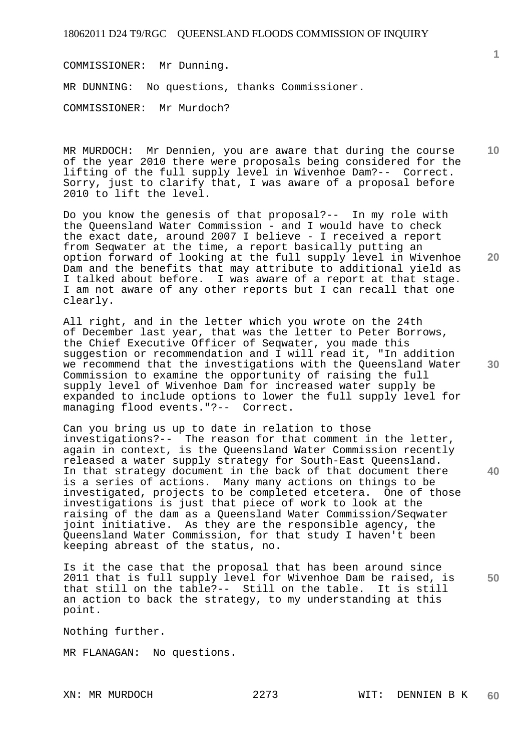COMMISSIONER: Mr Dunning.

MR DUNNING: No questions, thanks Commissioner.

COMMISSIONER: Mr Murdoch?

MR MURDOCH: Mr Dennien, you are aware that during the course of the year 2010 there were proposals being considered for the lifting of the full supply level in Wivenhoe Dam?-- Correct. Sorry, just to clarify that, I was aware of a proposal before 2010 to lift the level.

Do you know the genesis of that proposal?-- In my role with the Queensland Water Commission - and I would have to check the exact date, around 2007 I believe - I received a report from Seqwater at the time, a report basically putting an option forward of looking at the full supply level in Wivenhoe Dam and the benefits that may attribute to additional yield as I talked about before. I was aware of a report at that stage. I am not aware of any other reports but I can recall that one clearly.

All right, and in the letter which you wrote on the 24th of December last year, that was the letter to Peter Borrows, the Chief Executive Officer of Seqwater, you made this suggestion or recommendation and I will read it, "In addition we recommend that the investigations with the Queensland Water Commission to examine the opportunity of raising the full supply level of Wivenhoe Dam for increased water supply be expanded to include options to lower the full supply level for managing flood events."?-- Correct.

Can you bring us up to date in relation to those investigations?-- The reason for that comment in the letter, again in context, is the Queensland Water Commission recently released a water supply strategy for South-East Queensland. In that strategy document in the back of that document there is a series of actions. Many many actions on things to be investigated, projects to be completed etcetera. One of those investigations is just that piece of work to look at the raising of the dam as a Queensland Water Commission/Seqwater joint initiative. As they are the responsible agency, the Queensland Water Commission, for that study I haven't been keeping abreast of the status, no.

Is it the case that the proposal that has been around since 2011 that is full supply level for Wivenhoe Dam be raised, is that still on the table?-- Still on the table. It is still an action to back the strategy, to my understanding at this point.

Nothing further.

MR FLANAGAN: No questions.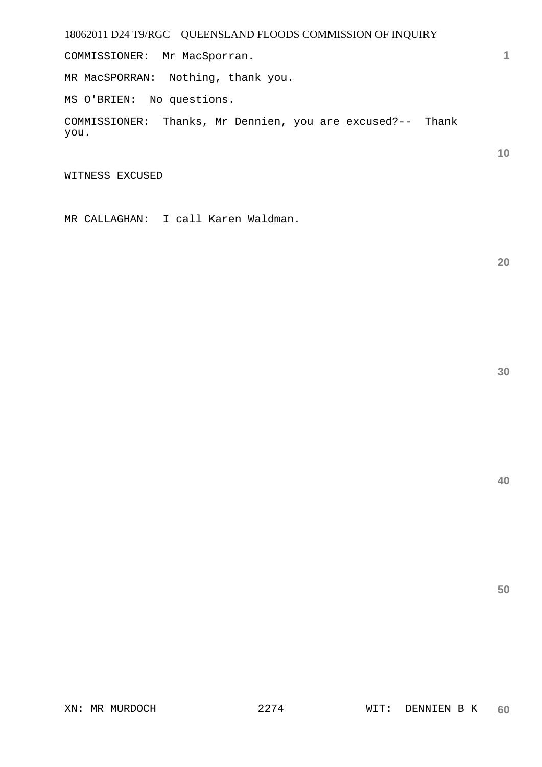COMMISSIONER:  Mr MacSporran.

MR MacSPORRAN:  Nothing, thank you.

MS O'BRIEN:  No questions.

COMMISSIONER:  Thanks, Mr Dennien, you are excused?--  Thank you.

WITNESS EXCUSED

MR CALLAGHAN:  I call Karen Waldman.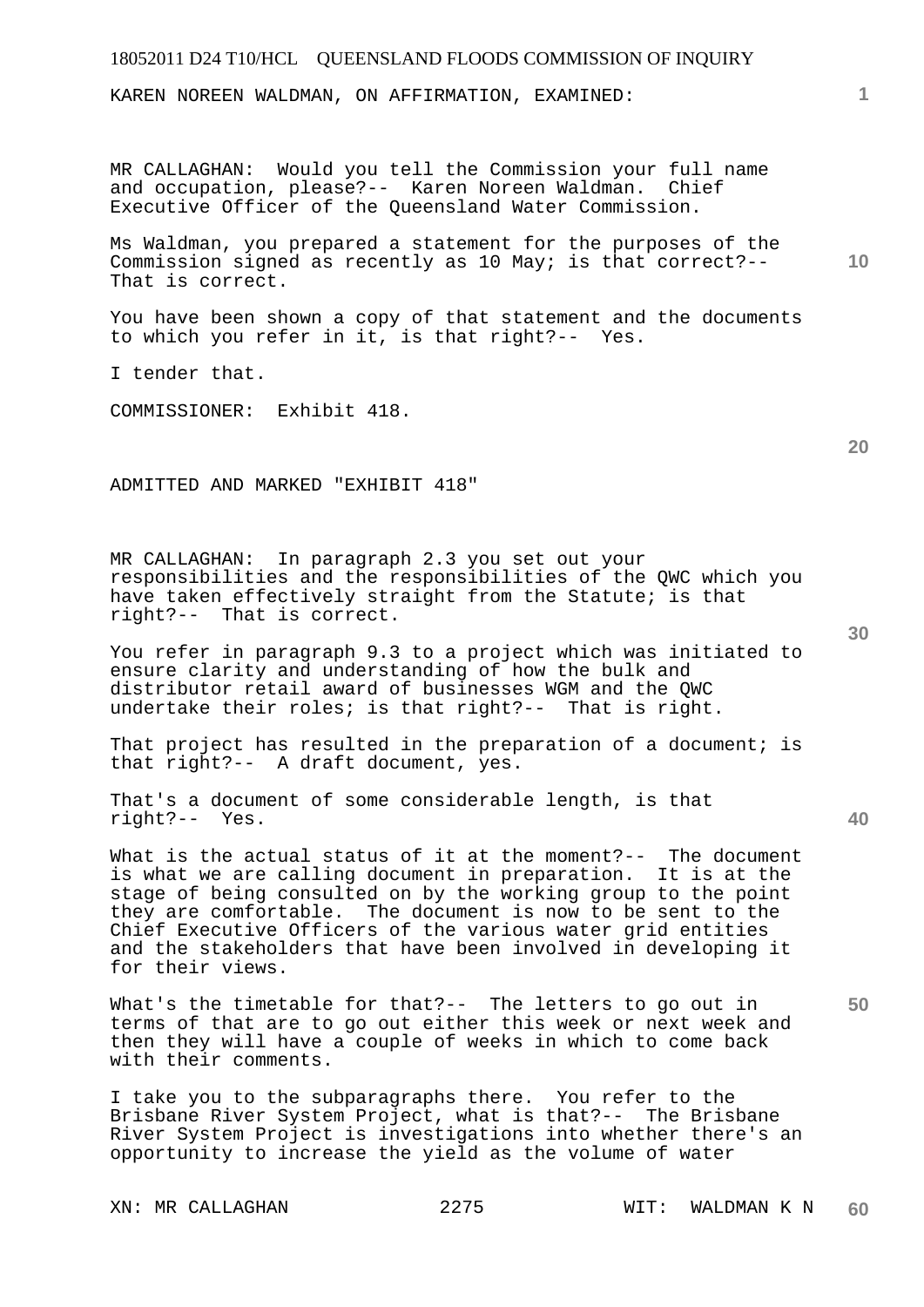KAREN NOREEN WALDMAN, ON AFFIRMATION, EXAMINED:

MR CALLAGHAN: Would you tell the Commission your full name and occupation, please?-- Karen Noreen Waldman. Chief Executive Officer of the Queensland Water Commission.

Ms Waldman, you prepared a statement for the purposes of the Commission signed as recently as 10 May; is that correct?-- That is correct.

You have been shown a copy of that statement and the documents to which you refer in it, is that right?-- Yes.

I tender that.

COMMISSIONER: Exhibit 418.

ADMITTED AND MARKED "EXHIBIT 418"

MR CALLAGHAN: In paragraph 2.3 you set out your responsibilities and the responsibilities of the QWC which you have taken effectively straight from the Statute; is that right?-- That is correct.

You refer in paragraph 9.3 to a project which was initiated to ensure clarity and understanding of how the bulk and distributor retail award of businesses WGM and the QWC undertake their roles; is that right?-- That is right.

That project has resulted in the preparation of a document; is that right?-- A draft document, yes.

That's a document of some considerable length, is that right?-- Yes.

What is the actual status of it at the moment?-- The document is what we are calling document in preparation. It is at the stage of being consulted on by the working group to the point they are comfortable. The document is now to be sent to the Chief Executive Officers of the various water grid entities and the stakeholders that have been involved in developing it for their views.

What's the timetable for that?-- The letters to go out in terms of that are to go out either this week or next week and then they will have a couple of weeks in which to come back with their comments.

I take you to the subparagraphs there. You refer to the Brisbane River System Project, what is that?-- The Brisbane River System Project is investigations into whether there's an opportunity to increase the yield as the volume of water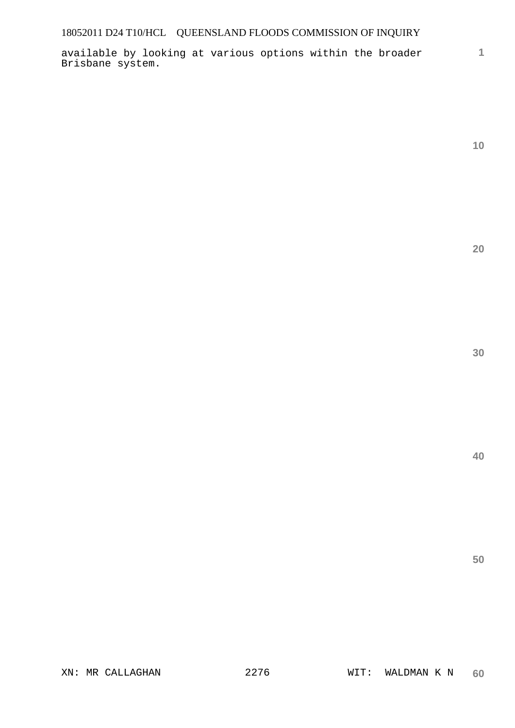available by looking at various options within the broader Brisbane system.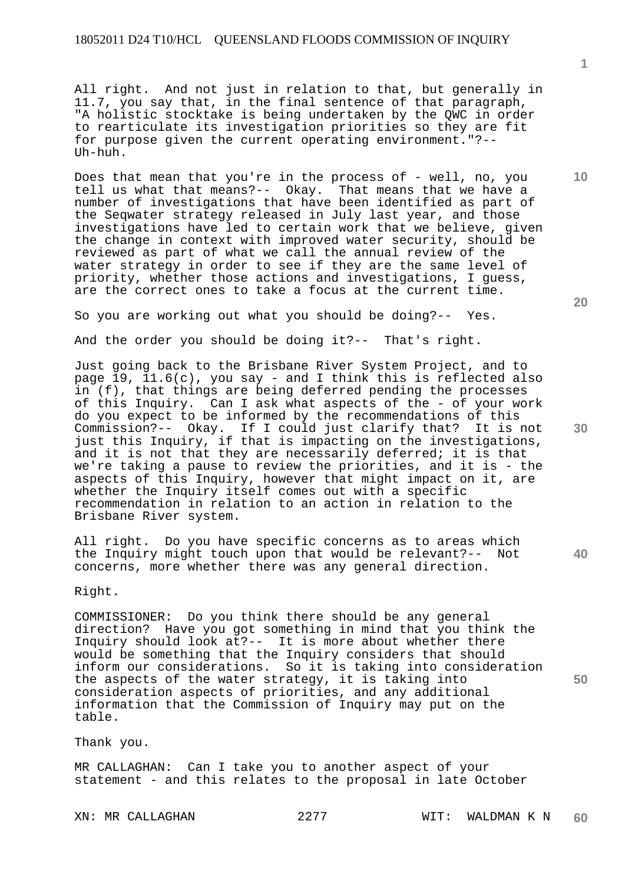All right. And not just in relation to that, but generally in 11.7, you say that, in the final sentence of that paragraph, "A holistic stocktake is being undertaken by the QWC in order to rearticulate its investigation priorities so they are fit for purpose given the current operating environment."?-- Uh-huh.

Does that mean that you're in the process of - well, no, you tell us what that means?-- Okay. That means that we have a number of investigations that have been identified as part of the Seqwater strategy released in July last year, and those investigations have led to certain work that we believe, given the change in context with improved water security, should be reviewed as part of what we call the annual review of the water strategy in order to see if they are the same level of priority, whether those actions and investigations, I guess, are the correct ones to take a focus at the current time.

So you are working out what you should be doing?-- Yes.

And the order you should be doing it?-- That's right.

Just going back to the Brisbane River System Project, and to page 19, 11.6(c), you say - and I think this is reflected also in (f), that things are being deferred pending the processes of this Inquiry. Can I ask what aspects of the - of your work do you expect to be informed by the recommendations of this Commission?-- Okay. If I could just clarify that? It is not just this Inquiry, if that is impacting on the investigations, and it is not that they are necessarily deferred; it is that we're taking a pause to review the priorities, and it is - the aspects of this Inquiry, however that might impact on it, are whether the Inquiry itself comes out with a specific recommendation in relation to an action in relation to the Brisbane River system.

All right. Do you have specific concerns as to areas which the Inquiry might touch upon that would be relevant?-- Not concerns, more whether there was any general direction.

Right.

COMMISSIONER: Do you think there should be any general direction? Have you got something in mind that you think the Inquiry should look at?-- It is more about whether there would be something that the Inquiry considers that should inform our considerations. So it is taking into consideration the aspects of the water strategy, it is taking into consideration aspects of priorities, and any additional information that the Commission of Inquiry may put on the table.

Thank you.

MR CALLAGHAN: Can I take you to another aspect of your statement - and this relates to the proposal in late October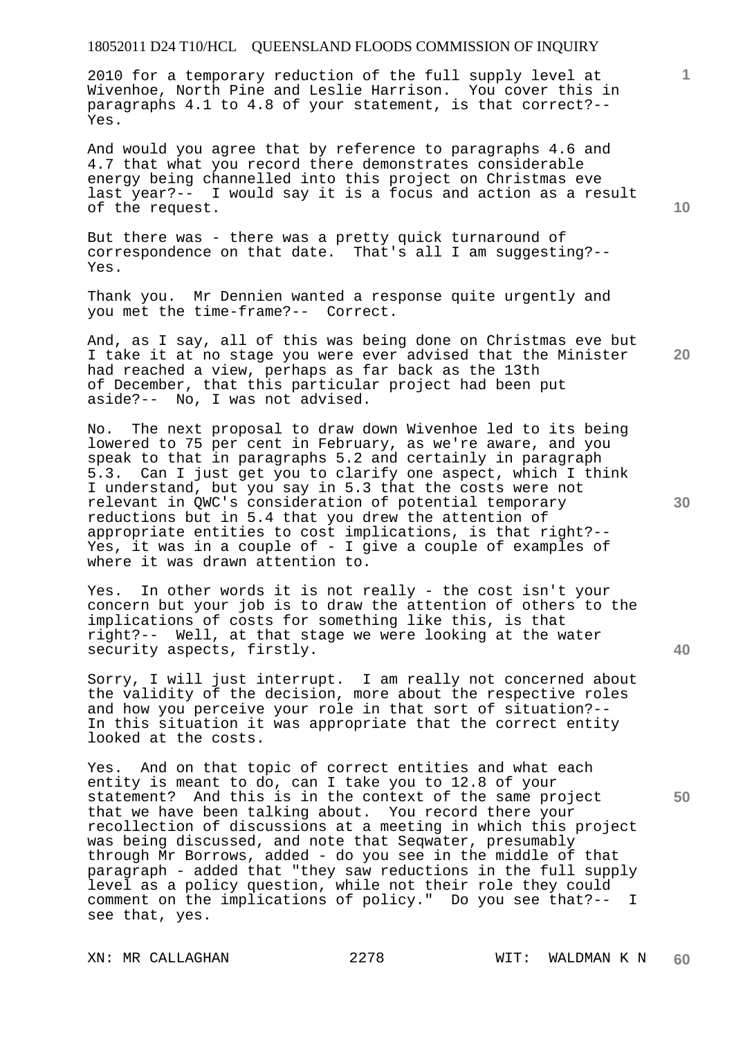2010 for a temporary reduction of the full supply level at Wivenhoe, North Pine and Leslie Harrison. You cover this in paragraphs 4.1 to 4.8 of your statement, is that correct?-- Yes.

And would you agree that by reference to paragraphs 4.6 and 4.7 that what you record there demonstrates considerable energy being channelled into this project on Christmas eve last year?-- I would say it is a focus and action as a result of the request.

But there was - there was a pretty quick turnaround of correspondence on that date. That's all I am suggesting?-- Yes.

Thank you. Mr Dennien wanted a response quite urgently and you met the time-frame?-- Correct.

And, as I say, all of this was being done on Christmas eve but I take it at no stage you were ever advised that the Minister had reached a view, perhaps as far back as the 13th of December, that this particular project had been put aside?-- No, I was not advised.

No. The next proposal to draw down Wivenhoe led to its being lowered to 75 per cent in February, as we're aware, and you speak to that in paragraphs 5.2 and certainly in paragraph 5.3. Can I just get you to clarify one aspect, which I think I understand, but you say in 5.3 that the costs were not relevant in QWC's consideration of potential temporary reductions but in 5.4 that you drew the attention of appropriate entities to cost implications, is that right?-- Yes, it was in a couple of - I give a couple of examples of where it was drawn attention to.

Yes. In other words it is not really - the cost isn't your concern but your job is to draw the attention of others to the implications of costs for something like this, is that right?-- Well, at that stage we were looking at the water security aspects, firstly.

Sorry, I will just interrupt. I am really not concerned about the validity of the decision, more about the respective roles and how you perceive your role in that sort of situation?-- In this situation it was appropriate that the correct entity looked at the costs.

Yes. And on that topic of correct entities and what each entity is meant to do, can I take you to 12.8 of your statement? And this is in the context of the same project that we have been talking about. You record there your recollection of discussions at a meeting in which this project was being discussed, and note that Seqwater, presumably through Mr Borrows, added - do you see in the middle of that paragraph - added that "they saw reductions in the full supply level as a policy question, while not their role they could comment on the implications of policy." Do you see that?-- I see that, yes.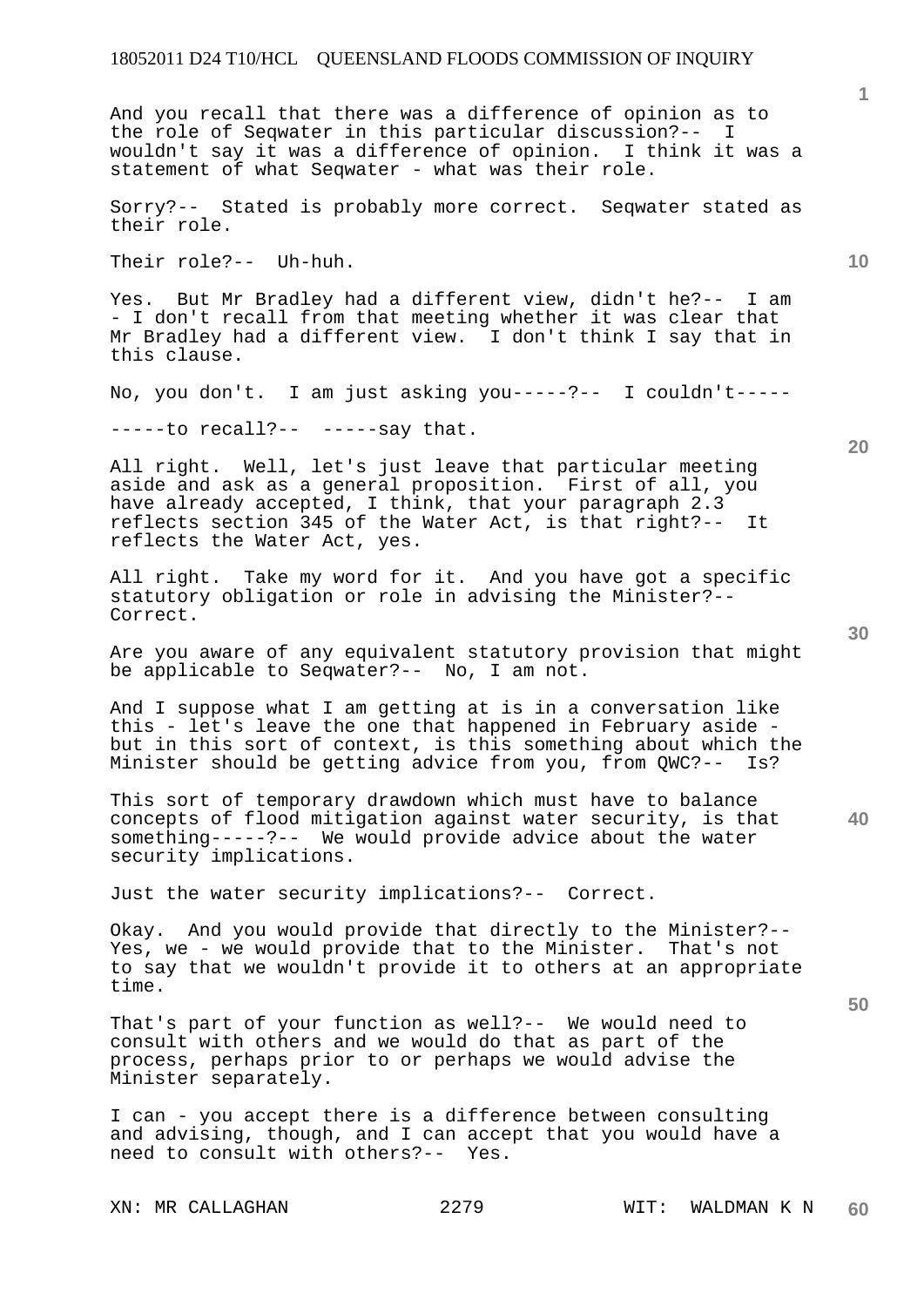And you recall that there was a difference of opinion as to the role of Seqwater in this particular discussion?-- I wouldn't say it was a difference of opinion. I think it was a statement of what Seqwater - what was their role.

Sorry?-- Stated is probably more correct. Seqwater stated as their role.

Their role?-- Uh-huh.

Yes. But Mr Bradley had a different view, didn't he?-- I am - I don't recall from that meeting whether it was clear that Mr Bradley had a different view. I don't think I say that in this clause.

No, you don't. I am just asking you-----?-- I couldn't-----

-----to recall?-- -----say that.

All right. Well, let's just leave that particular meeting aside and ask as a general proposition. First of all, you have already accepted, I think, that your paragraph 2.3 reflects section 345 of the Water Act, is that right?-- It reflects the Water Act, yes.

All right. Take my word for it. And you have got a specific statutory obligation or role in advising the Minister?-- Correct.

Are you aware of any equivalent statutory provision that might be applicable to Seqwater?-- No, I am not.

And I suppose what I am getting at is in a conversation like this - let's leave the one that happened in February aside - but in this sort of context, is this something about which the Minister should be getting advice from you, from QWC?-- Is?

This sort of temporary drawdown which must have to balance concepts of flood mitigation against water security, is that something-----?-- We would provide advice about the water security implications.

Just the water security implications?-- Correct.

Okay. And you would provide that directly to the Minister?-- Yes, we - we would provide that to the Minister. That's not to say that we wouldn't provide it to others at an appropriate time.

That's part of your function as well?-- We would need to consult with others and we would do that as part of the process, perhaps prior to or perhaps we would advise the Minister separately.

I can - you accept there is a difference between consulting and advising, though, and I can accept that you would have a need to consult with others?-- Yes.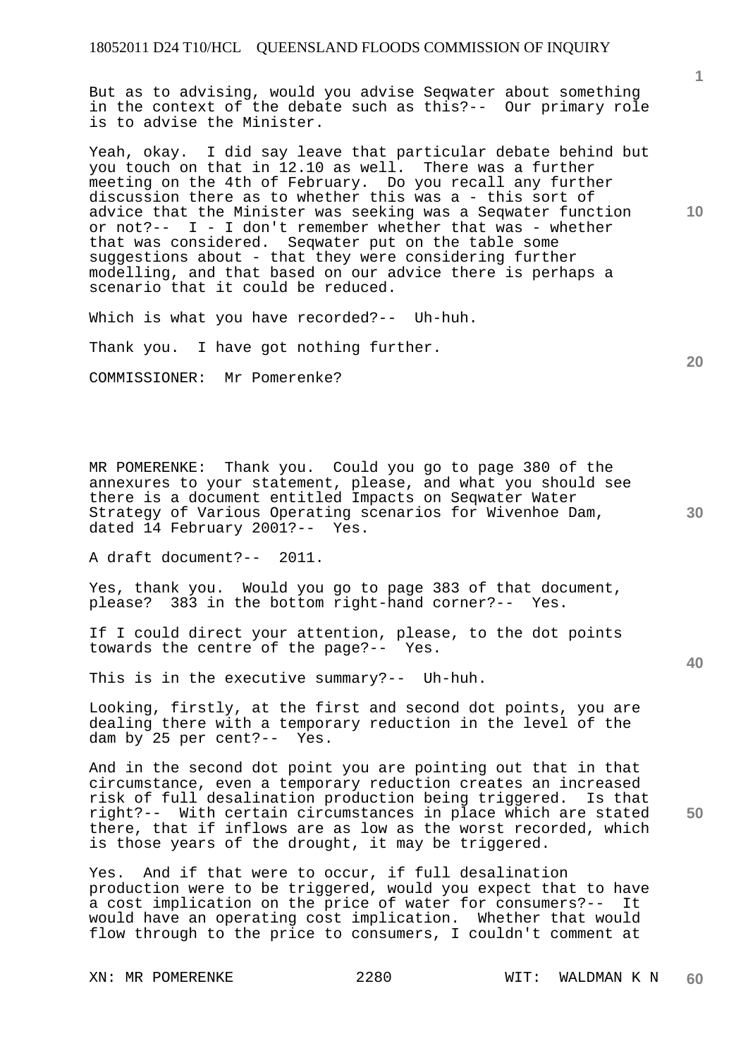But as to advising, would you advise Seqwater about something in the context of the debate such as this?-- Our primary role is to advise the Minister.

Yeah, okay. I did say leave that particular debate behind but you touch on that in 12.10 as well. There was a further meeting on the 4th of February. Do you recall any further discussion there as to whether this was a - this sort of advice that the Minister was seeking was a Seqwater function or not?-- I - I don't remember whether that was - whether that was considered. Seqwater put on the table some suggestions about - that they were considering further modelling, and that based on our advice there is perhaps a scenario that it could be reduced.

Which is what you have recorded?-- Uh-huh.

Thank you. I have got nothing further.

COMMISSIONER: Mr Pomerenke?

MR POMERENKE: Thank you. Could you go to page 380 of the annexures to your statement, please, and what you should see there is a document entitled Impacts on Seqwater Water Strategy of Various Operating scenarios for Wivenhoe Dam, dated 14 February 2001?-- Yes.

A draft document?-- 2011.

Yes, thank you. Would you go to page 383 of that document, please? 383 in the bottom right-hand corner?-- Yes.

If I could direct your attention, please, to the dot points towards the centre of the page?-- Yes.

This is in the executive summary?-- Uh-huh.

Looking, firstly, at the first and second dot points, you are dealing there with a temporary reduction in the level of the dam by 25 per cent?-- Yes.

And in the second dot point you are pointing out that in that circumstance, even a temporary reduction creates an increased risk of full desalination production being triggered. Is that right?-- With certain circumstances in place which are stated there, that if inflows are as low as the worst recorded, which is those years of the drought, it may be triggered.

Yes. And if that were to occur, if full desalination production were to be triggered, would you expect that to have a cost implication on the price of water for consumers?-- It would have an operating cost implication. Whether that would flow through to the price to consumers, I couldn't comment at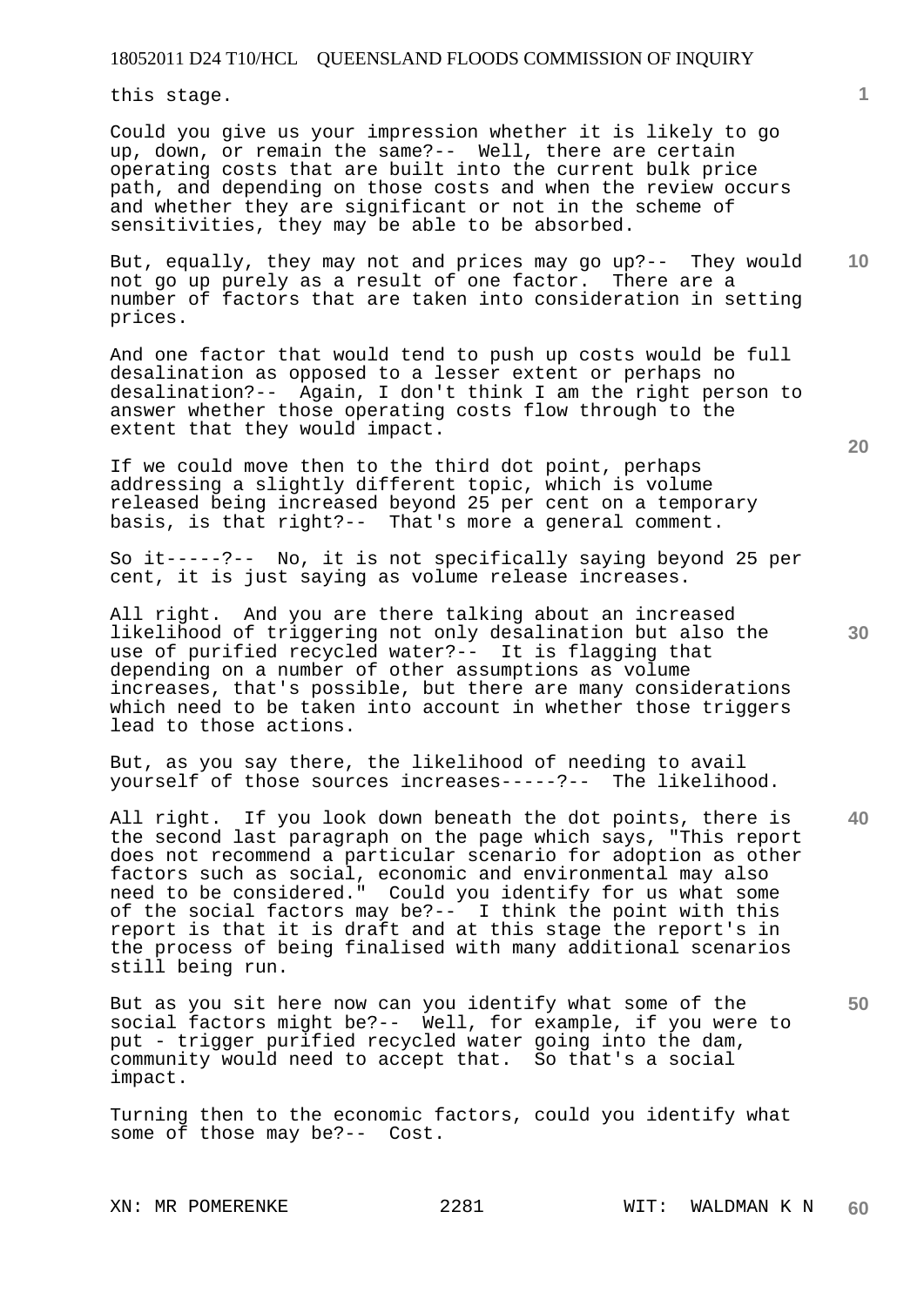this stage.

Could you give us your impression whether it is likely to go up, down, or remain the same?-- Well, there are certain operating costs that are built into the current bulk price path, and depending on those costs and when the review occurs and whether they are significant or not in the scheme of sensitivities, they may be able to be absorbed.

But, equally, they may not and prices may go up?-- They would not go up purely as a result of one factor. There are a number of factors that are taken into consideration in setting prices.

And one factor that would tend to push up costs would be full desalination as opposed to a lesser extent or perhaps no desalination?-- Again, I don't think I am the right person to answer whether those operating costs flow through to the extent that they would impact.

If we could move then to the third dot point, perhaps addressing a slightly different topic, which is volume released being increased beyond 25 per cent on a temporary basis, is that right?-- That's more a general comment.

So it-----?-- No, it is not specifically saying beyond 25 per cent, it is just saying as volume release increases.

All right. And you are there talking about an increased likelihood of triggering not only desalination but also the use of purified recycled water?-- It is flagging that depending on a number of other assumptions as volume increases, that's possible, but there are many considerations which need to be taken into account in whether those triggers lead to those actions.

But, as you say there, the likelihood of needing to avail yourself of those sources increases-----?-- The likelihood.

All right. If you look down beneath the dot points, there is the second last paragraph on the page which says, "This report does not recommend a particular scenario for adoption as other factors such as social, economic and environmental may also need to be considered." Could you identify for us what some of the social factors may be?-- I think the point with this report is that it is draft and at this stage the report's in the process of being finalised with many additional scenarios still being run.

But as you sit here now can you identify what some of the social factors might be?-- Well, for example, if you were to put - trigger purified recycled water going into the dam, community would need to accept that. So that's a social impact.

Turning then to the economic factors, could you identify what some of those may be?-- Cost.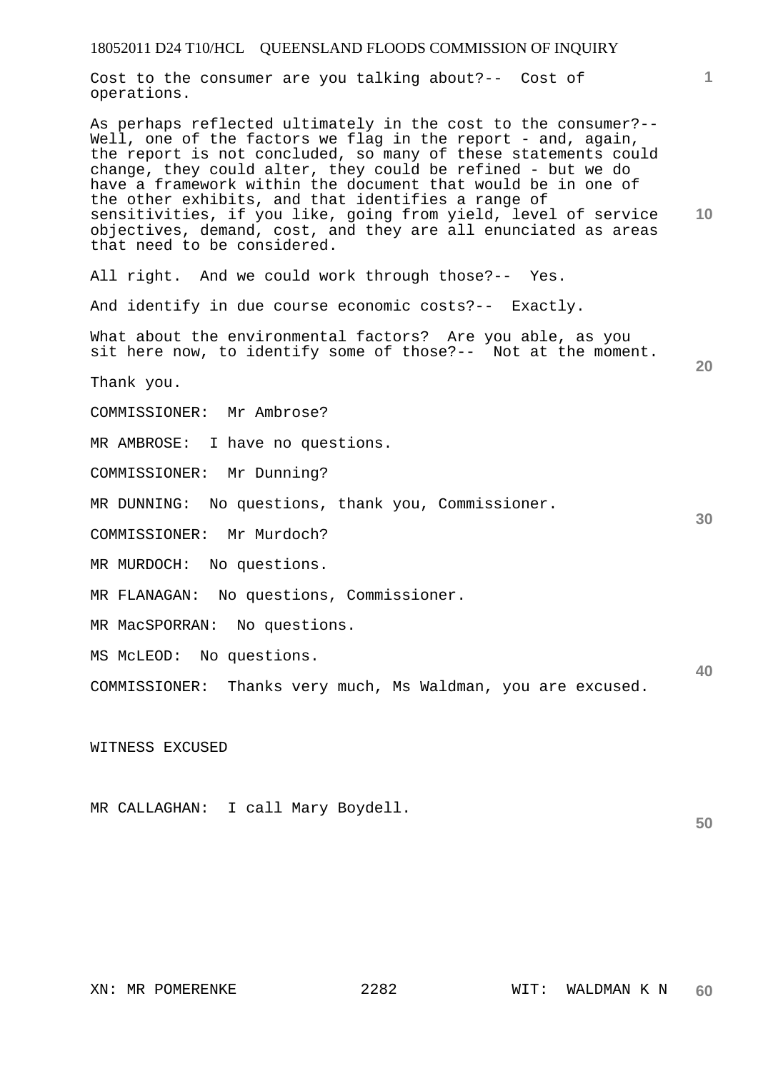Cost to the consumer are you talking about?-- Cost of operations.

As perhaps reflected ultimately in the cost to the consumer?-- Well, one of the factors we flag in the report - and, again, the report is not concluded, so many of these statements could change, they could alter, they could be refined - but we do have a framework within the document that would be in one of the other exhibits, and that identifies a range of sensitivities, if you like, going from yield, level of service objectives, demand, cost, and they are all enunciated as areas that need to be considered.

All right. And we could work through those?-- Yes.

And identify in due course economic costs?-- Exactly.

What about the environmental factors? Are you able, as you sit here now, to identify some of those?-- Not at the moment.

Thank you.

COMMISSIONER: Mr Ambrose?

MR AMBROSE: I have no questions.

COMMISSIONER: Mr Dunning?

MR DUNNING: No questions, thank you, Commissioner.

COMMISSIONER: Mr Murdoch?

MR MURDOCH: No questions.

MR FLANAGAN: No questions, Commissioner.

MR MacSPORRAN: No questions.

MS McLEOD: No questions.

COMMISSIONER: Thanks very much, Ms Waldman, you are excused.

WITNESS EXCUSED

MR CALLAGHAN: I call Mary Boydell.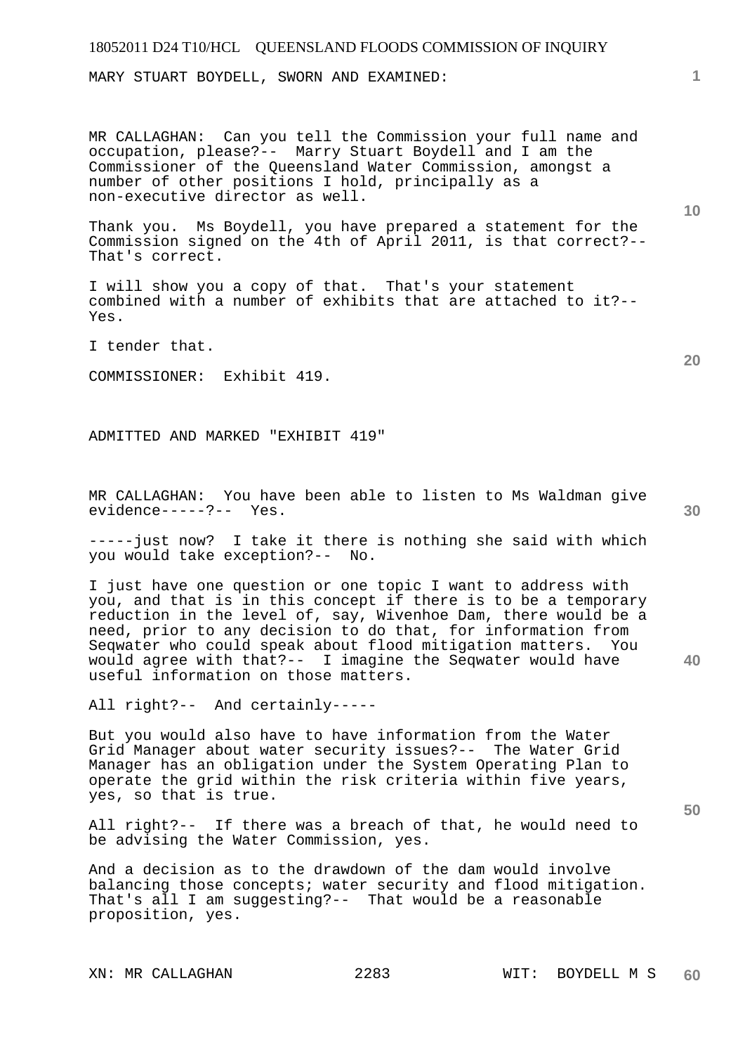MARY STUART BOYDELL, SWORN AND EXAMINED:

MR CALLAGHAN: Can you tell the Commission your full name and occupation, please?-- Marry Stuart Boydell and I am the Commissioner of the Queensland Water Commission, amongst a number of other positions I hold, principally as a non-executive director as well.

Thank you. Ms Boydell, you have prepared a statement for the Commission signed on the 4th of April 2011, is that correct?-- That's correct.

I will show you a copy of that. That's your statement combined with a number of exhibits that are attached to it?-- Yes.

I tender that.

COMMISSIONER: Exhibit 419.

ADMITTED AND MARKED "EXHIBIT 419"

MR CALLAGHAN: You have been able to listen to Ms Waldman give evidence-----?-- Yes.

-----just now? I take it there is nothing she said with which you would take exception?-- No.

I just have one question or one topic I want to address with you, and that is in this concept if there is to be a temporary reduction in the level of, say, Wivenhoe Dam, there would be a need, prior to any decision to do that, for information from Seqwater who could speak about flood mitigation matters. You would agree with that?-- I imagine the Seqwater would have useful information on those matters.

All right?-- And certainly-----

But you would also have to have information from the Water Grid Manager about water security issues?-- The Water Grid Manager has an obligation under the System Operating Plan to operate the grid within the risk criteria within five years, yes, so that is true.

All right?-- If there was a breach of that, he would need to be advising the Water Commission, yes.

And a decision as to the drawdown of the dam would involve balancing those concepts; water security and flood mitigation. That's all I am suggesting?-- That would be a reasonable proposition, yes.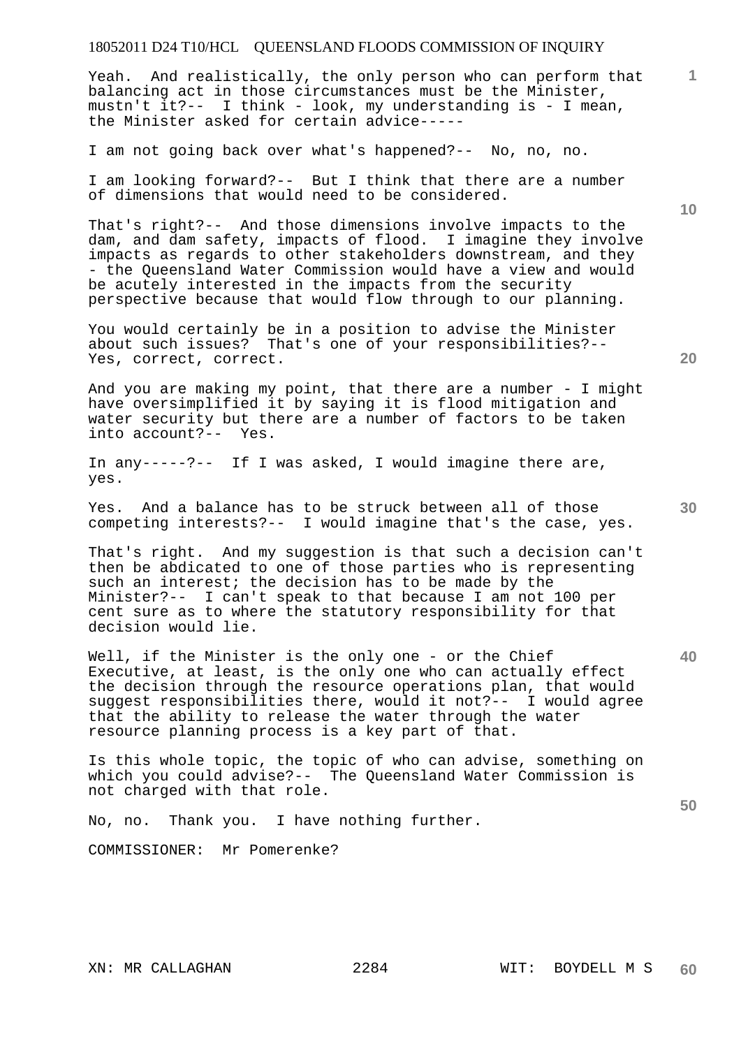Yeah. And realistically, the only person who can perform that balancing act in those circumstances must be the Minister, mustn't it?-- I think - look, my understanding is - I mean, the Minister asked for certain advice-----

I am not going back over what's happened?-- No, no, no.

I am looking forward?-- But I think that there are a number of dimensions that would need to be considered.

That's right?-- And those dimensions involve impacts to the dam, and dam safety, impacts of flood. I imagine they involve impacts as regards to other stakeholders downstream, and they - the Queensland Water Commission would have a view and would be acutely interested in the impacts from the security perspective because that would flow through to our planning.

You would certainly be in a position to advise the Minister about such issues? That's one of your responsibilities?-- Yes, correct, correct.

And you are making my point, that there are a number - I might have oversimplified it by saying it is flood mitigation and water security but there are a number of factors to be taken into account?-- Yes.

In any-----?-- If I was asked, I would imagine there are, yes.

Yes. And a balance has to be struck between all of those competing interests?-- I would imagine that's the case, yes.

That's right. And my suggestion is that such a decision can't then be abdicated to one of those parties who is representing such an interest; the decision has to be made by the Minister?-- I can't speak to that because I am not 100 per cent sure as to where the statutory responsibility for that decision would lie.

Well, if the Minister is the only one - or the Chief Executive, at least, is the only one who can actually effect the decision through the resource operations plan, that would suggest responsibilities there, would it not?-- I would agree that the ability to release the water through the water resource planning process is a key part of that.

Is this whole topic, the topic of who can advise, something on which you could advise?-- The Queensland Water Commission is not charged with that role.

No, no. Thank you. I have nothing further.

COMMISSIONER: Mr Pomerenke?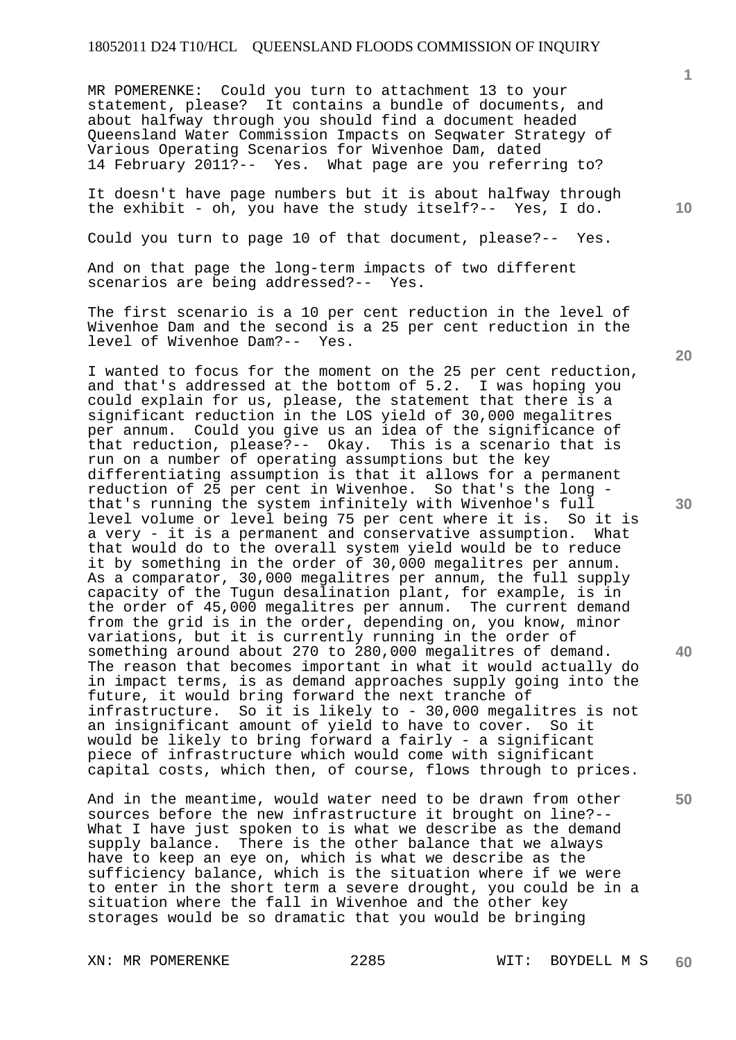MR POMERENKE: Could you turn to attachment 13 to your statement, please? It contains a bundle of documents, and about halfway through you should find a document headed Queensland Water Commission Impacts on Seqwater Strategy of Various Operating Scenarios for Wivenhoe Dam, dated 14 February 2011?-- Yes. What page are you referring to?

It doesn't have page numbers but it is about halfway through the exhibit - oh, you have the study itself?-- Yes, I do.

Could you turn to page 10 of that document, please?-- Yes.

And on that page the long-term impacts of two different scenarios are being addressed?-- Yes.

The first scenario is a 10 per cent reduction in the level of Wivenhoe Dam and the second is a 25 per cent reduction in the level of Wivenhoe Dam?-- Yes.

I wanted to focus for the moment on the 25 per cent reduction, and that's addressed at the bottom of 5.2. I was hoping you could explain for us, please, the statement that there is a significant reduction in the LOS yield of 30,000 megalitres per annum. Could you give us an idea of the significance of that reduction, please?-- Okay. This is a scenario that is run on a number of operating assumptions but the key differentiating assumption is that it allows for a permanent reduction of 25 per cent in Wivenhoe. So that's the long - that's running the system infinitely with Wivenhoe's full level volume or level being 75 per cent where it is. So it is a very - it is a permanent and conservative assumption. What that would do to the overall system yield would be to reduce it by something in the order of 30,000 megalitres per annum. As a comparator, 30,000 megalitres per annum, the full supply capacity of the Tugun desalination plant, for example, is in the order of 45,000 megalitres per annum. The current demand from the grid is in the order, depending on, you know, minor variations, but it is currently running in the order of something around about 270 to 280,000 megalitres of demand. The reason that becomes important in what it would actually do in impact terms, is as demand approaches supply going into the future, it would bring forward the next tranche of infrastructure. So it is likely to - 30,000 megalitres is not an insignificant amount of yield to have to cover. So it would be likely to bring forward a fairly - a significant piece of infrastructure which would come with significant capital costs, which then, of course, flows through to prices.

And in the meantime, would water need to be drawn from other sources before the new infrastructure it brought on line?-- What I have just spoken to is what we describe as the demand supply balance. There is the other balance that we always have to keep an eye on, which is what we describe as the sufficiency balance, which is the situation where if we were to enter in the short term a severe drought, you could be in a situation where the fall in Wivenhoe and the other key storages would be so dramatic that you would be bringing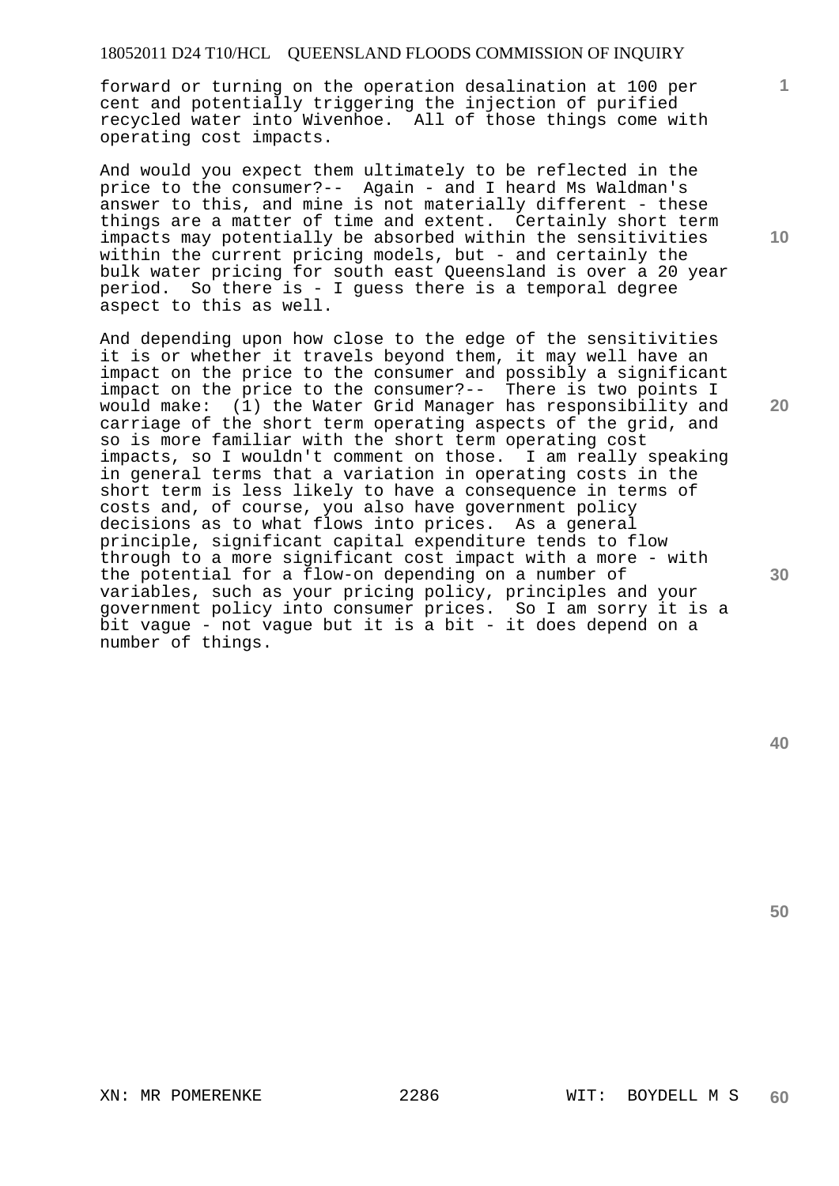forward or turning on the operation desalination at 100 per cent and potentially triggering the injection of purified recycled water into Wivenhoe. All of those things come with operating cost impacts.

And would you expect them ultimately to be reflected in the price to the consumer?-- Again - and I heard Ms Waldman's answer to this, and mine is not materially different - these things are a matter of time and extent. Certainly short term impacts may potentially be absorbed within the sensitivities within the current pricing models, but - and certainly the bulk water pricing for south east Queensland is over a 20 year period. So there is - I guess there is a temporal degree aspect to this as well.

And depending upon how close to the edge of the sensitivities it is or whether it travels beyond them, it may well have an impact on the price to the consumer and possibly a significant impact on the price to the consumer?-- There is two points I would make: (1) the Water Grid Manager has responsibility and carriage of the short term operating aspects of the grid, and so is more familiar with the short term operating cost impacts, so I wouldn't comment on those. I am really speaking in general terms that a variation in operating costs in the short term is less likely to have a consequence in terms of costs and, of course, you also have government policy decisions as to what flows into prices. As a general principle, significant capital expenditure tends to flow through to a more significant cost impact with a more - with the potential for a flow-on depending on a number of variables, such as your pricing policy, principles and your government policy into consumer prices. So I am sorry it is a bit vague - not vague but it is a bit - it does depend on a number of things.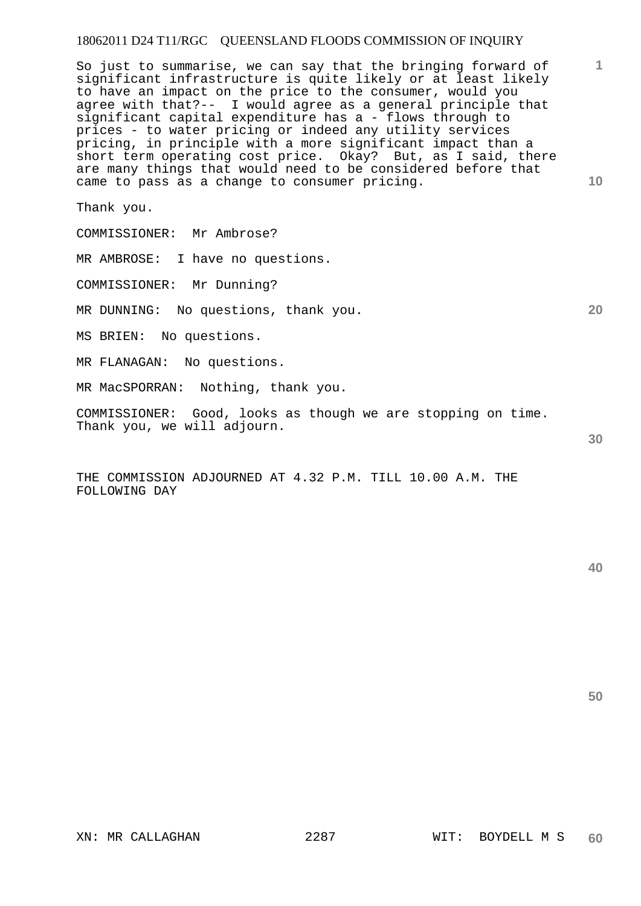So just to summarise, we can say that the bringing forward of significant infrastructure is quite likely or at least likely to have an impact on the price to the consumer, would you agree with that?-- I would agree as a general principle that significant capital expenditure has a - flows through to prices - to water pricing or indeed any utility services pricing, in principle with a more significant impact than a short term operating cost price. Okay? But, as I said, there are many things that would need to be considered before that came to pass as a change to consumer pricing.

Thank you.

COMMISSIONER: Mr Ambrose?

MR AMBROSE: I have no questions.

COMMISSIONER: Mr Dunning?

MR DUNNING: No questions, thank you.

MS BRIEN: No questions.

MR FLANAGAN: No questions.

MR MacSPORRAN: Nothing, thank you.

COMMISSIONER: Good, looks as though we are stopping on time. Thank you, we will adjourn.

THE COMMISSION ADJOURNED AT 4.32 P.M. TILL 10.00 A.M. THE FOLLOWING DAY